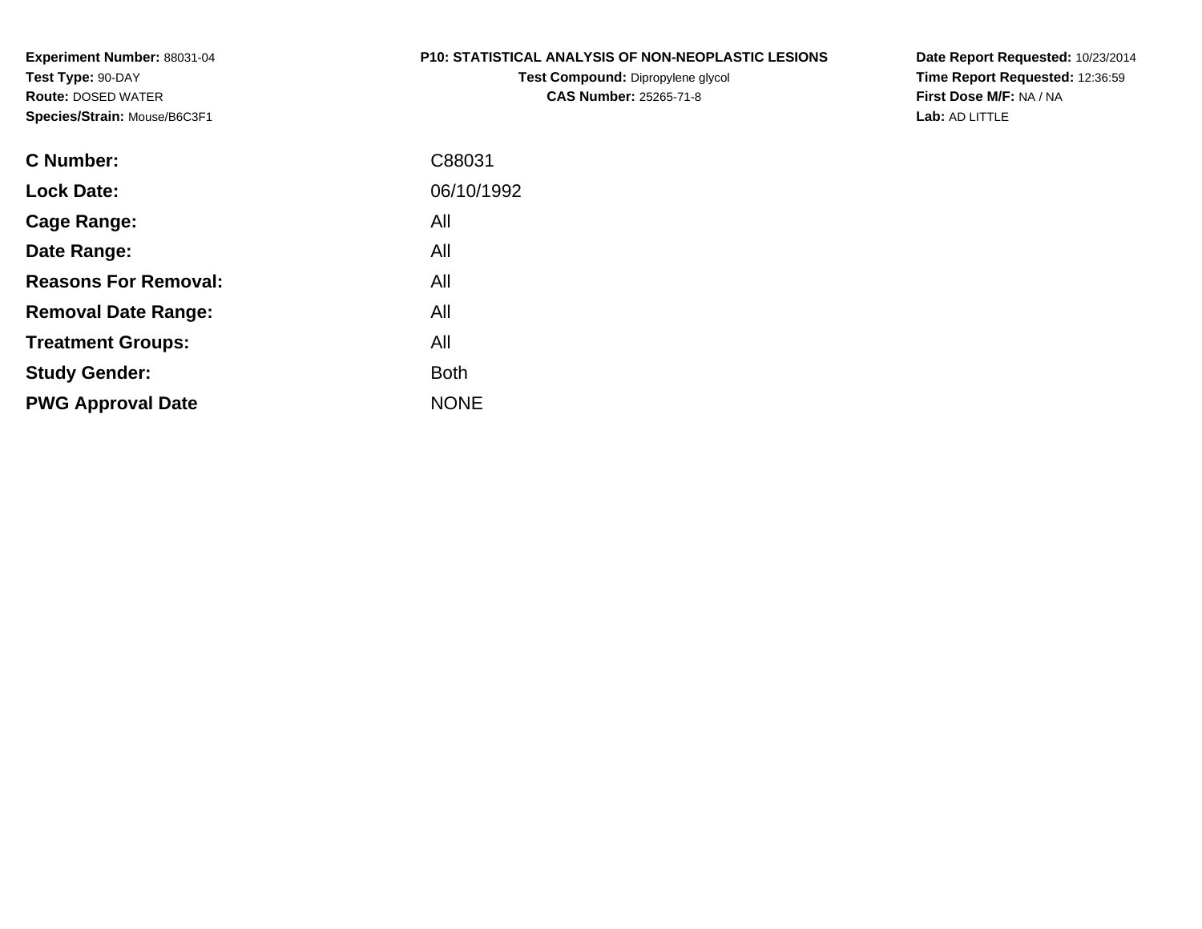**Experiment Number:** 88031-04
**Test Type:** 90-DAY
**Route:** DOSED WATER
**Species/Strain:** Mouse/B6C3F1

**P10: STATISTICAL ANALYSIS OF NON-NEOPLASTIC LESIONS**
**Test Compound:** Dipropylene glycol
**CAS Number:** 25265-71-8

**Date Report Requested:** 10/23/2014
**Time Report Requested:** 12:36:59
**First Dose M/F:** NA / NA
**Lab:** AD LITTLE

| | |
|---|---|
| **C Number:** | C88031 |
| **Lock Date:** | 06/10/1992 |
| **Cage Range:** | All |
| **Date Range:** | All |
| **Reasons For Removal:** | All |
| **Removal Date Range:** | All |
| **Treatment Groups:** | All |
| **Study Gender:** | Both |
| **PWG Approval Date** | NONE |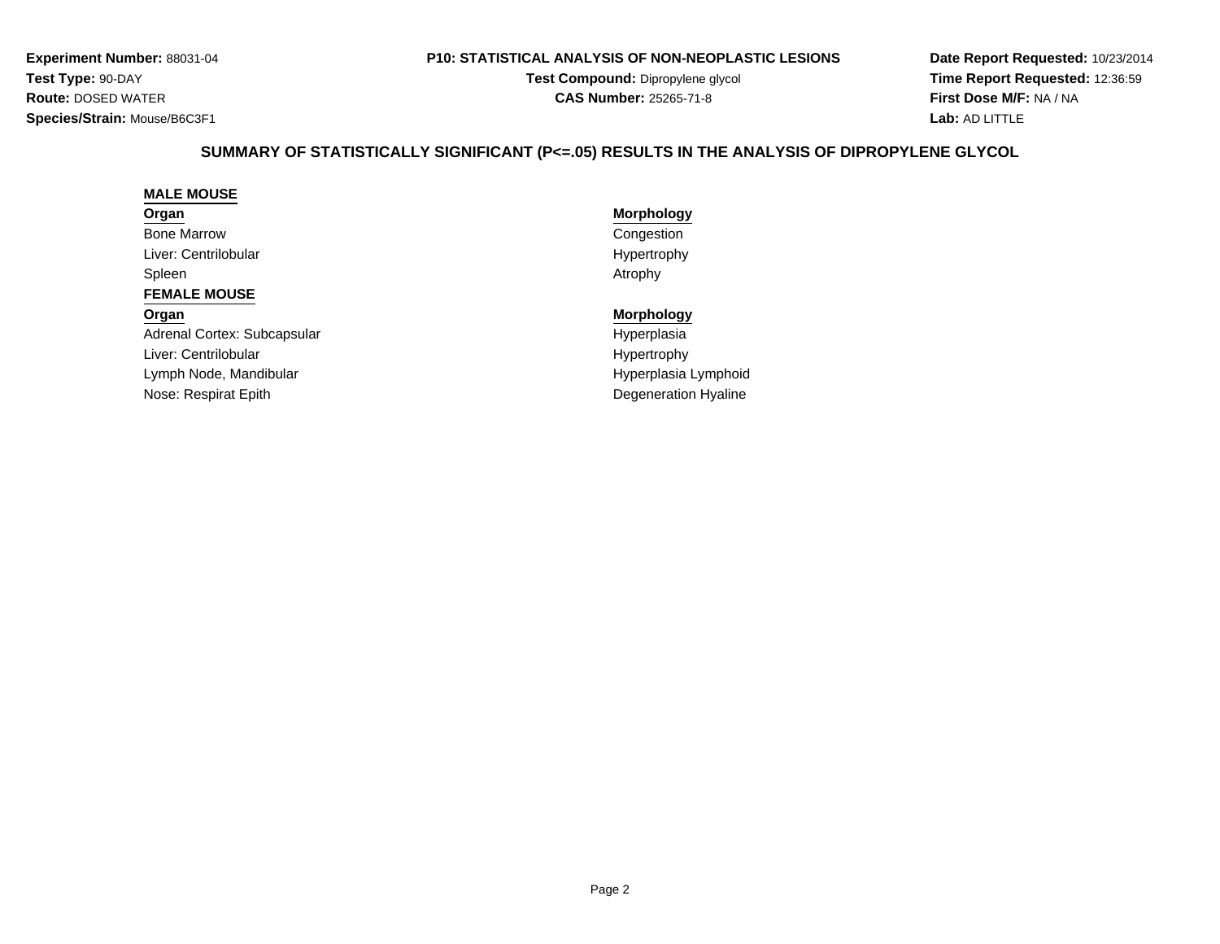**Experiment Number:** 88031-04
**Test Type:** 90-DAY
**Route:** DOSED WATER
**Species/Strain:** Mouse/B6C3F1

**P10: STATISTICAL ANALYSIS OF NON-NEOPLASTIC LESIONS**
**Test Compound:** Dipropylene glycol
**CAS Number:** 25265-71-8

**Date Report Requested:** 10/23/2014
**Time Report Requested:** 12:36:59
**First Dose M/F:** NA / NA
**Lab:** AD LITTLE

## SUMMARY OF STATISTICALLY SIGNIFICANT (P<=.05) RESULTS IN THE ANALYSIS OF DIPROPYLENE GLYCOL

### MALE MOUSE

| Organ | Morphology |
|---|---|
| Bone Marrow | Congestion |
| Liver: Centrilobular | Hypertrophy |
| Spleen | Atrophy |

### FEMALE MOUSE

| Organ | Morphology |
|---|---|
| Adrenal Cortex: Subcapsular | Hyperplasia |
| Liver: Centrilobular | Hypertrophy |
| Lymph Node, Mandibular | Hyperplasia Lymphoid |
| Nose: Respirat Epith | Degeneration Hyaline |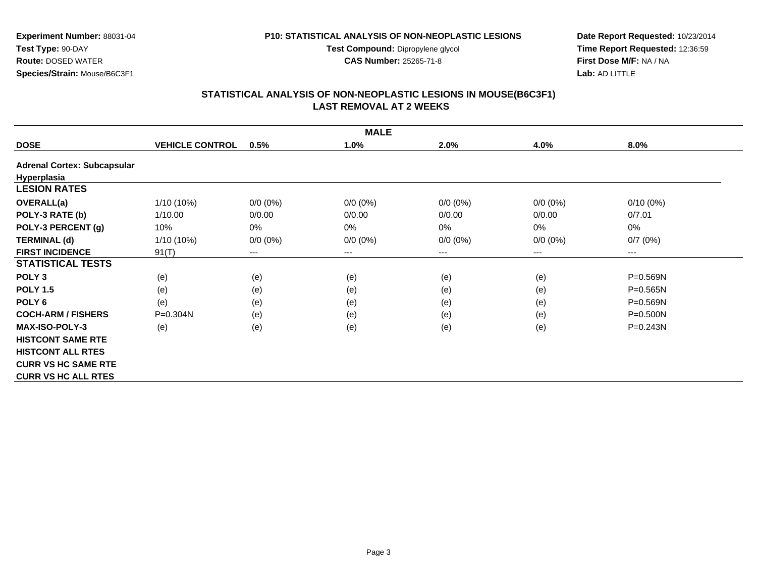**Experiment Number:** 88031-04
**Test Type:** 90-DAY
**Route:** DOSED WATER
**Species/Strain:** Mouse/B6C3F1

**P10: STATISTICAL ANALYSIS OF NON-NEOPLASTIC LESIONS**
**Test Compound:** Dipropylene glycol
**CAS Number:** 25265-71-8

**Date Report Requested:** 10/23/2014
**Time Report Requested:** 12:36:59
**First Dose M/F:** NA / NA
**Lab:** AD LITTLE

## STATISTICAL ANALYSIS OF NON-NEOPLASTIC LESIONS IN MOUSE(B6C3F1)
## LAST REMOVAL AT 2 WEEKS

| MALE | | | | | | |
|---|---|---|---|---|---|---|
| **DOSE** | **VEHICLE CONTROL** | **0.5%** | **1.0%** | **2.0%** | **4.0%** | **8.0%** |
| **Adrenal Cortex: Subcapsular Hyperplasia** | | | | | | |
| **LESION RATES** | | | | | | |
| **OVERALL(a)** | 1/10 (10%) | 0/0 (0%) | 0/0 (0%) | 0/0 (0%) | 0/0 (0%) | 0/10 (0%) |
| **POLY-3 RATE (b)** | 1/10.00 | 0/0.00 | 0/0.00 | 0/0.00 | 0/0.00 | 0/7.01 |
| **POLY-3 PERCENT (g)** | 10% | 0% | 0% | 0% | 0% | 0% |
| **TERMINAL (d)** | 1/10 (10%) | 0/0 (0%) | 0/0 (0%) | 0/0 (0%) | 0/0 (0%) | 0/7 (0%) |
| **FIRST INCIDENCE** | 91(T) | --- | --- | --- | --- | --- |
| **STATISTICAL TESTS** | | | | | | |
| **POLY 3** | (e) | (e) | (e) | (e) | (e) | P=0.569N |
| **POLY 1.5** | (e) | (e) | (e) | (e) | (e) | P=0.565N |
| **POLY 6** | (e) | (e) | (e) | (e) | (e) | P=0.569N |
| **COCH-ARM / FISHERS** | P=0.304N | (e) | (e) | (e) | (e) | P=0.500N |
| **MAX-ISO-POLY-3** | (e) | (e) | (e) | (e) | (e) | P=0.243N |
| **HISTCONT SAME RTE** | | | | | | |
| **HISTCONT ALL RTES** | | | | | | |
| **CURR VS HC SAME RTE** | | | | | | |
| **CURR VS HC ALL RTES** | | | | | | |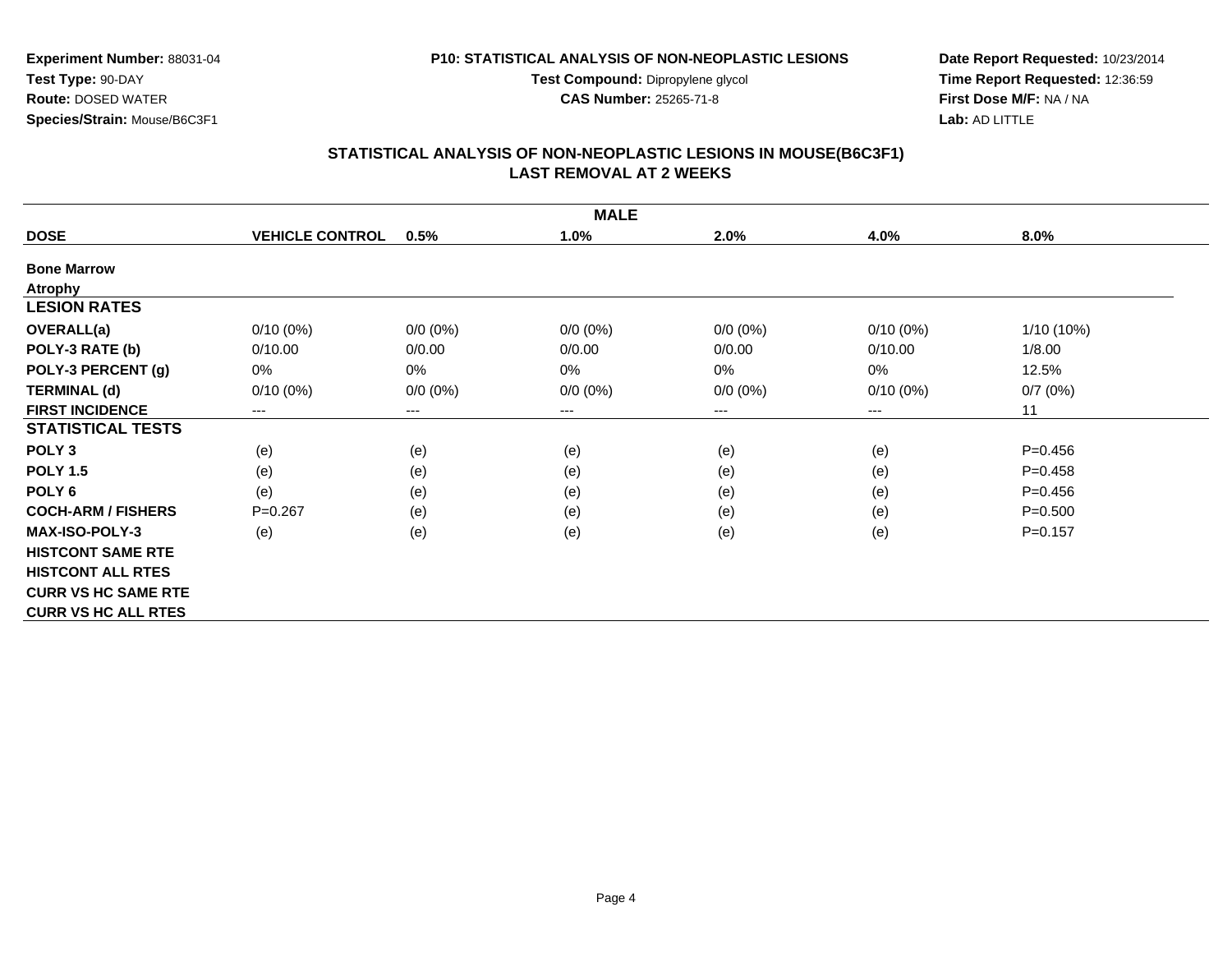**Experiment Number:** 88031-04
**Test Type:** 90-DAY
**Route:** DOSED WATER
**Species/Strain:** Mouse/B6C3F1

**P10: STATISTICAL ANALYSIS OF NON-NEOPLASTIC LESIONS**
**Test Compound:** Dipropylene glycol
**CAS Number:** 25265-71-8

**Date Report Requested:** 10/23/2014
**Time Report Requested:** 12:36:59
**First Dose M/F:** NA / NA
**Lab:** AD LITTLE

## STATISTICAL ANALYSIS OF NON-NEOPLASTIC LESIONS IN MOUSE(B6C3F1)
## LAST REMOVAL AT 2 WEEKS

| MALE | | | | | | |
|---|---|---|---|---|---|---|
| **DOSE** | **VEHICLE CONTROL** | **0.5%** | **1.0%** | **2.0%** | **4.0%** | **8.0%** |
| **Bone Marrow** | | | | | | |
| **Atrophy** | | | | | | |
| **LESION RATES** | | | | | | |
| **OVERALL(a)** | 0/10 (0%) | 0/0 (0%) | 0/0 (0%) | 0/0 (0%) | 0/10 (0%) | 1/10 (10%) |
| **POLY-3 RATE (b)** | 0/10.00 | 0/0.00 | 0/0.00 | 0/0.00 | 0/10.00 | 1/8.00 |
| **POLY-3 PERCENT (g)** | 0% | 0% | 0% | 0% | 0% | 12.5% |
| **TERMINAL (d)** | 0/10 (0%) | 0/0 (0%) | 0/0 (0%) | 0/0 (0%) | 0/10 (0%) | 0/7 (0%) |
| **FIRST INCIDENCE** | --- | --- | --- | --- | --- | 11 |
| **STATISTICAL TESTS** | | | | | | |
| **POLY 3** | (e) | (e) | (e) | (e) | (e) | P=0.456 |
| **POLY 1.5** | (e) | (e) | (e) | (e) | (e) | P=0.458 |
| **POLY 6** | (e) | (e) | (e) | (e) | (e) | P=0.456 |
| **COCH-ARM / FISHERS** | P=0.267 | (e) | (e) | (e) | (e) | P=0.500 |
| **MAX-ISO-POLY-3** | (e) | (e) | (e) | (e) | (e) | P=0.157 |
| **HISTCONT SAME RTE** | | | | | | |
| **HISTCONT ALL RTES** | | | | | | |
| **CURR VS HC SAME RTE** | | | | | | |
| **CURR VS HC ALL RTES** | | | | | | |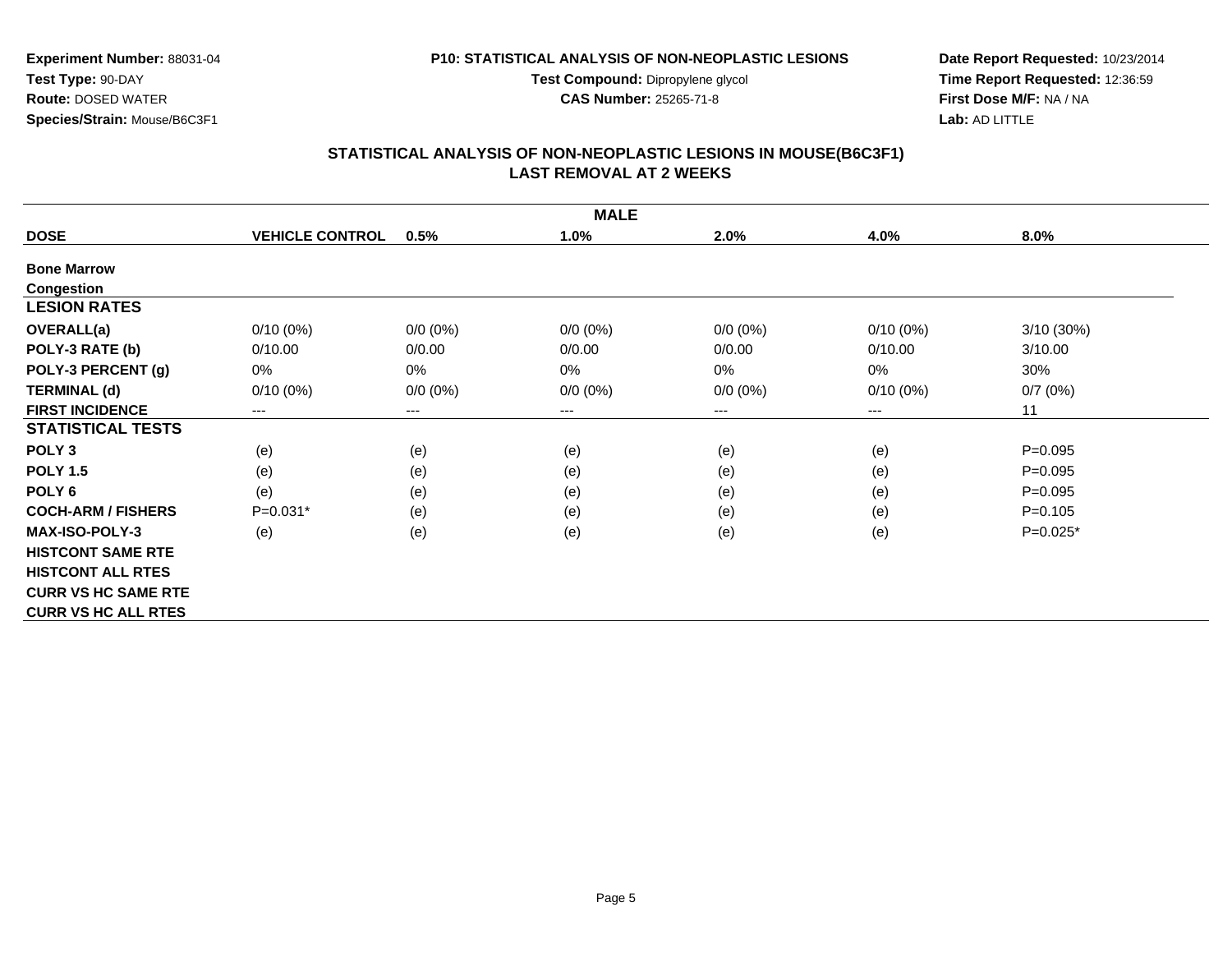**Experiment Number:** 88031-04
**Test Type:** 90-DAY
**Route:** DOSED WATER
**Species/Strain:** Mouse/B6C3F1

**P10: STATISTICAL ANALYSIS OF NON-NEOPLASTIC LESIONS**
**Test Compound:** Dipropylene glycol
**CAS Number:** 25265-71-8

**Date Report Requested:** 10/23/2014
**Time Report Requested:** 12:36:59
**First Dose M/F:** NA / NA
**Lab:** AD LITTLE

## STATISTICAL ANALYSIS OF NON-NEOPLASTIC LESIONS IN MOUSE(B6C3F1)
## LAST REMOVAL AT 2 WEEKS

| | | | MALE | | | |
|---|---|---|---|---|---|---|
| **DOSE** | **VEHICLE CONTROL** | **0.5%** | **1.0%** | **2.0%** | **4.0%** | **8.0%** |
| **Bone Marrow** | | | | | | |
| **Congestion** | | | | | | |
| **LESION RATES** | | | | | | |
| **OVERALL(a)** | 0/10 (0%) | 0/0 (0%) | 0/0 (0%) | 0/0 (0%) | 0/10 (0%) | 3/10 (30%) |
| **POLY-3 RATE (b)** | 0/10.00 | 0/0.00 | 0/0.00 | 0/0.00 | 0/10.00 | 3/10.00 |
| **POLY-3 PERCENT (g)** | 0% | 0% | 0% | 0% | 0% | 30% |
| **TERMINAL (d)** | 0/10 (0%) | 0/0 (0%) | 0/0 (0%) | 0/0 (0%) | 0/10 (0%) | 0/7 (0%) |
| **FIRST INCIDENCE** | --- | --- | --- | --- | --- | 11 |
| **STATISTICAL TESTS** | | | | | | |
| **POLY 3** | (e) | (e) | (e) | (e) | (e) | P=0.095 |
| **POLY 1.5** | (e) | (e) | (e) | (e) | (e) | P=0.095 |
| **POLY 6** | (e) | (e) | (e) | (e) | (e) | P=0.095 |
| **COCH-ARM / FISHERS** | P=0.031* | (e) | (e) | (e) | (e) | P=0.105 |
| **MAX-ISO-POLY-3** | (e) | (e) | (e) | (e) | (e) | P=0.025* |
| **HISTCONT SAME RTE** | | | | | | |
| **HISTCONT ALL RTES** | | | | | | |
| **CURR VS HC SAME RTE** | | | | | | |
| **CURR VS HC ALL RTES** | | | | | | |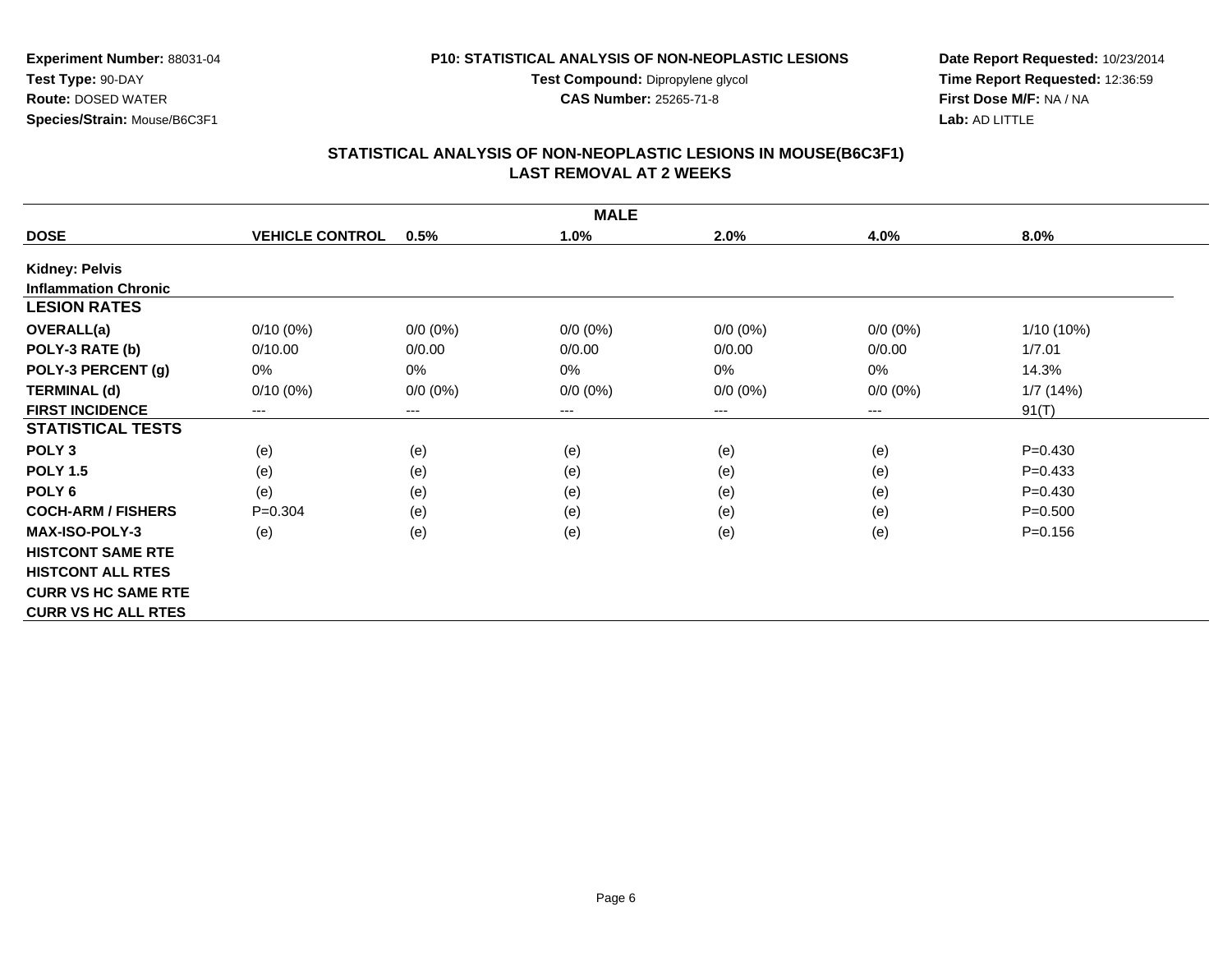**Experiment Number:** 88031-04
**Test Type:** 90-DAY
**Route:** DOSED WATER
**Species/Strain:** Mouse/B6C3F1

**P10: STATISTICAL ANALYSIS OF NON-NEOPLASTIC LESIONS**
**Test Compound:** Dipropylene glycol
**CAS Number:** 25265-71-8

**Date Report Requested:** 10/23/2014
**Time Report Requested:** 12:36:59
**First Dose M/F:** NA / NA
**Lab:** AD LITTLE

## STATISTICAL ANALYSIS OF NON-NEOPLASTIC LESIONS IN MOUSE(B6C3F1)
## LAST REMOVAL AT 2 WEEKS

| MALE | | | | | | |
|---|---|---|---|---|---|---|
| **DOSE** | **VEHICLE CONTROL** | **0.5%** | **1.0%** | **2.0%** | **4.0%** | **8.0%** |
| **Kidney: Pelvis** | | | | | | |
| **Inflammation Chronic** | | | | | | |
| **LESION RATES** | | | | | | |
| **OVERALL(a)** | 0/10 (0%) | 0/0 (0%) | 0/0 (0%) | 0/0 (0%) | 0/0 (0%) | 1/10 (10%) |
| **POLY-3 RATE (b)** | 0/10.00 | 0/0.00 | 0/0.00 | 0/0.00 | 0/0.00 | 1/7.01 |
| **POLY-3 PERCENT (g)** | 0% | 0% | 0% | 0% | 0% | 14.3% |
| **TERMINAL (d)** | 0/10 (0%) | 0/0 (0%) | 0/0 (0%) | 0/0 (0%) | 0/0 (0%) | 1/7 (14%) |
| **FIRST INCIDENCE** | --- | --- | --- | --- | --- | 91(T) |
| **STATISTICAL TESTS** | | | | | | |
| **POLY 3** | (e) | (e) | (e) | (e) | (e) | P=0.430 |
| **POLY 1.5** | (e) | (e) | (e) | (e) | (e) | P=0.433 |
| **POLY 6** | (e) | (e) | (e) | (e) | (e) | P=0.430 |
| **COCH-ARM / FISHERS** | P=0.304 | (e) | (e) | (e) | (e) | P=0.500 |
| **MAX-ISO-POLY-3** | (e) | (e) | (e) | (e) | (e) | P=0.156 |
| **HISTCONT SAME RTE** | | | | | | |
| **HISTCONT ALL RTES** | | | | | | |
| **CURR VS HC SAME RTE** | | | | | | |
| **CURR VS HC ALL RTES** | | | | | | |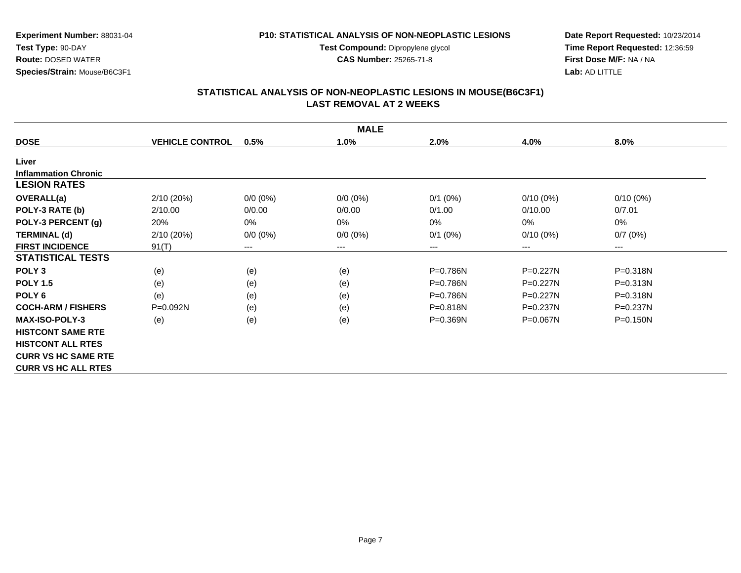**Experiment Number:** 88031-04
**Test Type:** 90-DAY
**Route:** DOSED WATER
**Species/Strain:** Mouse/B6C3F1

**P10: STATISTICAL ANALYSIS OF NON-NEOPLASTIC LESIONS**
**Test Compound:** Dipropylene glycol
**CAS Number:** 25265-71-8

**Date Report Requested:** 10/23/2014
**Time Report Requested:** 12:36:59
**First Dose M/F:** NA / NA
**Lab:** AD LITTLE

## STATISTICAL ANALYSIS OF NON-NEOPLASTIC LESIONS IN MOUSE(B6C3F1)
## LAST REMOVAL AT 2 WEEKS

| MALE | | | | | | |
|---|---|---|---|---|---|---|
| **DOSE** | **VEHICLE CONTROL** | **0.5%** | **1.0%** | **2.0%** | **4.0%** | **8.0%** |
| **Liver** | | | | | | |
| **Inflammation Chronic** | | | | | | |
| **LESION RATES** | | | | | | |
| **OVERALL(a)** | 2/10 (20%) | 0/0 (0%) | 0/0 (0%) | 0/1 (0%) | 0/10 (0%) | 0/10 (0%) |
| **POLY-3 RATE (b)** | 2/10.00 | 0/0.00 | 0/0.00 | 0/1.00 | 0/10.00 | 0/7.01 |
| **POLY-3 PERCENT (g)** | 20% | 0% | 0% | 0% | 0% | 0% |
| **TERMINAL (d)** | 2/10 (20%) | 0/0 (0%) | 0/0 (0%) | 0/1 (0%) | 0/10 (0%) | 0/7 (0%) |
| **FIRST INCIDENCE** | 91(T) | --- | --- | --- | --- | --- |
| **STATISTICAL TESTS** | | | | | | |
| **POLY 3** | (e) | (e) | (e) | P=0.786N | P=0.227N | P=0.318N |
| **POLY 1.5** | (e) | (e) | (e) | P=0.786N | P=0.227N | P=0.313N |
| **POLY 6** | (e) | (e) | (e) | P=0.786N | P=0.227N | P=0.318N |
| **COCH-ARM / FISHERS** | P=0.092N | (e) | (e) | P=0.818N | P=0.237N | P=0.237N |
| **MAX-ISO-POLY-3** | (e) | (e) | (e) | P=0.369N | P=0.067N | P=0.150N |
| **HISTCONT SAME RTE** | | | | | | |
| **HISTCONT ALL RTES** | | | | | | |
| **CURR VS HC SAME RTE** | | | | | | |
| **CURR VS HC ALL RTES** | | | | | | |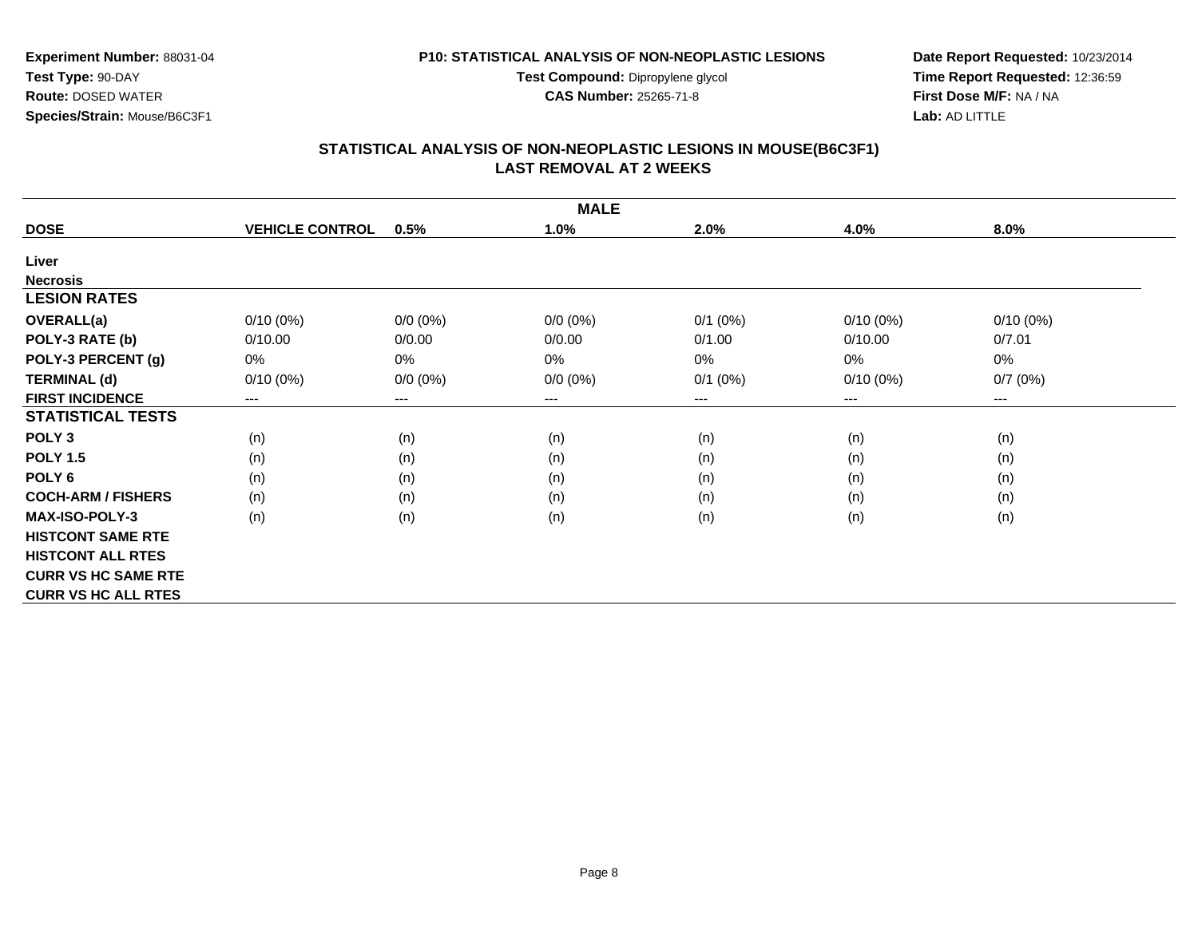**Experiment Number:** 88031-04
**Test Type:** 90-DAY
**Route:** DOSED WATER
**Species/Strain:** Mouse/B6C3F1

**P10: STATISTICAL ANALYSIS OF NON-NEOPLASTIC LESIONS**
**Test Compound:** Dipropylene glycol
**CAS Number:** 25265-71-8

**Date Report Requested:** 10/23/2014
**Time Report Requested:** 12:36:59
**First Dose M/F:** NA / NA
**Lab:** AD LITTLE

## STATISTICAL ANALYSIS OF NON-NEOPLASTIC LESIONS IN MOUSE(B6C3F1)
## LAST REMOVAL AT 2 WEEKS

| MALE | | | | | | |
|---|---|---|---|---|---|---|
| **DOSE** | **VEHICLE CONTROL** | **0.5%** | **1.0%** | **2.0%** | **4.0%** | **8.0%** |
| **Liver** | | | | | | |
| **Necrosis** | | | | | | |
| **LESION RATES** | | | | | | |
| **OVERALL(a)** | 0/10 (0%) | 0/0 (0%) | 0/0 (0%) | 0/1 (0%) | 0/10 (0%) | 0/10 (0%) |
| **POLY-3 RATE (b)** | 0/10.00 | 0/0.00 | 0/0.00 | 0/1.00 | 0/10.00 | 0/7.01 |
| **POLY-3 PERCENT (g)** | 0% | 0% | 0% | 0% | 0% | 0% |
| **TERMINAL (d)** | 0/10 (0%) | 0/0 (0%) | 0/0 (0%) | 0/1 (0%) | 0/10 (0%) | 0/7 (0%) |
| **FIRST INCIDENCE** | --- | --- | --- | --- | --- | --- |
| **STATISTICAL TESTS** | | | | | | |
| **POLY 3** | (n) | (n) | (n) | (n) | (n) | (n) |
| **POLY 1.5** | (n) | (n) | (n) | (n) | (n) | (n) |
| **POLY 6** | (n) | (n) | (n) | (n) | (n) | (n) |
| **COCH-ARM / FISHERS** | (n) | (n) | (n) | (n) | (n) | (n) |
| **MAX-ISO-POLY-3** | (n) | (n) | (n) | (n) | (n) | (n) |
| **HISTCONT SAME RTE** | | | | | | |
| **HISTCONT ALL RTES** | | | | | | |
| **CURR VS HC SAME RTE** | | | | | | |
| **CURR VS HC ALL RTES** | | | | | | |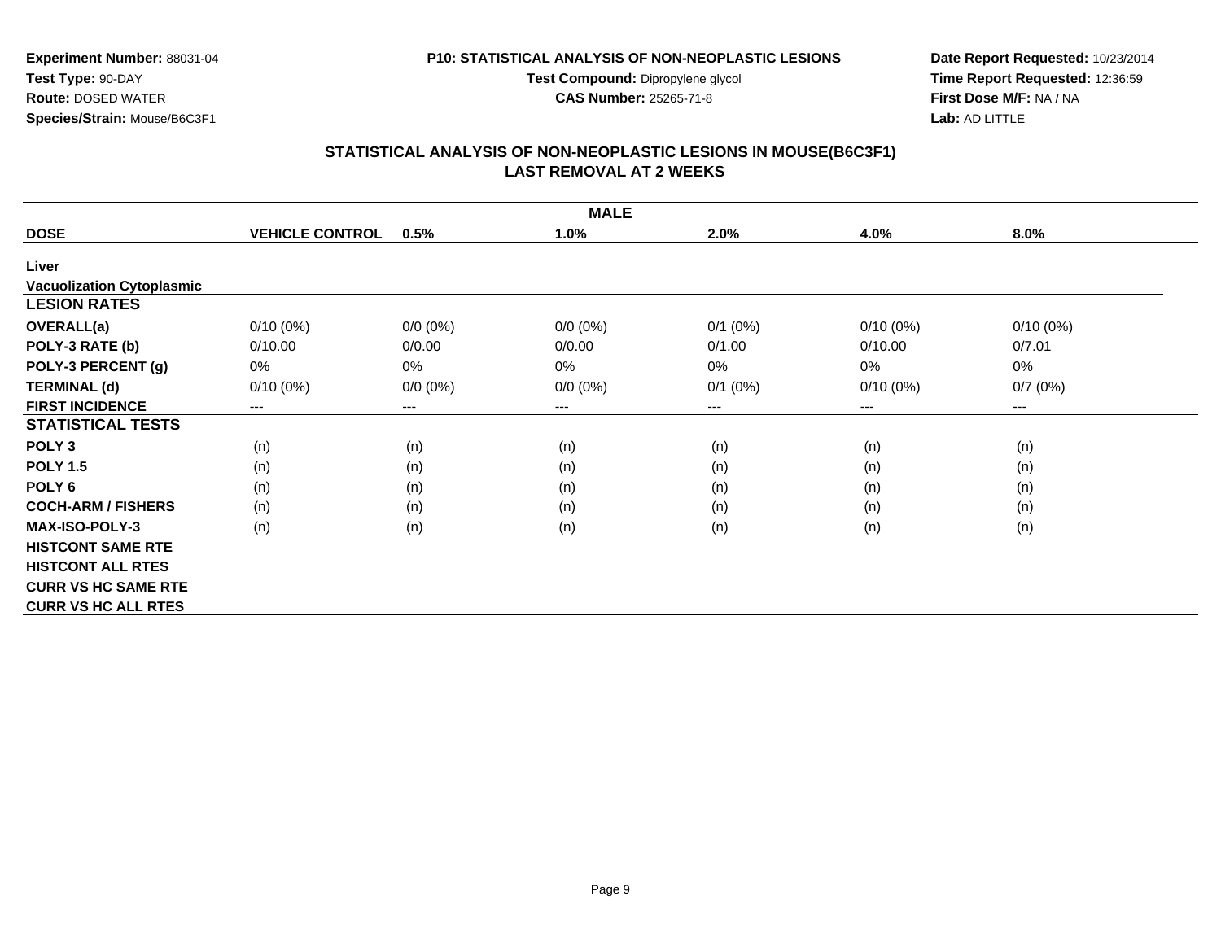**Experiment Number:** 88031-04
**Test Type:** 90-DAY
**Route:** DOSED WATER
**Species/Strain:** Mouse/B6C3F1

**P10: STATISTICAL ANALYSIS OF NON-NEOPLASTIC LESIONS**
**Test Compound:** Dipropylene glycol
**CAS Number:** 25265-71-8

**Date Report Requested:** 10/23/2014
**Time Report Requested:** 12:36:59
**First Dose M/F:** NA / NA
**Lab:** AD LITTLE

## STATISTICAL ANALYSIS OF NON-NEOPLASTIC LESIONS IN MOUSE(B6C3F1)
## LAST REMOVAL AT 2 WEEKS

| | | | MALE | | | |
|---|---|---|---|---|---|---|
| **DOSE** | **VEHICLE CONTROL** | **0.5%** | **1.0%** | **2.0%** | **4.0%** | **8.0%** |
| **Liver** | | | | | | |
| **Vacuolization Cytoplasmic** | | | | | | |
| **LESION RATES** | | | | | | |
| **OVERALL(a)** | 0/10 (0%) | 0/0 (0%) | 0/0 (0%) | 0/1 (0%) | 0/10 (0%) | 0/10 (0%) |
| **POLY-3 RATE (b)** | 0/10.00 | 0/0.00 | 0/0.00 | 0/1.00 | 0/10.00 | 0/7.01 |
| **POLY-3 PERCENT (g)** | 0% | 0% | 0% | 0% | 0% | 0% |
| **TERMINAL (d)** | 0/10 (0%) | 0/0 (0%) | 0/0 (0%) | 0/1 (0%) | 0/10 (0%) | 0/7 (0%) |
| **FIRST INCIDENCE** | --- | --- | --- | --- | --- | --- |
| **STATISTICAL TESTS** | | | | | | |
| **POLY 3** | (n) | (n) | (n) | (n) | (n) | (n) |
| **POLY 1.5** | (n) | (n) | (n) | (n) | (n) | (n) |
| **POLY 6** | (n) | (n) | (n) | (n) | (n) | (n) |
| **COCH-ARM / FISHERS** | (n) | (n) | (n) | (n) | (n) | (n) |
| **MAX-ISO-POLY-3** | (n) | (n) | (n) | (n) | (n) | (n) |
| **HISTCONT SAME RTE** | | | | | | |
| **HISTCONT ALL RTES** | | | | | | |
| **CURR VS HC SAME RTE** | | | | | | |
| **CURR VS HC ALL RTES** | | | | | | |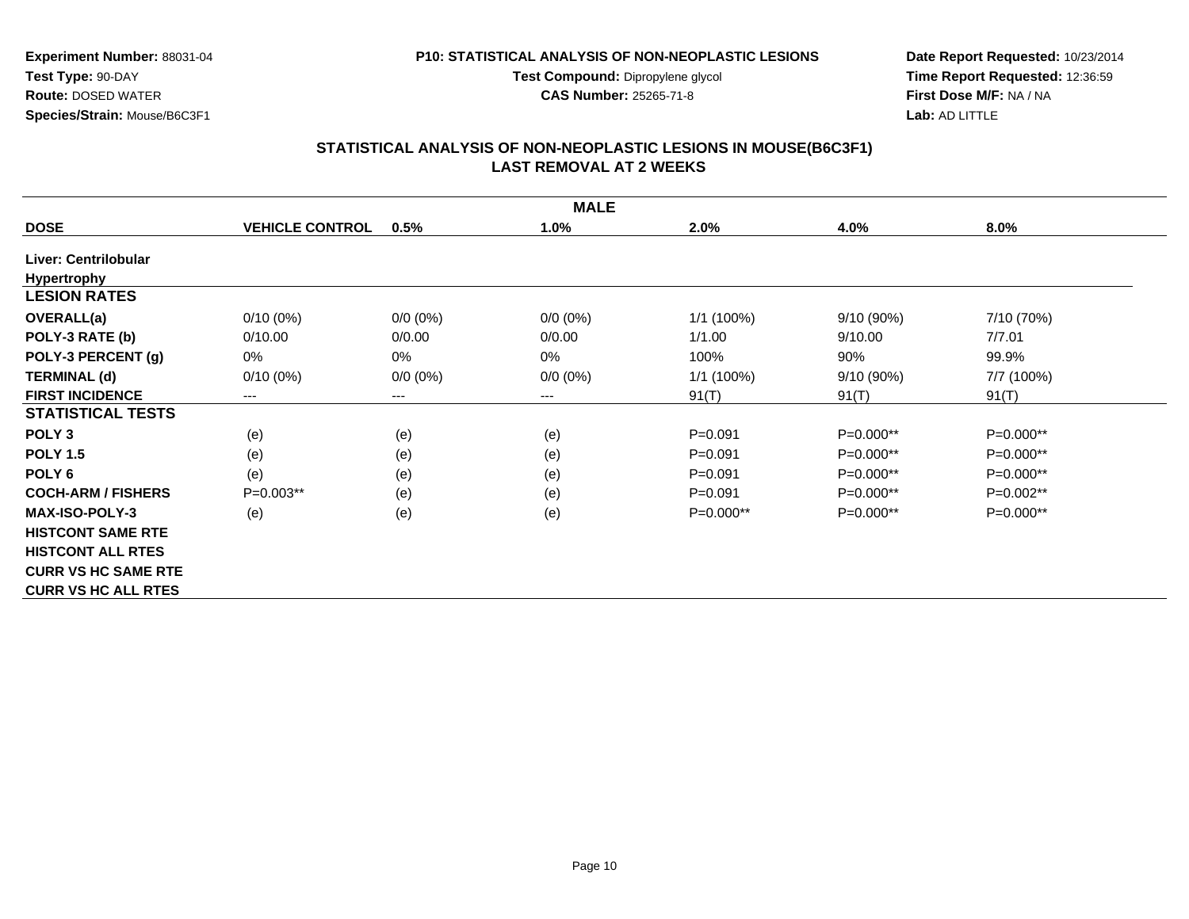**Experiment Number:** 88031-04
**Test Type:** 90-DAY
**Route:** DOSED WATER
**Species/Strain:** Mouse/B6C3F1

**P10: STATISTICAL ANALYSIS OF NON-NEOPLASTIC LESIONS**
**Test Compound:** Dipropylene glycol
**CAS Number:** 25265-71-8

**Date Report Requested:** 10/23/2014
**Time Report Requested:** 12:36:59
**First Dose M/F:** NA / NA
**Lab:** AD LITTLE

## STATISTICAL ANALYSIS OF NON-NEOPLASTIC LESIONS IN MOUSE(B6C3F1) LAST REMOVAL AT 2 WEEKS

| | | | MALE | | | |
|---|---|---|---|---|---|---|
| **DOSE** | **VEHICLE CONTROL** | **0.5%** | **1.0%** | **2.0%** | **4.0%** | **8.0%** |
| **Liver: Centrilobular Hypertrophy** | | | | | | |
| **LESION RATES** | | | | | | |
| **OVERALL(a)** | 0/10 (0%) | 0/0 (0%) | 0/0 (0%) | 1/1 (100%) | 9/10 (90%) | 7/10 (70%) |
| **POLY-3 RATE (b)** | 0/10.00 | 0/0.00 | 0/0.00 | 1/1.00 | 9/10.00 | 7/7.01 |
| **POLY-3 PERCENT (g)** | 0% | 0% | 0% | 100% | 90% | 99.9% |
| **TERMINAL (d)** | 0/10 (0%) | 0/0 (0%) | 0/0 (0%) | 1/1 (100%) | 9/10 (90%) | 7/7 (100%) |
| **FIRST INCIDENCE** | --- | --- | --- | 91(T) | 91(T) | 91(T) |
| **STATISTICAL TESTS** | | | | | | |
| **POLY 3** | (e) | (e) | (e) | P=0.091 | P=0.000** | P=0.000** |
| **POLY 1.5** | (e) | (e) | (e) | P=0.091 | P=0.000** | P=0.000** |
| **POLY 6** | (e) | (e) | (e) | P=0.091 | P=0.000** | P=0.000** |
| **COCH-ARM / FISHERS** | P=0.003** | (e) | (e) | P=0.091 | P=0.000** | P=0.002** |
| **MAX-ISO-POLY-3** | (e) | (e) | (e) | P=0.000** | P=0.000** | P=0.000** |
| **HISTCONT SAME RTE** | | | | | | |
| **HISTCONT ALL RTES** | | | | | | |
| **CURR VS HC SAME RTE** | | | | | | |
| **CURR VS HC ALL RTES** | | | | | | |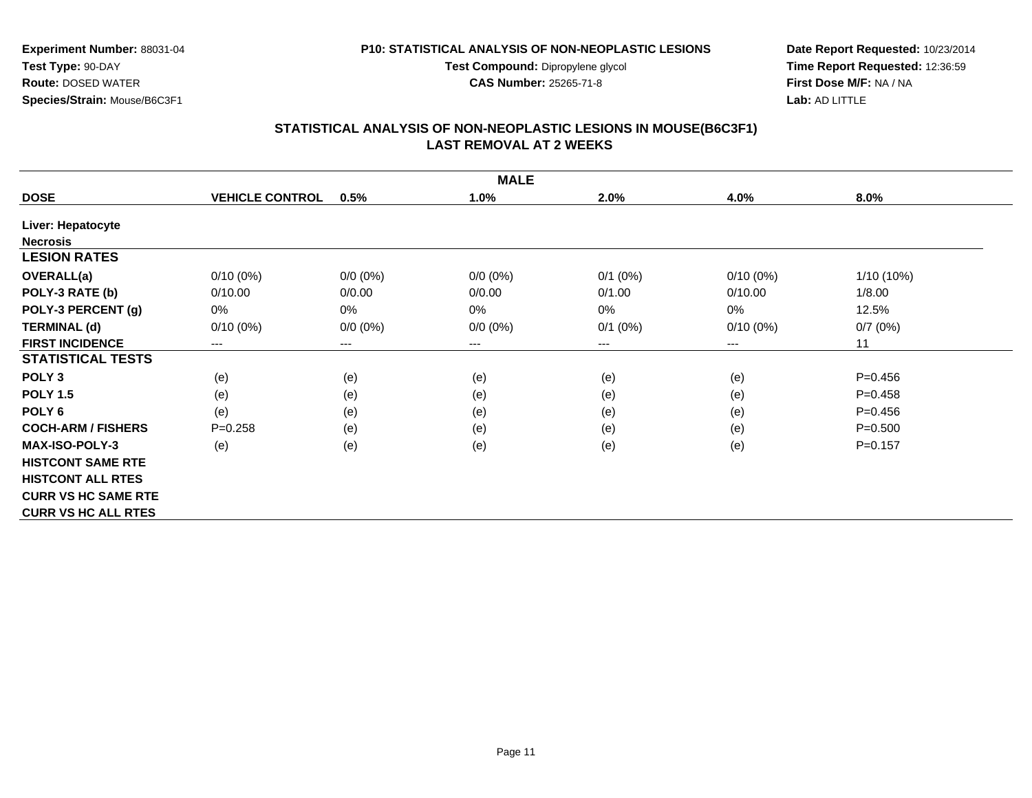**Experiment Number:** 88031-04
**Test Type:** 90-DAY
**Route:** DOSED WATER
**Species/Strain:** Mouse/B6C3F1

**P10: STATISTICAL ANALYSIS OF NON-NEOPLASTIC LESIONS**
**Test Compound:** Dipropylene glycol
**CAS Number:** 25265-71-8

**Date Report Requested:** 10/23/2014
**Time Report Requested:** 12:36:59
**First Dose M/F:** NA / NA
**Lab:** AD LITTLE

## STATISTICAL ANALYSIS OF NON-NEOPLASTIC LESIONS IN MOUSE(B6C3F1)
## LAST REMOVAL AT 2 WEEKS

| MALE | | | | | | |
|---|---|---|---|---|---|---|
| **DOSE** | **VEHICLE CONTROL** | **0.5%** | **1.0%** | **2.0%** | **4.0%** | **8.0%** |
| **Liver: Hepatocyte** | | | | | | |
| **Necrosis** | | | | | | |
| **LESION RATES** | | | | | | |
| **OVERALL(a)** | 0/10 (0%) | 0/0 (0%) | 0/0 (0%) | 0/1 (0%) | 0/10 (0%) | 1/10 (10%) |
| **POLY-3 RATE (b)** | 0/10.00 | 0/0.00 | 0/0.00 | 0/1.00 | 0/10.00 | 1/8.00 |
| **POLY-3 PERCENT (g)** | 0% | 0% | 0% | 0% | 0% | 12.5% |
| **TERMINAL (d)** | 0/10 (0%) | 0/0 (0%) | 0/0 (0%) | 0/1 (0%) | 0/10 (0%) | 0/7 (0%) |
| **FIRST INCIDENCE** | --- | --- | --- | --- | --- | 11 |
| **STATISTICAL TESTS** | | | | | | |
| **POLY 3** | (e) | (e) | (e) | (e) | (e) | P=0.456 |
| **POLY 1.5** | (e) | (e) | (e) | (e) | (e) | P=0.458 |
| **POLY 6** | (e) | (e) | (e) | (e) | (e) | P=0.456 |
| **COCH-ARM / FISHERS** | P=0.258 | (e) | (e) | (e) | (e) | P=0.500 |
| **MAX-ISO-POLY-3** | (e) | (e) | (e) | (e) | (e) | P=0.157 |
| **HISTCONT SAME RTE** | | | | | | |
| **HISTCONT ALL RTES** | | | | | | |
| **CURR VS HC SAME RTE** | | | | | | |
| **CURR VS HC ALL RTES** | | | | | | |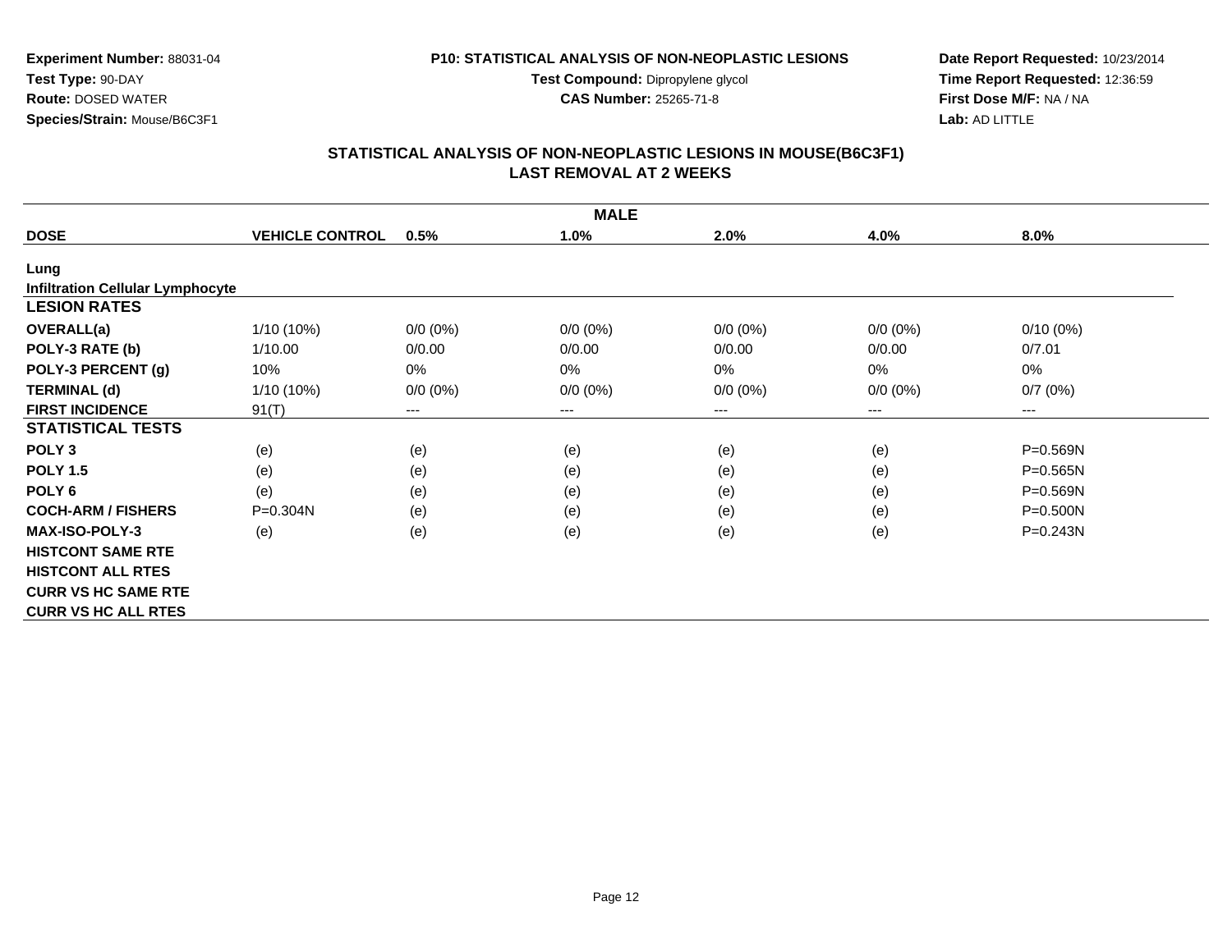**Experiment Number:** 88031-04
**Test Type:** 90-DAY
**Route:** DOSED WATER
**Species/Strain:** Mouse/B6C3F1

**P10: STATISTICAL ANALYSIS OF NON-NEOPLASTIC LESIONS**
**Test Compound:** Dipropylene glycol
**CAS Number:** 25265-71-8

**Date Report Requested:** 10/23/2014
**Time Report Requested:** 12:36:59
**First Dose M/F:** NA / NA
**Lab:** AD LITTLE

## STATISTICAL ANALYSIS OF NON-NEOPLASTIC LESIONS IN MOUSE(B6C3F1) LAST REMOVAL AT 2 WEEKS

| MALE | | | | | | |
|---|---|---|---|---|---|---|
| **DOSE** | **VEHICLE CONTROL** | **0.5%** | **1.0%** | **2.0%** | **4.0%** | **8.0%** |
| **Lung** | | | | | | |
| **Infiltration Cellular Lymphocyte** | | | | | | |
| **LESION RATES** | | | | | | |
| **OVERALL(a)** | 1/10 (10%) | 0/0 (0%) | 0/0 (0%) | 0/0 (0%) | 0/0 (0%) | 0/10 (0%) |
| **POLY-3 RATE (b)** | 1/10.00 | 0/0.00 | 0/0.00 | 0/0.00 | 0/0.00 | 0/7.01 |
| **POLY-3 PERCENT (g)** | 10% | 0% | 0% | 0% | 0% | 0% |
| **TERMINAL (d)** | 1/10 (10%) | 0/0 (0%) | 0/0 (0%) | 0/0 (0%) | 0/0 (0%) | 0/7 (0%) |
| **FIRST INCIDENCE** | 91(T) | --- | --- | --- | --- | --- |
| **STATISTICAL TESTS** | | | | | | |
| **POLY 3** | (e) | (e) | (e) | (e) | (e) | P=0.569N |
| **POLY 1.5** | (e) | (e) | (e) | (e) | (e) | P=0.565N |
| **POLY 6** | (e) | (e) | (e) | (e) | (e) | P=0.569N |
| **COCH-ARM / FISHERS** | P=0.304N | (e) | (e) | (e) | (e) | P=0.500N |
| **MAX-ISO-POLY-3** | (e) | (e) | (e) | (e) | (e) | P=0.243N |
| **HISTCONT SAME RTE** | | | | | | |
| **HISTCONT ALL RTES** | | | | | | |
| **CURR VS HC SAME RTE** | | | | | | |
| **CURR VS HC ALL RTES** | | | | | | |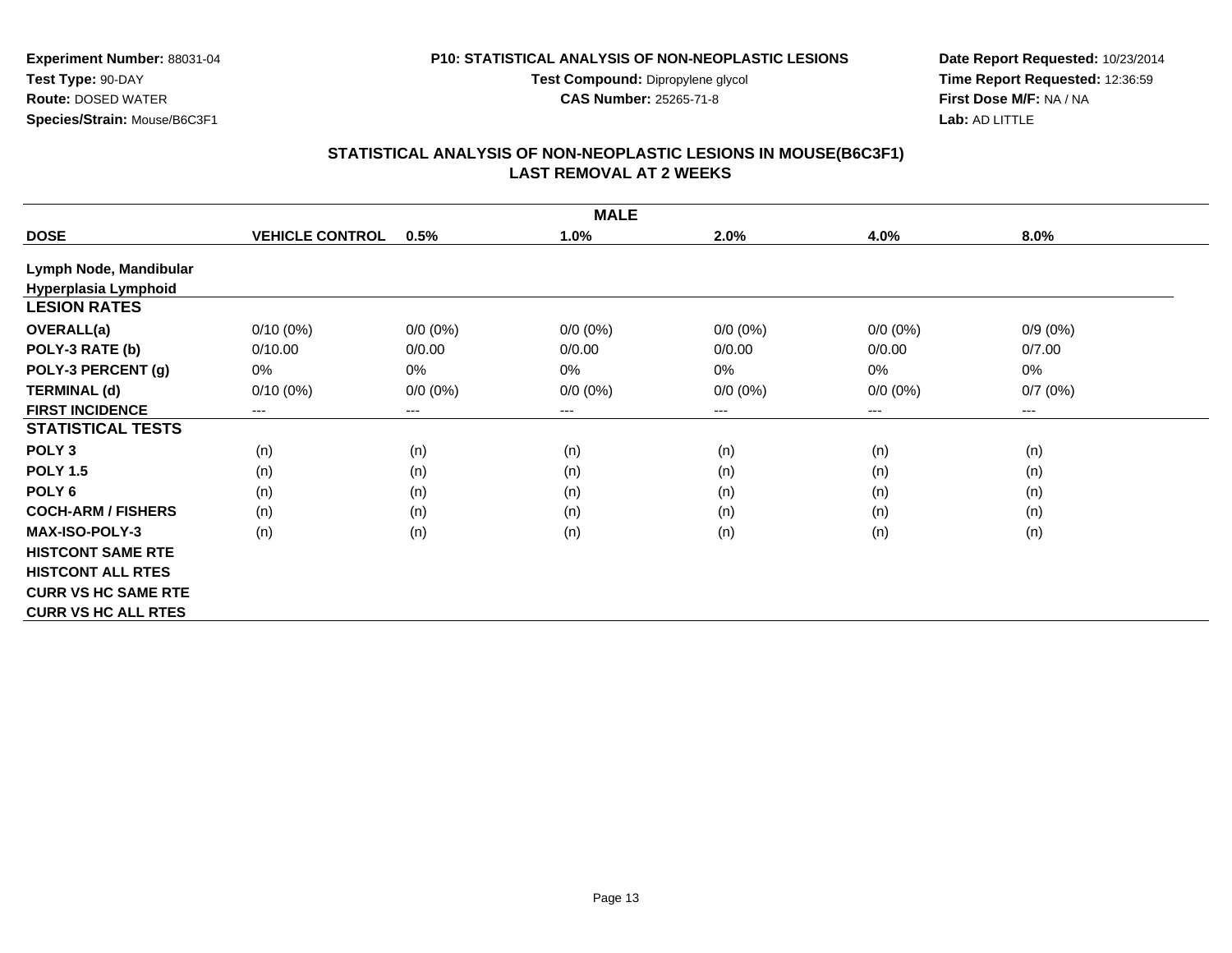**Experiment Number:** 88031-04
**Test Type:** 90-DAY
**Route:** DOSED WATER
**Species/Strain:** Mouse/B6C3F1

**P10: STATISTICAL ANALYSIS OF NON-NEOPLASTIC LESIONS**
**Test Compound:** Dipropylene glycol
**CAS Number:** 25265-71-8

**Date Report Requested:** 10/23/2014
**Time Report Requested:** 12:36:59
**First Dose M/F:** NA / NA
**Lab:** AD LITTLE

## STATISTICAL ANALYSIS OF NON-NEOPLASTIC LESIONS IN MOUSE(B6C3F1)
## LAST REMOVAL AT 2 WEEKS

| MALE | | | | | | |
|---|---|---|---|---|---|---|
| **DOSE** | **VEHICLE CONTROL** | **0.5%** | **1.0%** | **2.0%** | **4.0%** | **8.0%** |
| **Lymph Node, Mandibular** | | | | | | |
| **Hyperplasia Lymphoid** | | | | | | |
| **LESION RATES** | | | | | | |
| **OVERALL(a)** | 0/10 (0%) | 0/0 (0%) | 0/0 (0%) | 0/0 (0%) | 0/0 (0%) | 0/9 (0%) |
| **POLY-3 RATE (b)** | 0/10.00 | 0/0.00 | 0/0.00 | 0/0.00 | 0/0.00 | 0/7.00 |
| **POLY-3 PERCENT (g)** | 0% | 0% | 0% | 0% | 0% | 0% |
| **TERMINAL (d)** | 0/10 (0%) | 0/0 (0%) | 0/0 (0%) | 0/0 (0%) | 0/0 (0%) | 0/7 (0%) |
| **FIRST INCIDENCE** | --- | --- | --- | --- | --- | --- |
| **STATISTICAL TESTS** | | | | | | |
| **POLY 3** | (n) | (n) | (n) | (n) | (n) | (n) |
| **POLY 1.5** | (n) | (n) | (n) | (n) | (n) | (n) |
| **POLY 6** | (n) | (n) | (n) | (n) | (n) | (n) |
| **COCH-ARM / FISHERS** | (n) | (n) | (n) | (n) | (n) | (n) |
| **MAX-ISO-POLY-3** | (n) | (n) | (n) | (n) | (n) | (n) |
| **HISTCONT SAME RTE** | | | | | | |
| **HISTCONT ALL RTES** | | | | | | |
| **CURR VS HC SAME RTE** | | | | | | |
| **CURR VS HC ALL RTES** | | | | | | |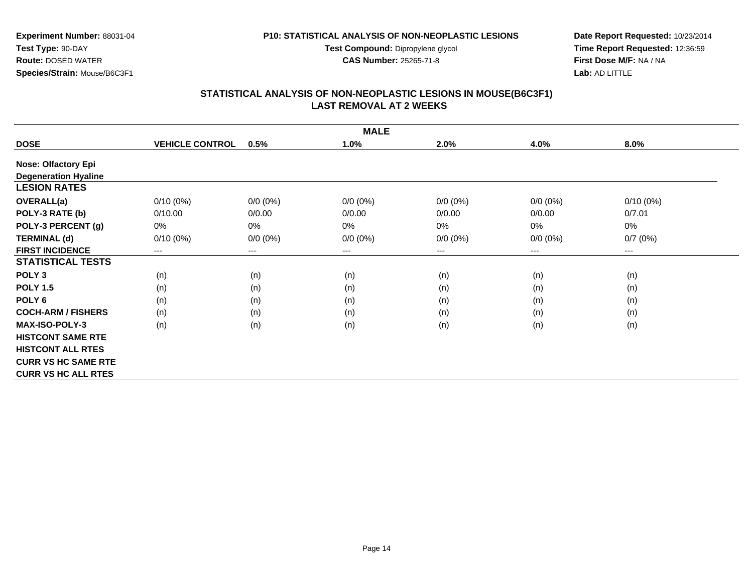**Experiment Number:** 88031-04
**Test Type:** 90-DAY
**Route:** DOSED WATER
**Species/Strain:** Mouse/B6C3F1

**P10: STATISTICAL ANALYSIS OF NON-NEOPLASTIC LESIONS**
**Test Compound:** Dipropylene glycol
**CAS Number:** 25265-71-8

**Date Report Requested:** 10/23/2014
**Time Report Requested:** 12:36:59
**First Dose M/F:** NA / NA
**Lab:** AD LITTLE

## STATISTICAL ANALYSIS OF NON-NEOPLASTIC LESIONS IN MOUSE(B6C3F1)
## LAST REMOVAL AT 2 WEEKS

| MALE | | | | | | |
|---|---|---|---|---|---|---|
| **DOSE** | **VEHICLE CONTROL** | **0.5%** | **1.0%** | **2.0%** | **4.0%** | **8.0%** |
| **Nose: Olfactory Epi** | | | | | | |
| **Degeneration Hyaline** | | | | | | |
| **LESION RATES** | | | | | | |
| **OVERALL(a)** | 0/10 (0%) | 0/0 (0%) | 0/0 (0%) | 0/0 (0%) | 0/0 (0%) | 0/10 (0%) |
| **POLY-3 RATE (b)** | 0/10.00 | 0/0.00 | 0/0.00 | 0/0.00 | 0/0.00 | 0/7.01 |
| **POLY-3 PERCENT (g)** | 0% | 0% | 0% | 0% | 0% | 0% |
| **TERMINAL (d)** | 0/10 (0%) | 0/0 (0%) | 0/0 (0%) | 0/0 (0%) | 0/0 (0%) | 0/7 (0%) |
| **FIRST INCIDENCE** | --- | --- | --- | --- | --- | --- |
| **STATISTICAL TESTS** | | | | | | |
| **POLY 3** | (n) | (n) | (n) | (n) | (n) | (n) |
| **POLY 1.5** | (n) | (n) | (n) | (n) | (n) | (n) |
| **POLY 6** | (n) | (n) | (n) | (n) | (n) | (n) |
| **COCH-ARM / FISHERS** | (n) | (n) | (n) | (n) | (n) | (n) |
| **MAX-ISO-POLY-3** | (n) | (n) | (n) | (n) | (n) | (n) |
| **HISTCONT SAME RTE** | | | | | | |
| **HISTCONT ALL RTES** | | | | | | |
| **CURR VS HC SAME RTE** | | | | | | |
| **CURR VS HC ALL RTES** | | | | | | |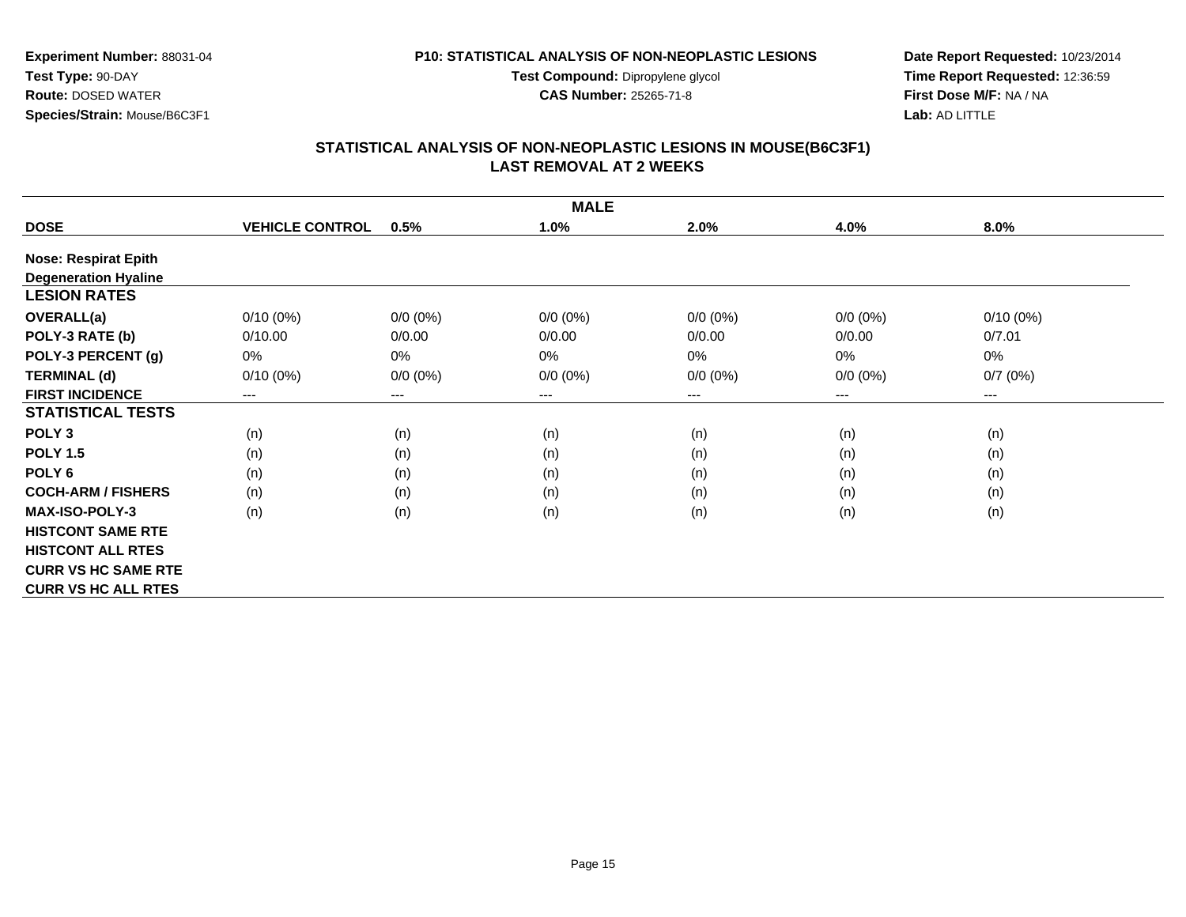**Experiment Number:** 88031-04
**Test Type:** 90-DAY
**Route:** DOSED WATER
**Species/Strain:** Mouse/B6C3F1

**P10: STATISTICAL ANALYSIS OF NON-NEOPLASTIC LESIONS**
**Test Compound:** Dipropylene glycol
**CAS Number:** 25265-71-8

**Date Report Requested:** 10/23/2014
**Time Report Requested:** 12:36:59
**First Dose M/F:** NA / NA
**Lab:** AD LITTLE

## STATISTICAL ANALYSIS OF NON-NEOPLASTIC LESIONS IN MOUSE(B6C3F1)
## LAST REMOVAL AT 2 WEEKS

| | MALE | | | | | |
|---|---|---|---|---|---|---|
| **DOSE** | **VEHICLE CONTROL** | **0.5%** | **1.0%** | **2.0%** | **4.0%** | **8.0%** |
| **Nose: Respirat Epith** | | | | | | |
| **Degeneration Hyaline** | | | | | | |
| **LESION RATES** | | | | | | |
| **OVERALL(a)** | 0/10 (0%) | 0/0 (0%) | 0/0 (0%) | 0/0 (0%) | 0/0 (0%) | 0/10 (0%) |
| **POLY-3 RATE (b)** | 0/10.00 | 0/0.00 | 0/0.00 | 0/0.00 | 0/0.00 | 0/7.01 |
| **POLY-3 PERCENT (g)** | 0% | 0% | 0% | 0% | 0% | 0% |
| **TERMINAL (d)** | 0/10 (0%) | 0/0 (0%) | 0/0 (0%) | 0/0 (0%) | 0/0 (0%) | 0/7 (0%) |
| **FIRST INCIDENCE** | --- | --- | --- | --- | --- | --- |
| **STATISTICAL TESTS** | | | | | | |
| **POLY 3** | (n) | (n) | (n) | (n) | (n) | (n) |
| **POLY 1.5** | (n) | (n) | (n) | (n) | (n) | (n) |
| **POLY 6** | (n) | (n) | (n) | (n) | (n) | (n) |
| **COCH-ARM / FISHERS** | (n) | (n) | (n) | (n) | (n) | (n) |
| **MAX-ISO-POLY-3** | (n) | (n) | (n) | (n) | (n) | (n) |
| **HISTCONT SAME RTE** | | | | | | |
| **HISTCONT ALL RTES** | | | | | | |
| **CURR VS HC SAME RTE** | | | | | | |
| **CURR VS HC ALL RTES** | | | | | | |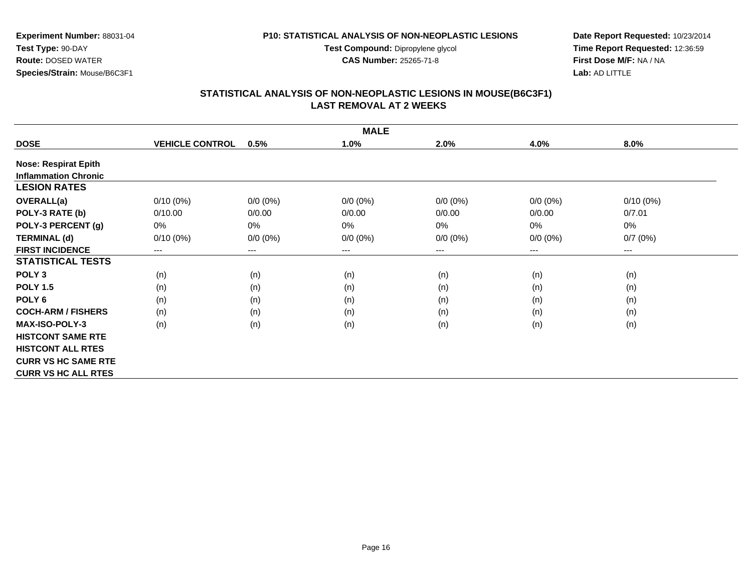**Experiment Number:** 88031-04
**Test Type:** 90-DAY
**Route:** DOSED WATER
**Species/Strain:** Mouse/B6C3F1

**P10: STATISTICAL ANALYSIS OF NON-NEOPLASTIC LESIONS**
**Test Compound:** Dipropylene glycol
**CAS Number:** 25265-71-8

**Date Report Requested:** 10/23/2014
**Time Report Requested:** 12:36:59
**First Dose M/F:** NA / NA
**Lab:** AD LITTLE

## STATISTICAL ANALYSIS OF NON-NEOPLASTIC LESIONS IN MOUSE(B6C3F1)
## LAST REMOVAL AT 2 WEEKS

| MALE | | | | | | |
|---|---|---|---|---|---|---|
| **DOSE** | **VEHICLE CONTROL** | **0.5%** | **1.0%** | **2.0%** | **4.0%** | **8.0%** |
| **Nose: Respirat Epith** | | | | | | |
| **Inflammation Chronic** | | | | | | |
| **LESION RATES** | | | | | | |
| **OVERALL(a)** | 0/10 (0%) | 0/0 (0%) | 0/0 (0%) | 0/0 (0%) | 0/0 (0%) | 0/10 (0%) |
| **POLY-3 RATE (b)** | 0/10.00 | 0/0.00 | 0/0.00 | 0/0.00 | 0/0.00 | 0/7.01 |
| **POLY-3 PERCENT (g)** | 0% | 0% | 0% | 0% | 0% | 0% |
| **TERMINAL (d)** | 0/10 (0%) | 0/0 (0%) | 0/0 (0%) | 0/0 (0%) | 0/0 (0%) | 0/7 (0%) |
| **FIRST INCIDENCE** | --- | --- | --- | --- | --- | --- |
| **STATISTICAL TESTS** | | | | | | |
| **POLY 3** | (n) | (n) | (n) | (n) | (n) | (n) |
| **POLY 1.5** | (n) | (n) | (n) | (n) | (n) | (n) |
| **POLY 6** | (n) | (n) | (n) | (n) | (n) | (n) |
| **COCH-ARM / FISHERS** | (n) | (n) | (n) | (n) | (n) | (n) |
| **MAX-ISO-POLY-3** | (n) | (n) | (n) | (n) | (n) | (n) |
| **HISTCONT SAME RTE** | | | | | | |
| **HISTCONT ALL RTES** | | | | | | |
| **CURR VS HC SAME RTE** | | | | | | |
| **CURR VS HC ALL RTES** | | | | | | |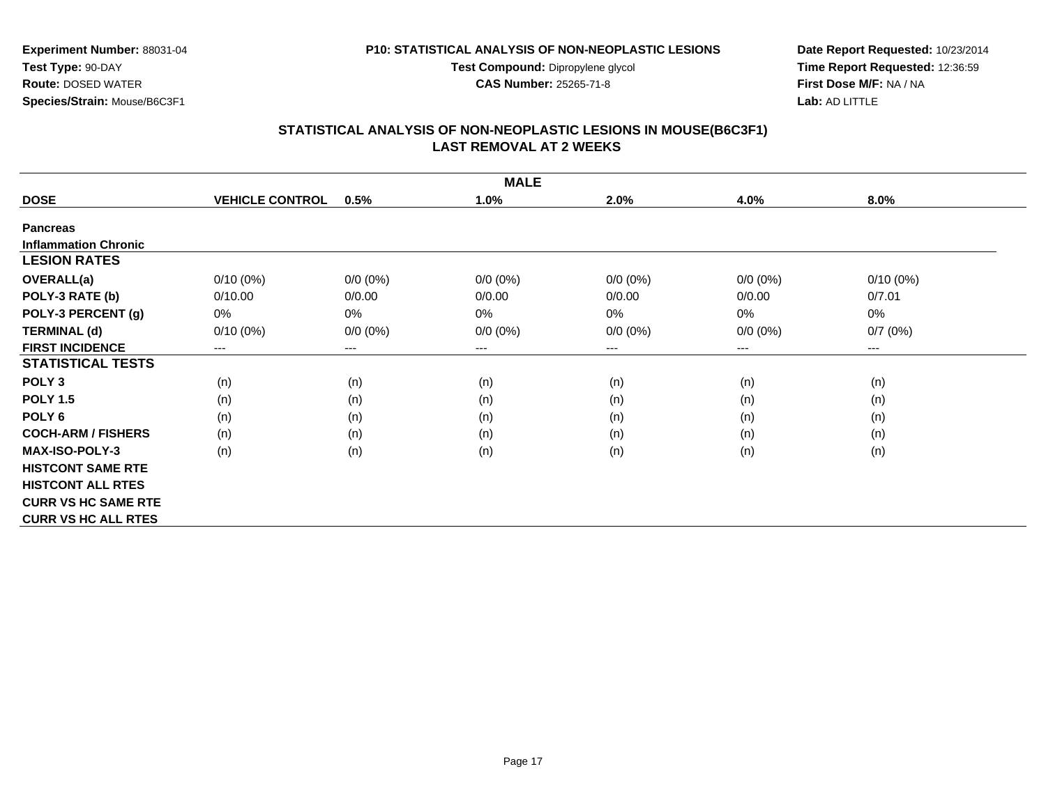**Experiment Number:** 88031-04
**Test Type:** 90-DAY
**Route:** DOSED WATER
**Species/Strain:** Mouse/B6C3F1

**P10: STATISTICAL ANALYSIS OF NON-NEOPLASTIC LESIONS**
**Test Compound:** Dipropylene glycol
**CAS Number:** 25265-71-8

**Date Report Requested:** 10/23/2014
**Time Report Requested:** 12:36:59
**First Dose M/F:** NA / NA
**Lab:** AD LITTLE

## STATISTICAL ANALYSIS OF NON-NEOPLASTIC LESIONS IN MOUSE(B6C3F1)
## LAST REMOVAL AT 2 WEEKS

| | | | MALE | | | |
|---|---|---|---|---|---|---|
| **DOSE** | **VEHICLE CONTROL** | **0.5%** | **1.0%** | **2.0%** | **4.0%** | **8.0%** |
| **Pancreas** | | | | | | |
| **Inflammation Chronic** | | | | | | |
| **LESION RATES** | | | | | | |
| **OVERALL(a)** | 0/10 (0%) | 0/0 (0%) | 0/0 (0%) | 0/0 (0%) | 0/0 (0%) | 0/10 (0%) |
| **POLY-3 RATE (b)** | 0/10.00 | 0/0.00 | 0/0.00 | 0/0.00 | 0/0.00 | 0/7.01 |
| **POLY-3 PERCENT (g)** | 0% | 0% | 0% | 0% | 0% | 0% |
| **TERMINAL (d)** | 0/10 (0%) | 0/0 (0%) | 0/0 (0%) | 0/0 (0%) | 0/0 (0%) | 0/7 (0%) |
| **FIRST INCIDENCE** | --- | --- | --- | --- | --- | --- |
| **STATISTICAL TESTS** | | | | | | |
| **POLY 3** | (n) | (n) | (n) | (n) | (n) | (n) |
| **POLY 1.5** | (n) | (n) | (n) | (n) | (n) | (n) |
| **POLY 6** | (n) | (n) | (n) | (n) | (n) | (n) |
| **COCH-ARM / FISHERS** | (n) | (n) | (n) | (n) | (n) | (n) |
| **MAX-ISO-POLY-3** | (n) | (n) | (n) | (n) | (n) | (n) |
| **HISTCONT SAME RTE** | | | | | | |
| **HISTCONT ALL RTES** | | | | | | |
| **CURR VS HC SAME RTE** | | | | | | |
| **CURR VS HC ALL RTES** | | | | | | |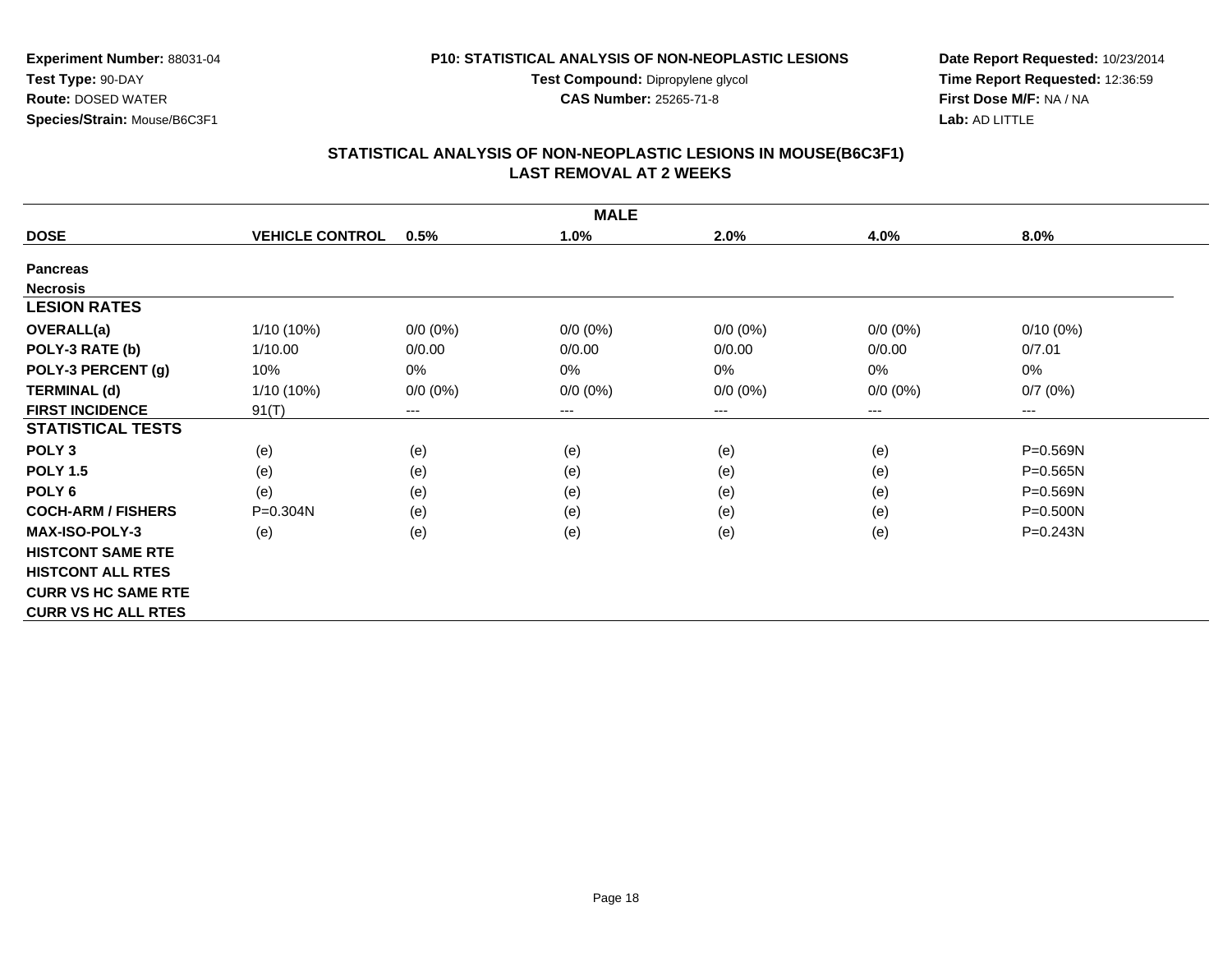**Experiment Number:** 88031-04
**Test Type:** 90-DAY
**Route:** DOSED WATER
**Species/Strain:** Mouse/B6C3F1

**P10: STATISTICAL ANALYSIS OF NON-NEOPLASTIC LESIONS**
**Test Compound:** Dipropylene glycol
**CAS Number:** 25265-71-8

**Date Report Requested:** 10/23/2014
**Time Report Requested:** 12:36:59
**First Dose M/F:** NA / NA
**Lab:** AD LITTLE

## STATISTICAL ANALYSIS OF NON-NEOPLASTIC LESIONS IN MOUSE(B6C3F1)
## LAST REMOVAL AT 2 WEEKS

| MALE | | | | | | |
|---|---|---|---|---|---|---|
| **DOSE** | **VEHICLE CONTROL** | **0.5%** | **1.0%** | **2.0%** | **4.0%** | **8.0%** |
| **Pancreas** | | | | | | |
| **Necrosis** | | | | | | |
| **LESION RATES** | | | | | | |
| **OVERALL(a)** | 1/10 (10%) | 0/0 (0%) | 0/0 (0%) | 0/0 (0%) | 0/0 (0%) | 0/10 (0%) |
| **POLY-3 RATE (b)** | 1/10.00 | 0/0.00 | 0/0.00 | 0/0.00 | 0/0.00 | 0/7.01 |
| **POLY-3 PERCENT (g)** | 10% | 0% | 0% | 0% | 0% | 0% |
| **TERMINAL (d)** | 1/10 (10%) | 0/0 (0%) | 0/0 (0%) | 0/0 (0%) | 0/0 (0%) | 0/7 (0%) |
| **FIRST INCIDENCE** | 91(T) | --- | --- | --- | --- | --- |
| **STATISTICAL TESTS** | | | | | | |
| **POLY 3** | (e) | (e) | (e) | (e) | (e) | P=0.569N |
| **POLY 1.5** | (e) | (e) | (e) | (e) | (e) | P=0.565N |
| **POLY 6** | (e) | (e) | (e) | (e) | (e) | P=0.569N |
| **COCH-ARM / FISHERS** | P=0.304N | (e) | (e) | (e) | (e) | P=0.500N |
| **MAX-ISO-POLY-3** | (e) | (e) | (e) | (e) | (e) | P=0.243N |
| **HISTCONT SAME RTE** | | | | | | |
| **HISTCONT ALL RTES** | | | | | | |
| **CURR VS HC SAME RTE** | | | | | | |
| **CURR VS HC ALL RTES** | | | | | | |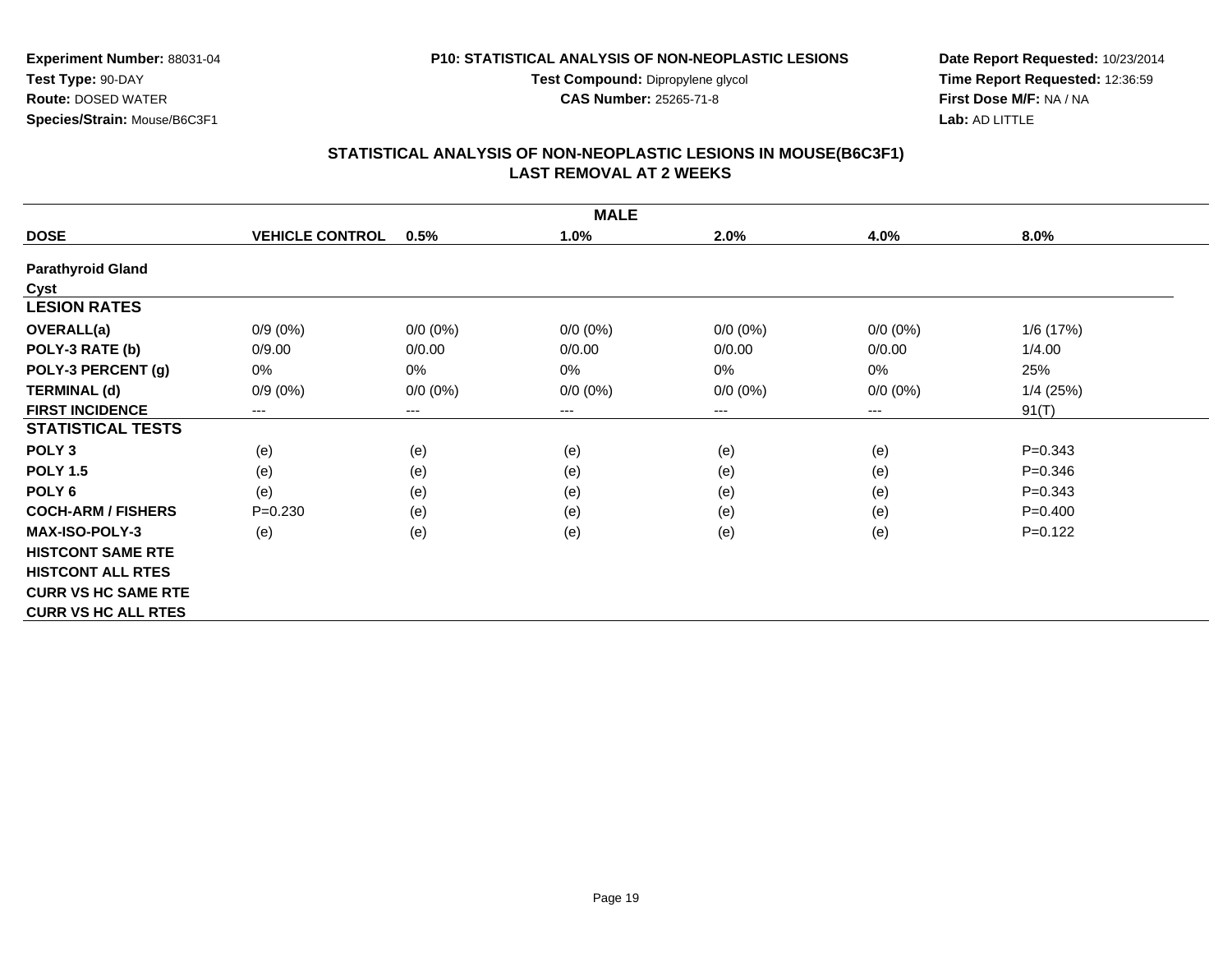**Experiment Number:** 88031-04
**Test Type:** 90-DAY
**Route:** DOSED WATER
**Species/Strain:** Mouse/B6C3F1

**P10: STATISTICAL ANALYSIS OF NON-NEOPLASTIC LESIONS**
**Test Compound:** Dipropylene glycol
**CAS Number:** 25265-71-8

**Date Report Requested:** 10/23/2014
**Time Report Requested:** 12:36:59
**First Dose M/F:** NA / NA
**Lab:** AD LITTLE

## STATISTICAL ANALYSIS OF NON-NEOPLASTIC LESIONS IN MOUSE(B6C3F1)
## LAST REMOVAL AT 2 WEEKS

| | MALE | | | | | |
|---|---|---|---|---|---|---|
| **DOSE** | **VEHICLE CONTROL** | **0.5%** | **1.0%** | **2.0%** | **4.0%** | **8.0%** |
| **Parathyroid Gland** | | | | | | |
| **Cyst** | | | | | | |
| **LESION RATES** | | | | | | |
| **OVERALL(a)** | 0/9 (0%) | 0/0 (0%) | 0/0 (0%) | 0/0 (0%) | 0/0 (0%) | 1/6 (17%) |
| **POLY-3 RATE (b)** | 0/9.00 | 0/0.00 | 0/0.00 | 0/0.00 | 0/0.00 | 1/4.00 |
| **POLY-3 PERCENT (g)** | 0% | 0% | 0% | 0% | 0% | 25% |
| **TERMINAL (d)** | 0/9 (0%) | 0/0 (0%) | 0/0 (0%) | 0/0 (0%) | 0/0 (0%) | 1/4 (25%) |
| **FIRST INCIDENCE** | --- | --- | --- | --- | --- | 91(T) |
| **STATISTICAL TESTS** | | | | | | |
| **POLY 3** | (e) | (e) | (e) | (e) | (e) | P=0.343 |
| **POLY 1.5** | (e) | (e) | (e) | (e) | (e) | P=0.346 |
| **POLY 6** | (e) | (e) | (e) | (e) | (e) | P=0.343 |
| **COCH-ARM / FISHERS** | P=0.230 | (e) | (e) | (e) | (e) | P=0.400 |
| **MAX-ISO-POLY-3** | (e) | (e) | (e) | (e) | (e) | P=0.122 |
| **HISTCONT SAME RTE** | | | | | | |
| **HISTCONT ALL RTES** | | | | | | |
| **CURR VS HC SAME RTE** | | | | | | |
| **CURR VS HC ALL RTES** | | | | | | |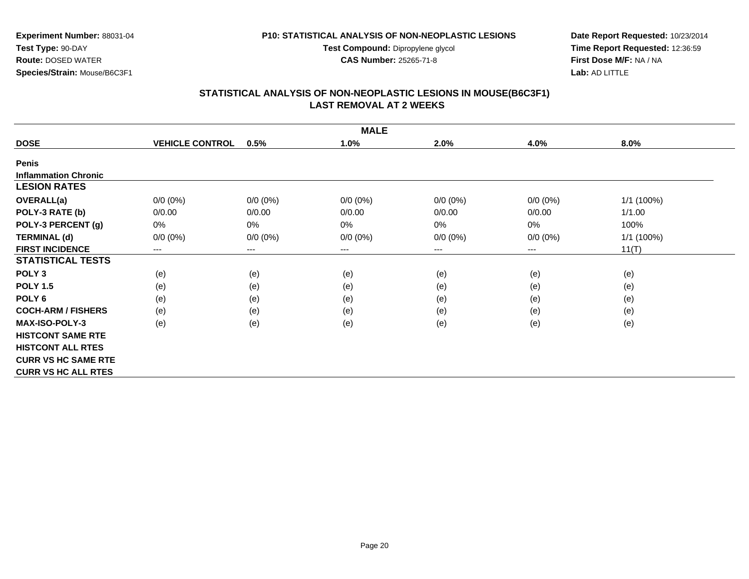**Experiment Number:** 88031-04
**Test Type:** 90-DAY
**Route:** DOSED WATER
**Species/Strain:** Mouse/B6C3F1

**P10: STATISTICAL ANALYSIS OF NON-NEOPLASTIC LESIONS**
**Test Compound:** Dipropylene glycol
**CAS Number:** 25265-71-8

**Date Report Requested:** 10/23/2014
**Time Report Requested:** 12:36:59
**First Dose M/F:** NA / NA
**Lab:** AD LITTLE

## STATISTICAL ANALYSIS OF NON-NEOPLASTIC LESIONS IN MOUSE(B6C3F1)
## LAST REMOVAL AT 2 WEEKS

| MALE | | | | | | |
|---|---|---|---|---|---|---|
| **DOSE** | **VEHICLE CONTROL** | **0.5%** | **1.0%** | **2.0%** | **4.0%** | **8.0%** |
| **Penis** | | | | | | |
| **Inflammation Chronic** | | | | | | |
| **LESION RATES** | | | | | | |
| **OVERALL(a)** | 0/0 (0%) | 0/0 (0%) | 0/0 (0%) | 0/0 (0%) | 0/0 (0%) | 1/1 (100%) |
| **POLY-3 RATE (b)** | 0/0.00 | 0/0.00 | 0/0.00 | 0/0.00 | 0/0.00 | 1/1.00 |
| **POLY-3 PERCENT (g)** | 0% | 0% | 0% | 0% | 0% | 100% |
| **TERMINAL (d)** | 0/0 (0%) | 0/0 (0%) | 0/0 (0%) | 0/0 (0%) | 0/0 (0%) | 1/1 (100%) |
| **FIRST INCIDENCE** | --- | --- | --- | --- | --- | 11(T) |
| **STATISTICAL TESTS** | | | | | | |
| **POLY 3** | (e) | (e) | (e) | (e) | (e) | (e) |
| **POLY 1.5** | (e) | (e) | (e) | (e) | (e) | (e) |
| **POLY 6** | (e) | (e) | (e) | (e) | (e) | (e) |
| **COCH-ARM / FISHERS** | (e) | (e) | (e) | (e) | (e) | (e) |
| **MAX-ISO-POLY-3** | (e) | (e) | (e) | (e) | (e) | (e) |
| **HISTCONT SAME RTE** | | | | | | |
| **HISTCONT ALL RTES** | | | | | | |
| **CURR VS HC SAME RTE** | | | | | | |
| **CURR VS HC ALL RTES** | | | | | | |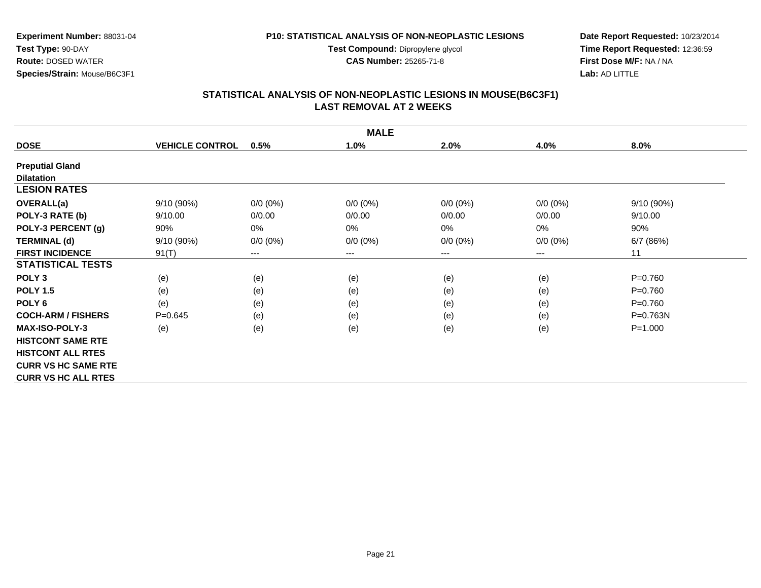**Experiment Number:** 88031-04
**Test Type:** 90-DAY
**Route:** DOSED WATER
**Species/Strain:** Mouse/B6C3F1

**P10: STATISTICAL ANALYSIS OF NON-NEOPLASTIC LESIONS**
**Test Compound:** Dipropylene glycol
**CAS Number:** 25265-71-8

**Date Report Requested:** 10/23/2014
**Time Report Requested:** 12:36:59
**First Dose M/F:** NA / NA
**Lab:** AD LITTLE

## STATISTICAL ANALYSIS OF NON-NEOPLASTIC LESIONS IN MOUSE(B6C3F1) LAST REMOVAL AT 2 WEEKS

| | MALE | | | | | |
|---|---|---|---|---|---|---|
| **DOSE** | **VEHICLE CONTROL** | **0.5%** | **1.0%** | **2.0%** | **4.0%** | **8.0%** |
| **Preputial Gland** | | | | | | |
| **Dilatation** | | | | | | |
| **LESION RATES** | | | | | | |
| **OVERALL(a)** | 9/10 (90%) | 0/0 (0%) | 0/0 (0%) | 0/0 (0%) | 0/0 (0%) | 9/10 (90%) |
| **POLY-3 RATE (b)** | 9/10.00 | 0/0.00 | 0/0.00 | 0/0.00 | 0/0.00 | 9/10.00 |
| **POLY-3 PERCENT (g)** | 90% | 0% | 0% | 0% | 0% | 90% |
| **TERMINAL (d)** | 9/10 (90%) | 0/0 (0%) | 0/0 (0%) | 0/0 (0%) | 0/0 (0%) | 6/7 (86%) |
| **FIRST INCIDENCE** | 91(T) | --- | --- | --- | --- | 11 |
| **STATISTICAL TESTS** | | | | | | |
| **POLY 3** | (e) | (e) | (e) | (e) | (e) | P=0.760 |
| **POLY 1.5** | (e) | (e) | (e) | (e) | (e) | P=0.760 |
| **POLY 6** | (e) | (e) | (e) | (e) | (e) | P=0.760 |
| **COCH-ARM / FISHERS** | P=0.645 | (e) | (e) | (e) | (e) | P=0.763N |
| **MAX-ISO-POLY-3** | (e) | (e) | (e) | (e) | (e) | P=1.000 |
| **HISTCONT SAME RTE** | | | | | | |
| **HISTCONT ALL RTES** | | | | | | |
| **CURR VS HC SAME RTE** | | | | | | |
| **CURR VS HC ALL RTES** | | | | | | |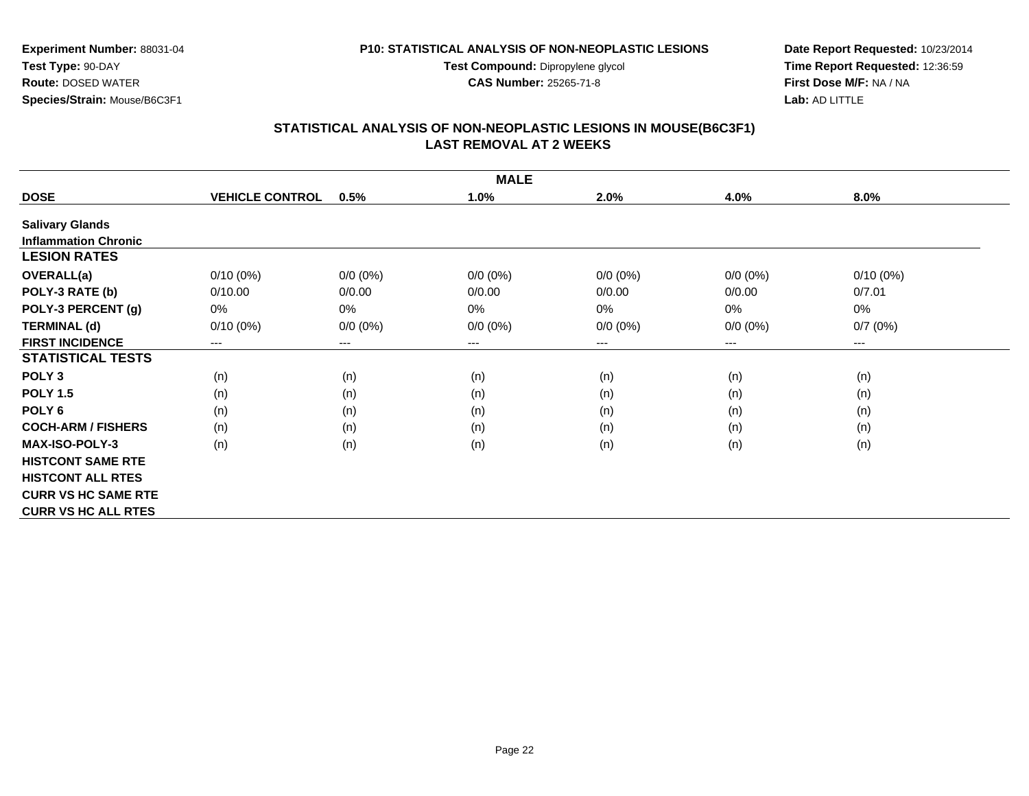**Experiment Number:** 88031-04
**Test Type:** 90-DAY
**Route:** DOSED WATER
**Species/Strain:** Mouse/B6C3F1

**P10: STATISTICAL ANALYSIS OF NON-NEOPLASTIC LESIONS**
**Test Compound:** Dipropylene glycol
**CAS Number:** 25265-71-8

**Date Report Requested:** 10/23/2014
**Time Report Requested:** 12:36:59
**First Dose M/F:** NA / NA
**Lab:** AD LITTLE

## STATISTICAL ANALYSIS OF NON-NEOPLASTIC LESIONS IN MOUSE(B6C3F1) LAST REMOVAL AT 2 WEEKS

| MALE | | | | | | |
|---|---|---|---|---|---|---|
| **DOSE** | **VEHICLE CONTROL** | **0.5%** | **1.0%** | **2.0%** | **4.0%** | **8.0%** |
| **Salivary Glands** | | | | | | |
| **Inflammation Chronic** | | | | | | |
| **LESION RATES** | | | | | | |
| **OVERALL(a)** | 0/10 (0%) | 0/0 (0%) | 0/0 (0%) | 0/0 (0%) | 0/0 (0%) | 0/10 (0%) |
| **POLY-3 RATE (b)** | 0/10.00 | 0/0.00 | 0/0.00 | 0/0.00 | 0/0.00 | 0/7.01 |
| **POLY-3 PERCENT (g)** | 0% | 0% | 0% | 0% | 0% | 0% |
| **TERMINAL (d)** | 0/10 (0%) | 0/0 (0%) | 0/0 (0%) | 0/0 (0%) | 0/0 (0%) | 0/7 (0%) |
| **FIRST INCIDENCE** | --- | --- | --- | --- | --- | --- |
| **STATISTICAL TESTS** | | | | | | |
| **POLY 3** | (n) | (n) | (n) | (n) | (n) | (n) |
| **POLY 1.5** | (n) | (n) | (n) | (n) | (n) | (n) |
| **POLY 6** | (n) | (n) | (n) | (n) | (n) | (n) |
| **COCH-ARM / FISHERS** | (n) | (n) | (n) | (n) | (n) | (n) |
| **MAX-ISO-POLY-3** | (n) | (n) | (n) | (n) | (n) | (n) |
| **HISTCONT SAME RTE** | | | | | | |
| **HISTCONT ALL RTES** | | | | | | |
| **CURR VS HC SAME RTE** | | | | | | |
| **CURR VS HC ALL RTES** | | | | | | |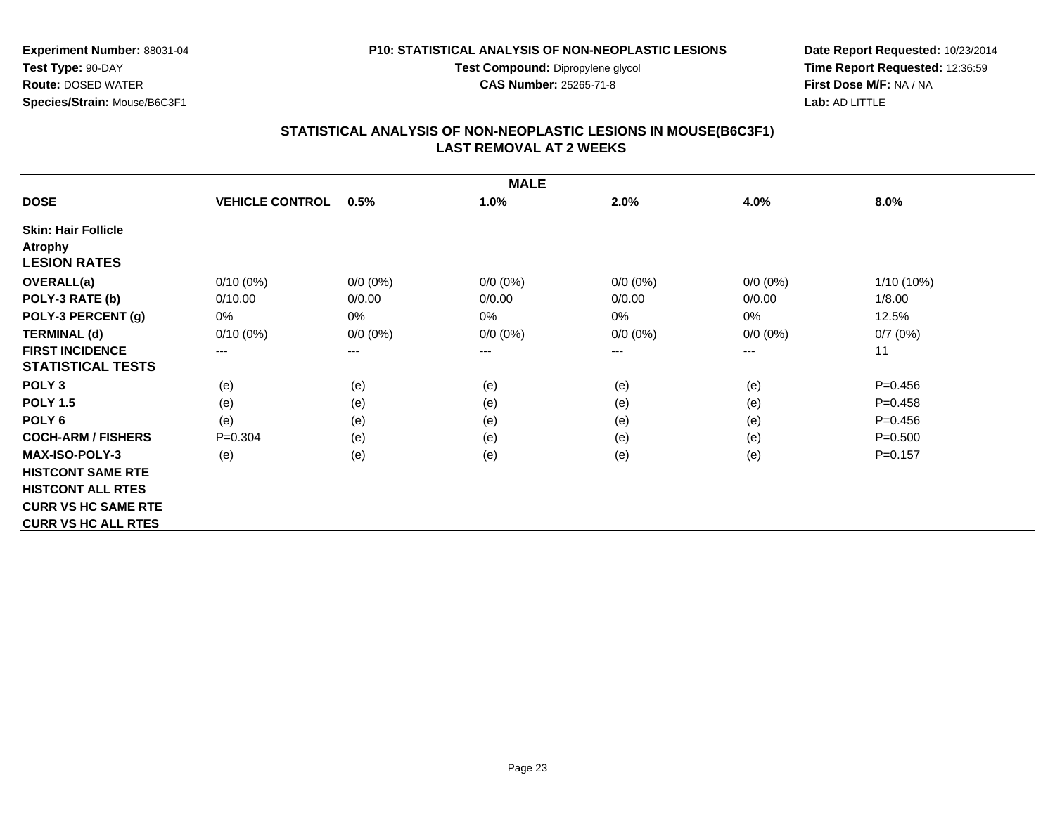**Experiment Number:** 88031-04
**Test Type:** 90-DAY
**Route:** DOSED WATER
**Species/Strain:** Mouse/B6C3F1

**P10: STATISTICAL ANALYSIS OF NON-NEOPLASTIC LESIONS**
**Test Compound:** Dipropylene glycol
**CAS Number:** 25265-71-8

**Date Report Requested:** 10/23/2014
**Time Report Requested:** 12:36:59
**First Dose M/F:** NA / NA
**Lab:** AD LITTLE

## STATISTICAL ANALYSIS OF NON-NEOPLASTIC LESIONS IN MOUSE(B6C3F1)
## LAST REMOVAL AT 2 WEEKS

| MALE | | | | | | |
|---|---|---|---|---|---|---|
| **DOSE** | **VEHICLE CONTROL** | **0.5%** | **1.0%** | **2.0%** | **4.0%** | **8.0%** |
| **Skin: Hair Follicle** | | | | | | |
| **Atrophy** | | | | | | |
| **LESION RATES** | | | | | | |
| **OVERALL(a)** | 0/10 (0%) | 0/0 (0%) | 0/0 (0%) | 0/0 (0%) | 0/0 (0%) | 1/10 (10%) |
| **POLY-3 RATE (b)** | 0/10.00 | 0/0.00 | 0/0.00 | 0/0.00 | 0/0.00 | 1/8.00 |
| **POLY-3 PERCENT (g)** | 0% | 0% | 0% | 0% | 0% | 12.5% |
| **TERMINAL (d)** | 0/10 (0%) | 0/0 (0%) | 0/0 (0%) | 0/0 (0%) | 0/0 (0%) | 0/7 (0%) |
| **FIRST INCIDENCE** | --- | --- | --- | --- | --- | 11 |
| **STATISTICAL TESTS** | | | | | | |
| **POLY 3** | (e) | (e) | (e) | (e) | (e) | P=0.456 |
| **POLY 1.5** | (e) | (e) | (e) | (e) | (e) | P=0.458 |
| **POLY 6** | (e) | (e) | (e) | (e) | (e) | P=0.456 |
| **COCH-ARM / FISHERS** | P=0.304 | (e) | (e) | (e) | (e) | P=0.500 |
| **MAX-ISO-POLY-3** | (e) | (e) | (e) | (e) | (e) | P=0.157 |
| **HISTCONT SAME RTE** | | | | | | |
| **HISTCONT ALL RTES** | | | | | | |
| **CURR VS HC SAME RTE** | | | | | | |
| **CURR VS HC ALL RTES** | | | | | | |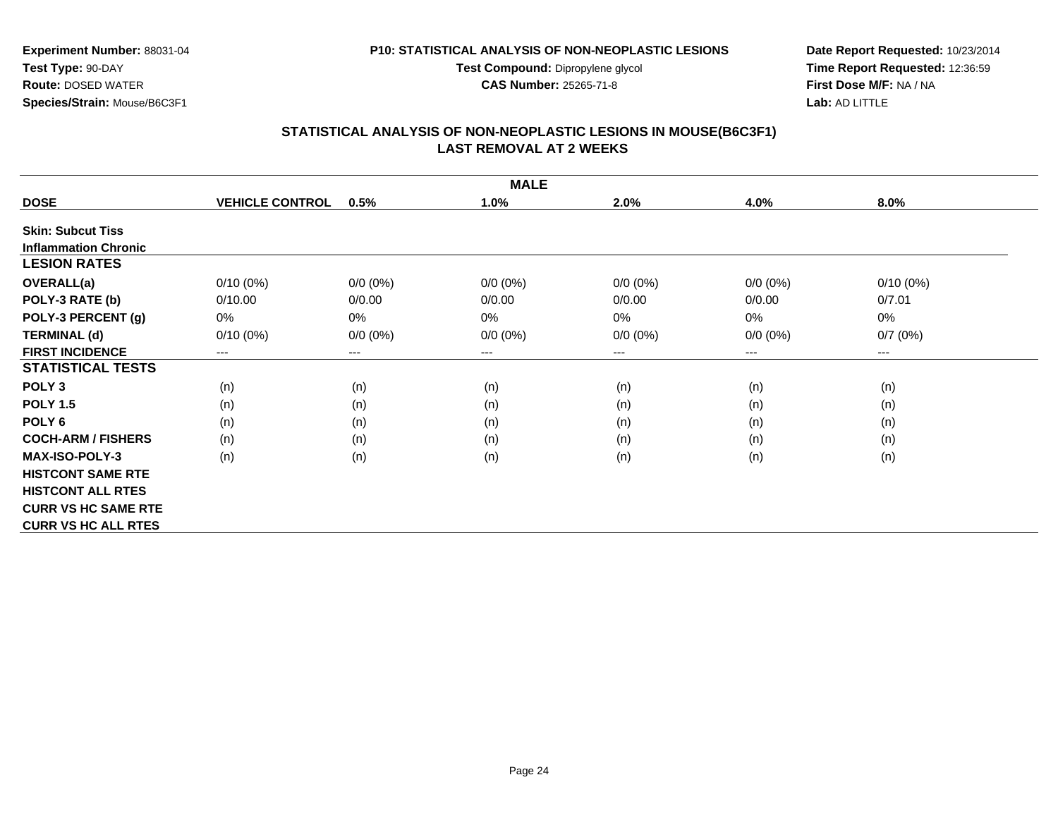**Experiment Number:** 88031-04
**Test Type:** 90-DAY
**Route:** DOSED WATER
**Species/Strain:** Mouse/B6C3F1

**P10: STATISTICAL ANALYSIS OF NON-NEOPLASTIC LESIONS**
**Test Compound:** Dipropylene glycol
**CAS Number:** 25265-71-8

**Date Report Requested:** 10/23/2014
**Time Report Requested:** 12:36:59
**First Dose M/F:** NA / NA
**Lab:** AD LITTLE

## STATISTICAL ANALYSIS OF NON-NEOPLASTIC LESIONS IN MOUSE(B6C3F1)
## LAST REMOVAL AT 2 WEEKS

| | MALE | | | | | |
|---|---|---|---|---|---|---|
| **DOSE** | **VEHICLE CONTROL** | **0.5%** | **1.0%** | **2.0%** | **4.0%** | **8.0%** |
| **Skin: Subcut Tiss** | | | | | | |
| **Inflammation Chronic** | | | | | | |
| **LESION RATES** | | | | | | |
| **OVERALL(a)** | 0/10 (0%) | 0/0 (0%) | 0/0 (0%) | 0/0 (0%) | 0/0 (0%) | 0/10 (0%) |
| **POLY-3 RATE (b)** | 0/10.00 | 0/0.00 | 0/0.00 | 0/0.00 | 0/0.00 | 0/7.01 |
| **POLY-3 PERCENT (g)** | 0% | 0% | 0% | 0% | 0% | 0% |
| **TERMINAL (d)** | 0/10 (0%) | 0/0 (0%) | 0/0 (0%) | 0/0 (0%) | 0/0 (0%) | 0/7 (0%) |
| **FIRST INCIDENCE** | --- | --- | --- | --- | --- | --- |
| **STATISTICAL TESTS** | | | | | | |
| **POLY 3** | (n) | (n) | (n) | (n) | (n) | (n) |
| **POLY 1.5** | (n) | (n) | (n) | (n) | (n) | (n) |
| **POLY 6** | (n) | (n) | (n) | (n) | (n) | (n) |
| **COCH-ARM / FISHERS** | (n) | (n) | (n) | (n) | (n) | (n) |
| **MAX-ISO-POLY-3** | (n) | (n) | (n) | (n) | (n) | (n) |
| **HISTCONT SAME RTE** | | | | | | |
| **HISTCONT ALL RTES** | | | | | | |
| **CURR VS HC SAME RTE** | | | | | | |
| **CURR VS HC ALL RTES** | | | | | | |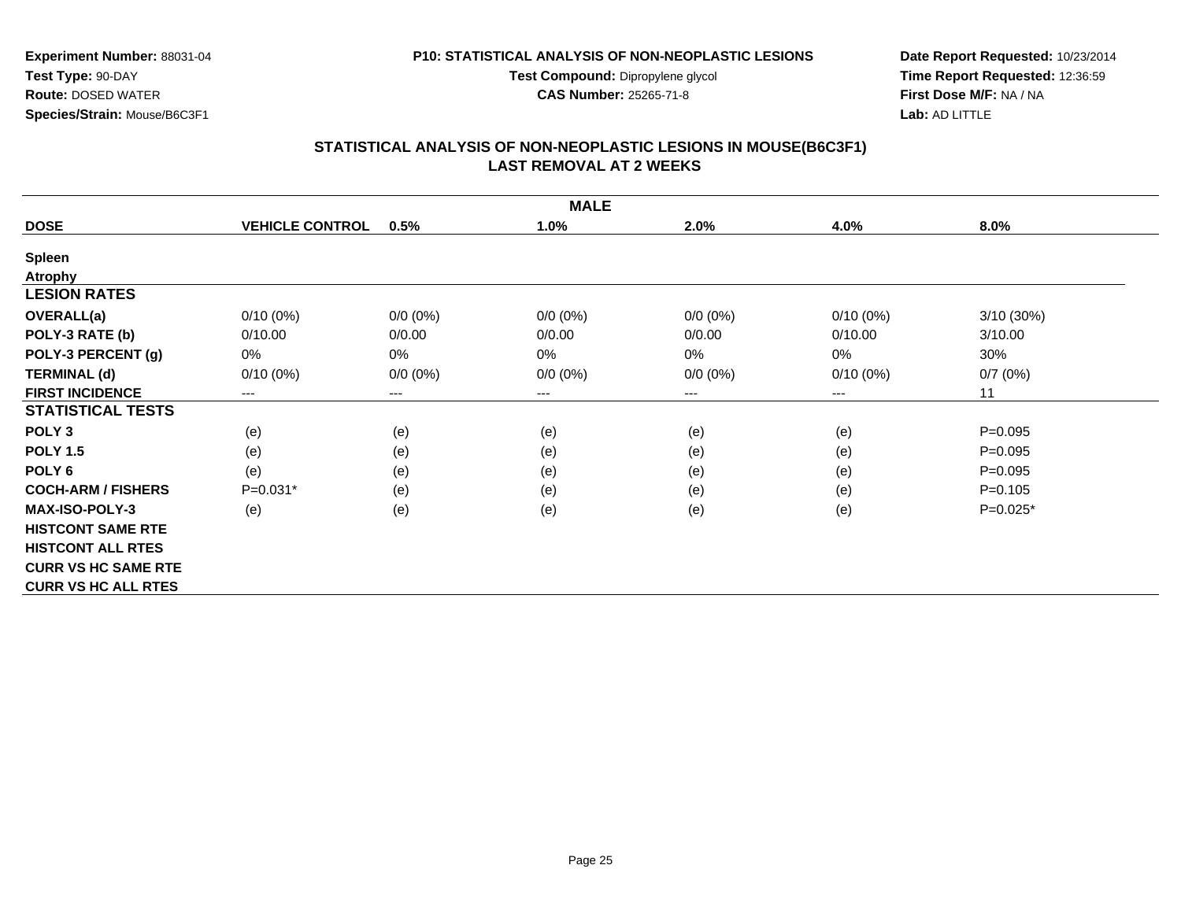**Experiment Number:** 88031-04
**Test Type:** 90-DAY
**Route:** DOSED WATER
**Species/Strain:** Mouse/B6C3F1

**P10: STATISTICAL ANALYSIS OF NON-NEOPLASTIC LESIONS**
**Test Compound:** Dipropylene glycol
**CAS Number:** 25265-71-8

**Date Report Requested:** 10/23/2014
**Time Report Requested:** 12:36:59
**First Dose M/F:** NA / NA
**Lab:** AD LITTLE

## STATISTICAL ANALYSIS OF NON-NEOPLASTIC LESIONS IN MOUSE(B6C3F1)
## LAST REMOVAL AT 2 WEEKS

| | | | MALE | | | |
|---|---|---|---|---|---|---|
| **DOSE** | **VEHICLE CONTROL** | **0.5%** | **1.0%** | **2.0%** | **4.0%** | **8.0%** |
| **Spleen** | | | | | | |
| **Atrophy** | | | | | | |
| **LESION RATES** | | | | | | |
| **OVERALL(a)** | 0/10 (0%) | 0/0 (0%) | 0/0 (0%) | 0/0 (0%) | 0/10 (0%) | 3/10 (30%) |
| **POLY-3 RATE (b)** | 0/10.00 | 0/0.00 | 0/0.00 | 0/0.00 | 0/10.00 | 3/10.00 |
| **POLY-3 PERCENT (g)** | 0% | 0% | 0% | 0% | 0% | 30% |
| **TERMINAL (d)** | 0/10 (0%) | 0/0 (0%) | 0/0 (0%) | 0/0 (0%) | 0/10 (0%) | 0/7 (0%) |
| **FIRST INCIDENCE** | --- | --- | --- | --- | --- | 11 |
| **STATISTICAL TESTS** | | | | | | |
| **POLY 3** | (e) | (e) | (e) | (e) | (e) | P=0.095 |
| **POLY 1.5** | (e) | (e) | (e) | (e) | (e) | P=0.095 |
| **POLY 6** | (e) | (e) | (e) | (e) | (e) | P=0.095 |
| **COCH-ARM / FISHERS** | P=0.031* | (e) | (e) | (e) | (e) | P=0.105 |
| **MAX-ISO-POLY-3** | (e) | (e) | (e) | (e) | (e) | P=0.025* |
| **HISTCONT SAME RTE** | | | | | | |
| **HISTCONT ALL RTES** | | | | | | |
| **CURR VS HC SAME RTE** | | | | | | |
| **CURR VS HC ALL RTES** | | | | | | |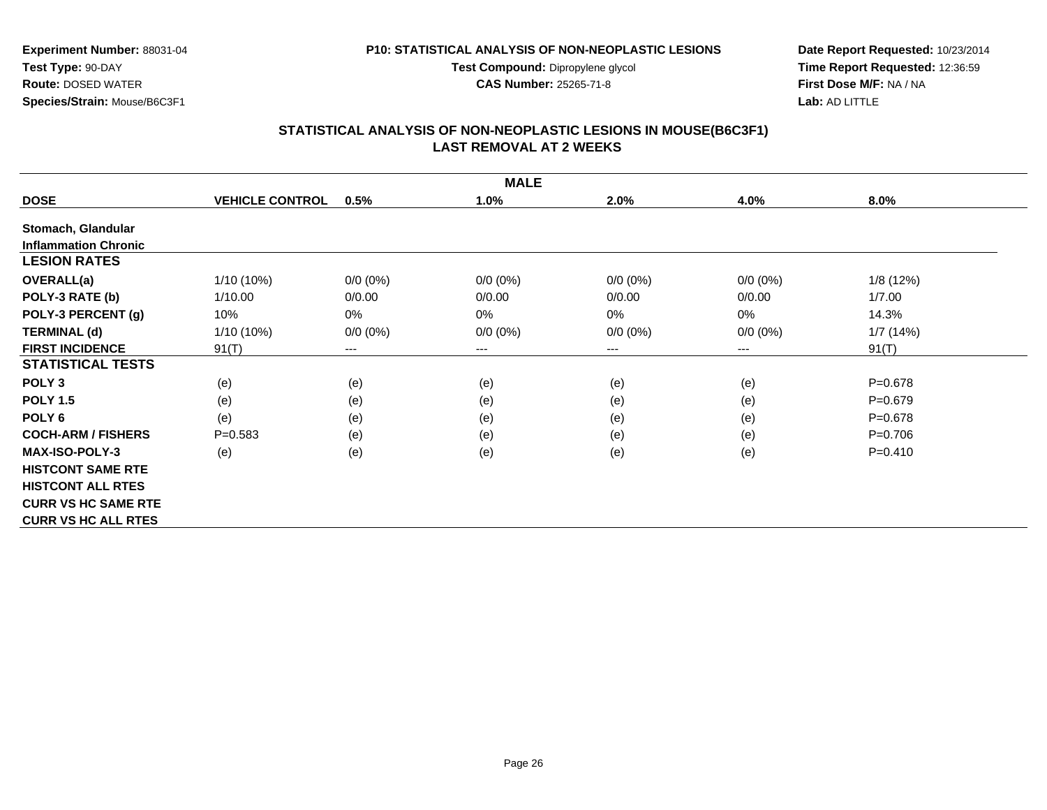**Experiment Number:** 88031-04
**Test Type:** 90-DAY
**Route:** DOSED WATER
**Species/Strain:** Mouse/B6C3F1

**P10: STATISTICAL ANALYSIS OF NON-NEOPLASTIC LESIONS**
**Test Compound:** Dipropylene glycol
**CAS Number:** 25265-71-8

**Date Report Requested:** 10/23/2014
**Time Report Requested:** 12:36:59
**First Dose M/F:** NA / NA
**Lab:** AD LITTLE

## STATISTICAL ANALYSIS OF NON-NEOPLASTIC LESIONS IN MOUSE(B6C3F1) LAST REMOVAL AT 2 WEEKS

| | MALE | | | | | |
|---|---|---|---|---|---|---|
| **DOSE** | **VEHICLE CONTROL** | **0.5%** | **1.0%** | **2.0%** | **4.0%** | **8.0%** |
| **Stomach, Glandular** | | | | | | |
| **Inflammation Chronic** | | | | | | |
| **LESION RATES** | | | | | | |
| **OVERALL(a)** | 1/10 (10%) | 0/0 (0%) | 0/0 (0%) | 0/0 (0%) | 0/0 (0%) | 1/8 (12%) |
| **POLY-3 RATE (b)** | 1/10.00 | 0/0.00 | 0/0.00 | 0/0.00 | 0/0.00 | 1/7.00 |
| **POLY-3 PERCENT (g)** | 10% | 0% | 0% | 0% | 0% | 14.3% |
| **TERMINAL (d)** | 1/10 (10%) | 0/0 (0%) | 0/0 (0%) | 0/0 (0%) | 0/0 (0%) | 1/7 (14%) |
| **FIRST INCIDENCE** | 91(T) | --- | --- | --- | --- | 91(T) |
| **STATISTICAL TESTS** | | | | | | |
| **POLY 3** | (e) | (e) | (e) | (e) | (e) | P=0.678 |
| **POLY 1.5** | (e) | (e) | (e) | (e) | (e) | P=0.679 |
| **POLY 6** | (e) | (e) | (e) | (e) | (e) | P=0.678 |
| **COCH-ARM / FISHERS** | P=0.583 | (e) | (e) | (e) | (e) | P=0.706 |
| **MAX-ISO-POLY-3** | (e) | (e) | (e) | (e) | (e) | P=0.410 |
| **HISTCONT SAME RTE** | | | | | | |
| **HISTCONT ALL RTES** | | | | | | |
| **CURR VS HC SAME RTE** | | | | | | |
| **CURR VS HC ALL RTES** | | | | | | |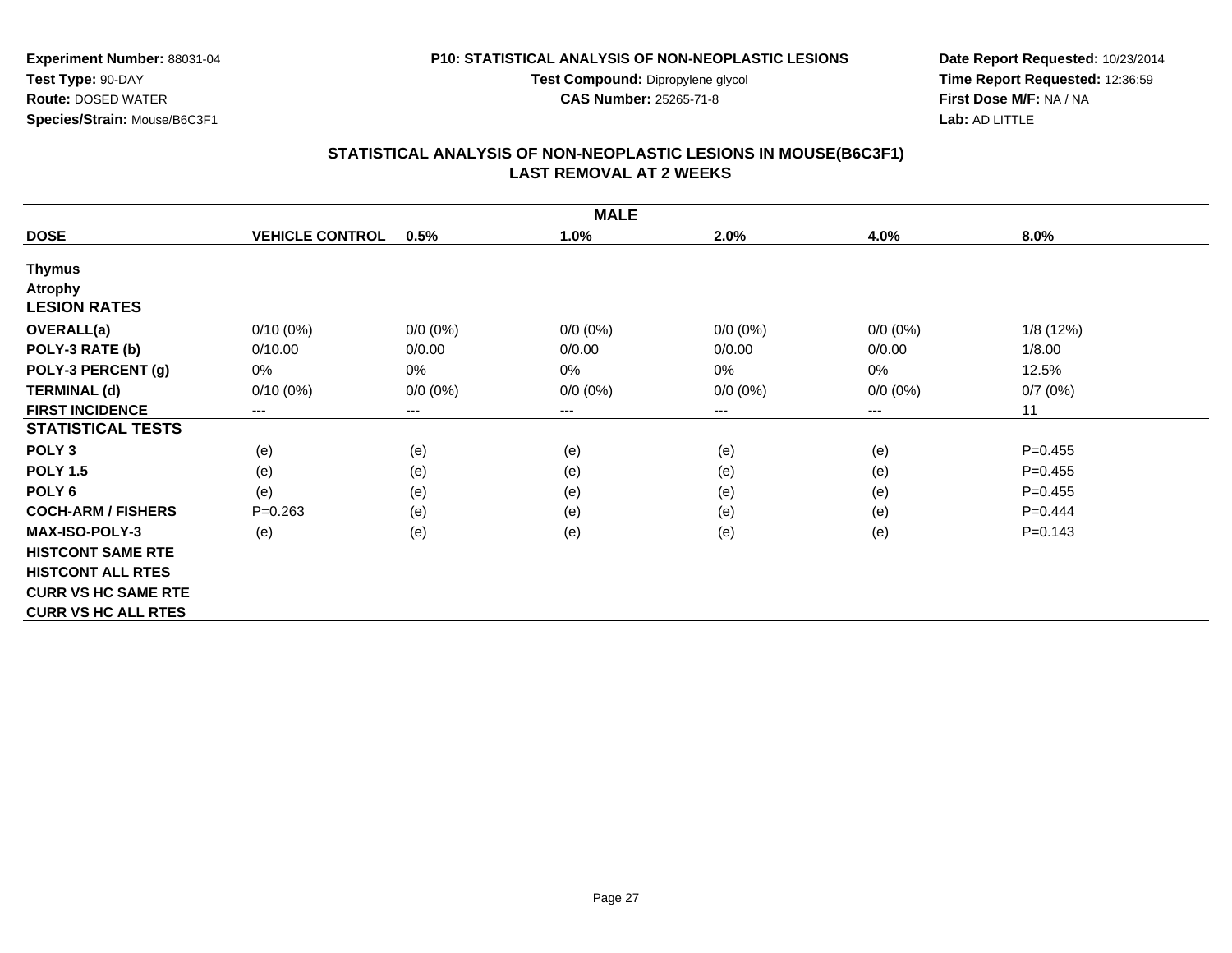**Experiment Number:** 88031-04
**Test Type:** 90-DAY
**Route:** DOSED WATER
**Species/Strain:** Mouse/B6C3F1

**P10: STATISTICAL ANALYSIS OF NON-NEOPLASTIC LESIONS**
**Test Compound:** Dipropylene glycol
**CAS Number:** 25265-71-8

**Date Report Requested:** 10/23/2014
**Time Report Requested:** 12:36:59
**First Dose M/F:** NA / NA
**Lab:** AD LITTLE

## STATISTICAL ANALYSIS OF NON-NEOPLASTIC LESIONS IN MOUSE(B6C3F1)
## LAST REMOVAL AT 2 WEEKS

| | MALE | | | | | |
|---|---|---|---|---|---|---|
| **DOSE** | **VEHICLE CONTROL** | **0.5%** | **1.0%** | **2.0%** | **4.0%** | **8.0%** |
| **Thymus** | | | | | | |
| **Atrophy** | | | | | | |
| **LESION RATES** | | | | | | |
| **OVERALL(a)** | 0/10 (0%) | 0/0 (0%) | 0/0 (0%) | 0/0 (0%) | 0/0 (0%) | 1/8 (12%) |
| **POLY-3 RATE (b)** | 0/10.00 | 0/0.00 | 0/0.00 | 0/0.00 | 0/0.00 | 1/8.00 |
| **POLY-3 PERCENT (g)** | 0% | 0% | 0% | 0% | 0% | 12.5% |
| **TERMINAL (d)** | 0/10 (0%) | 0/0 (0%) | 0/0 (0%) | 0/0 (0%) | 0/0 (0%) | 0/7 (0%) |
| **FIRST INCIDENCE** | --- | --- | --- | --- | --- | 11 |
| **STATISTICAL TESTS** | | | | | | |
| **POLY 3** | (e) | (e) | (e) | (e) | (e) | P=0.455 |
| **POLY 1.5** | (e) | (e) | (e) | (e) | (e) | P=0.455 |
| **POLY 6** | (e) | (e) | (e) | (e) | (e) | P=0.455 |
| **COCH-ARM / FISHERS** | P=0.263 | (e) | (e) | (e) | (e) | P=0.444 |
| **MAX-ISO-POLY-3** | (e) | (e) | (e) | (e) | (e) | P=0.143 |
| **HISTCONT SAME RTE** | | | | | | |
| **HISTCONT ALL RTES** | | | | | | |
| **CURR VS HC SAME RTE** | | | | | | |
| **CURR VS HC ALL RTES** | | | | | | |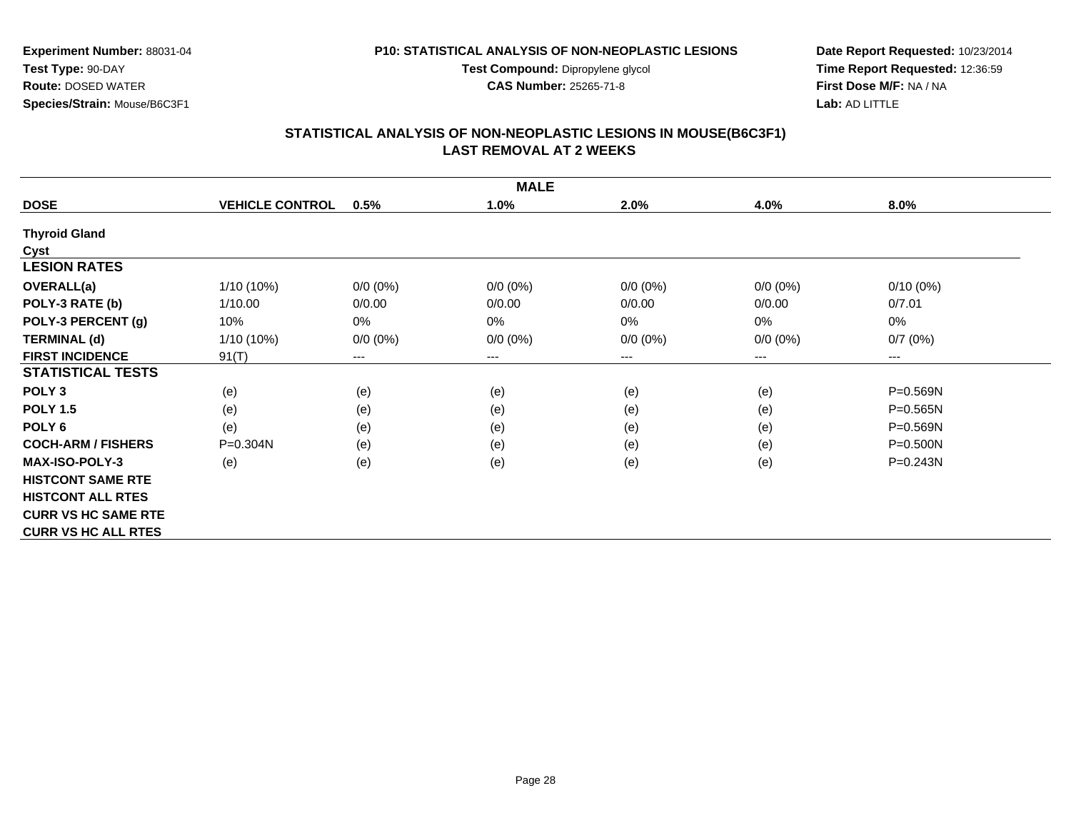**Experiment Number:** 88031-04
**Test Type:** 90-DAY
**Route:** DOSED WATER
**Species/Strain:** Mouse/B6C3F1

**P10: STATISTICAL ANALYSIS OF NON-NEOPLASTIC LESIONS**
**Test Compound:** Dipropylene glycol
**CAS Number:** 25265-71-8

**Date Report Requested:** 10/23/2014
**Time Report Requested:** 12:36:59
**First Dose M/F:** NA / NA
**Lab:** AD LITTLE

## STATISTICAL ANALYSIS OF NON-NEOPLASTIC LESIONS IN MOUSE(B6C3F1)
## LAST REMOVAL AT 2 WEEKS

| MALE | | | | | | |
|---|---|---|---|---|---|---|
| **DOSE** | **VEHICLE CONTROL** | **0.5%** | **1.0%** | **2.0%** | **4.0%** | **8.0%** |
| **Thyroid Gland** | | | | | | |
| **Cyst** | | | | | | |
| **LESION RATES** | | | | | | |
| **OVERALL(a)** | 1/10 (10%) | 0/0 (0%) | 0/0 (0%) | 0/0 (0%) | 0/0 (0%) | 0/10 (0%) |
| **POLY-3 RATE (b)** | 1/10.00 | 0/0.00 | 0/0.00 | 0/0.00 | 0/0.00 | 0/7.01 |
| **POLY-3 PERCENT (g)** | 10% | 0% | 0% | 0% | 0% | 0% |
| **TERMINAL (d)** | 1/10 (10%) | 0/0 (0%) | 0/0 (0%) | 0/0 (0%) | 0/0 (0%) | 0/7 (0%) |
| **FIRST INCIDENCE** | 91(T) | --- | --- | --- | --- | --- |
| **STATISTICAL TESTS** | | | | | | |
| **POLY 3** | (e) | (e) | (e) | (e) | (e) | P=0.569N |
| **POLY 1.5** | (e) | (e) | (e) | (e) | (e) | P=0.565N |
| **POLY 6** | (e) | (e) | (e) | (e) | (e) | P=0.569N |
| **COCH-ARM / FISHERS** | P=0.304N | (e) | (e) | (e) | (e) | P=0.500N |
| **MAX-ISO-POLY-3** | (e) | (e) | (e) | (e) | (e) | P=0.243N |
| **HISTCONT SAME RTE** | | | | | | |
| **HISTCONT ALL RTES** | | | | | | |
| **CURR VS HC SAME RTE** | | | | | | |
| **CURR VS HC ALL RTES** | | | | | | |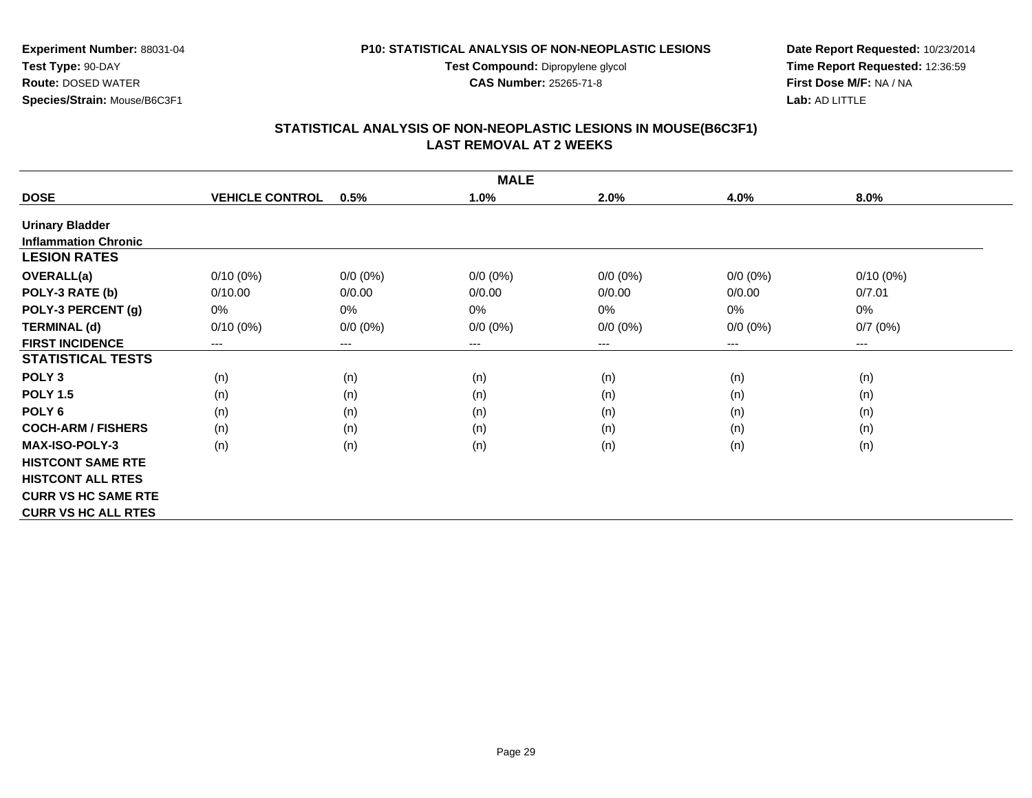**Experiment Number:** 88031-04
**Test Type:** 90-DAY
**Route:** DOSED WATER
**Species/Strain:** Mouse/B6C3F1

**P10: STATISTICAL ANALYSIS OF NON-NEOPLASTIC LESIONS**
**Test Compound:** Dipropylene glycol
**CAS Number:** 25265-71-8

**Date Report Requested:** 10/23/2014
**Time Report Requested:** 12:36:59
**First Dose M/F:** NA / NA
**Lab:** AD LITTLE

## STATISTICAL ANALYSIS OF NON-NEOPLASTIC LESIONS IN MOUSE(B6C3F1)
## LAST REMOVAL AT 2 WEEKS

| | MALE | | | | | |
|---|---|---|---|---|---|---|
| **DOSE** | **VEHICLE CONTROL** | **0.5%** | **1.0%** | **2.0%** | **4.0%** | **8.0%** |
| **Urinary Bladder** | | | | | | |
| **Inflammation Chronic** | | | | | | |
| **LESION RATES** | | | | | | |
| **OVERALL(a)** | 0/10 (0%) | 0/0 (0%) | 0/0 (0%) | 0/0 (0%) | 0/0 (0%) | 0/10 (0%) |
| **POLY-3 RATE (b)** | 0/10.00 | 0/0.00 | 0/0.00 | 0/0.00 | 0/0.00 | 0/7.01 |
| **POLY-3 PERCENT (g)** | 0% | 0% | 0% | 0% | 0% | 0% |
| **TERMINAL (d)** | 0/10 (0%) | 0/0 (0%) | 0/0 (0%) | 0/0 (0%) | 0/0 (0%) | 0/7 (0%) |
| **FIRST INCIDENCE** | --- | --- | --- | --- | --- | --- |
| **STATISTICAL TESTS** | | | | | | |
| **POLY 3** | (n) | (n) | (n) | (n) | (n) | (n) |
| **POLY 1.5** | (n) | (n) | (n) | (n) | (n) | (n) |
| **POLY 6** | (n) | (n) | (n) | (n) | (n) | (n) |
| **COCH-ARM / FISHERS** | (n) | (n) | (n) | (n) | (n) | (n) |
| **MAX-ISO-POLY-3** | (n) | (n) | (n) | (n) | (n) | (n) |
| **HISTCONT SAME RTE** | | | | | | |
| **HISTCONT ALL RTES** | | | | | | |
| **CURR VS HC SAME RTE** | | | | | | |
| **CURR VS HC ALL RTES** | | | | | | |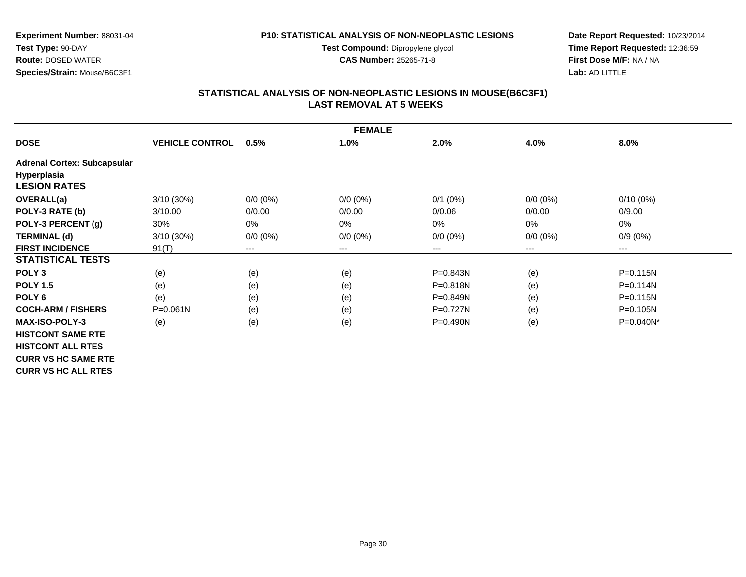**Experiment Number:** 88031-04
**Test Type:** 90-DAY
**Route:** DOSED WATER
**Species/Strain:** Mouse/B6C3F1

**P10: STATISTICAL ANALYSIS OF NON-NEOPLASTIC LESIONS**
**Test Compound:** Dipropylene glycol
**CAS Number:** 25265-71-8

**Date Report Requested:** 10/23/2014
**Time Report Requested:** 12:36:59
**First Dose M/F:** NA / NA
**Lab:** AD LITTLE

## STATISTICAL ANALYSIS OF NON-NEOPLASTIC LESIONS IN MOUSE(B6C3F1)
## LAST REMOVAL AT 5 WEEKS

| FEMALE | | | | | | |
|---|---|---|---|---|---|---|
| **DOSE** | **VEHICLE CONTROL** | **0.5%** | **1.0%** | **2.0%** | **4.0%** | **8.0%** |
| **Adrenal Cortex: Subcapsular Hyperplasia** | | | | | | |
| **LESION RATES** | | | | | | |
| **OVERALL(a)** | 3/10 (30%) | 0/0 (0%) | 0/0 (0%) | 0/1 (0%) | 0/0 (0%) | 0/10 (0%) |
| **POLY-3 RATE (b)** | 3/10.00 | 0/0.00 | 0/0.00 | 0/0.06 | 0/0.00 | 0/9.00 |
| **POLY-3 PERCENT (g)** | 30% | 0% | 0% | 0% | 0% | 0% |
| **TERMINAL (d)** | 3/10 (30%) | 0/0 (0%) | 0/0 (0%) | 0/0 (0%) | 0/0 (0%) | 0/9 (0%) |
| **FIRST INCIDENCE** | 91(T) | --- | --- | --- | --- | --- |
| **STATISTICAL TESTS** | | | | | | |
| **POLY 3** | (e) | (e) | (e) | P=0.843N | (e) | P=0.115N |
| **POLY 1.5** | (e) | (e) | (e) | P=0.818N | (e) | P=0.114N |
| **POLY 6** | (e) | (e) | (e) | P=0.849N | (e) | P=0.115N |
| **COCH-ARM / FISHERS** | P=0.061N | (e) | (e) | P=0.727N | (e) | P=0.105N |
| **MAX-ISO-POLY-3** | (e) | (e) | (e) | P=0.490N | (e) | P=0.040N* |
| **HISTCONT SAME RTE** | | | | | | |
| **HISTCONT ALL RTES** | | | | | | |
| **CURR VS HC SAME RTE** | | | | | | |
| **CURR VS HC ALL RTES** | | | | | | |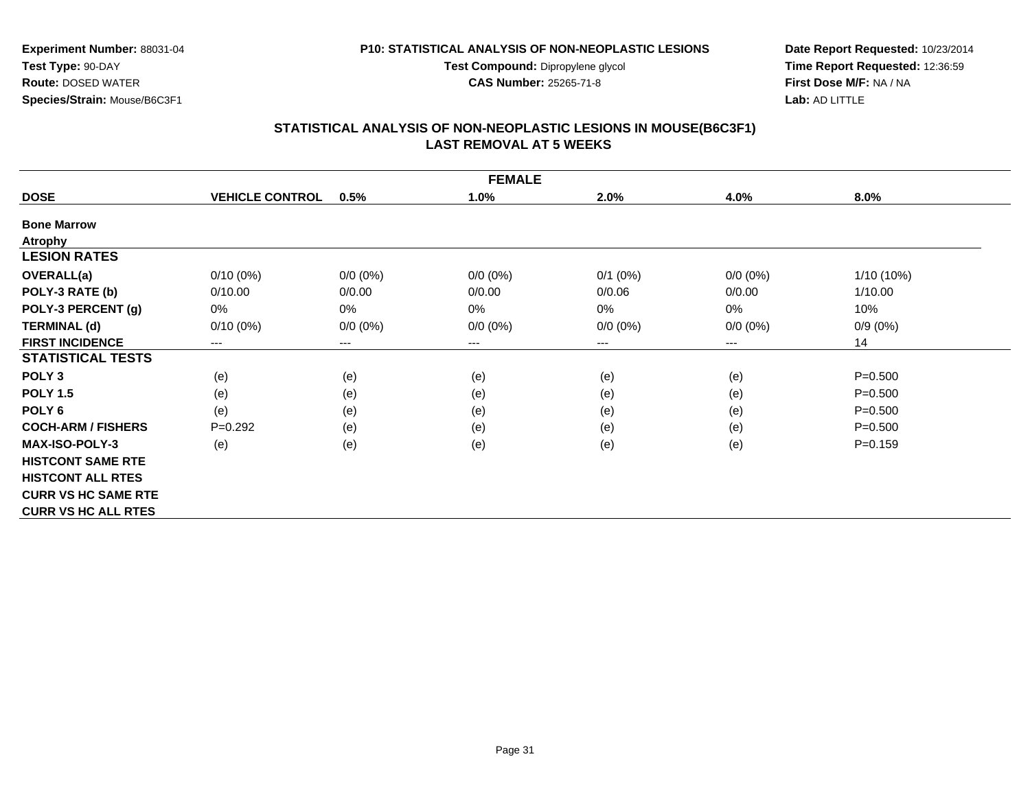**Experiment Number:** 88031-04
**Test Type:** 90-DAY
**Route:** DOSED WATER
**Species/Strain:** Mouse/B6C3F1

**P10: STATISTICAL ANALYSIS OF NON-NEOPLASTIC LESIONS**
**Test Compound:** Dipropylene glycol
**CAS Number:** 25265-71-8

**Date Report Requested:** 10/23/2014
**Time Report Requested:** 12:36:59
**First Dose M/F:** NA / NA
**Lab:** AD LITTLE

## STATISTICAL ANALYSIS OF NON-NEOPLASTIC LESIONS IN MOUSE(B6C3F1)
## LAST REMOVAL AT 5 WEEKS

| FEMALE | | | | | | |
|---|---|---|---|---|---|---|
| **DOSE** | **VEHICLE CONTROL** | **0.5%** | **1.0%** | **2.0%** | **4.0%** | **8.0%** |
| **Bone Marrow** | | | | | | |
| **Atrophy** | | | | | | |
| **LESION RATES** | | | | | | |
| **OVERALL(a)** | 0/10 (0%) | 0/0 (0%) | 0/0 (0%) | 0/1 (0%) | 0/0 (0%) | 1/10 (10%) |
| **POLY-3 RATE (b)** | 0/10.00 | 0/0.00 | 0/0.00 | 0/0.06 | 0/0.00 | 1/10.00 |
| **POLY-3 PERCENT (g)** | 0% | 0% | 0% | 0% | 0% | 10% |
| **TERMINAL (d)** | 0/10 (0%) | 0/0 (0%) | 0/0 (0%) | 0/0 (0%) | 0/0 (0%) | 0/9 (0%) |
| **FIRST INCIDENCE** | --- | --- | --- | --- | --- | 14 |
| **STATISTICAL TESTS** | | | | | | |
| **POLY 3** | (e) | (e) | (e) | (e) | (e) | P=0.500 |
| **POLY 1.5** | (e) | (e) | (e) | (e) | (e) | P=0.500 |
| **POLY 6** | (e) | (e) | (e) | (e) | (e) | P=0.500 |
| **COCH-ARM / FISHERS** | P=0.292 | (e) | (e) | (e) | (e) | P=0.500 |
| **MAX-ISO-POLY-3** | (e) | (e) | (e) | (e) | (e) | P=0.159 |
| **HISTCONT SAME RTE** | | | | | | |
| **HISTCONT ALL RTES** | | | | | | |
| **CURR VS HC SAME RTE** | | | | | | |
| **CURR VS HC ALL RTES** | | | | | | |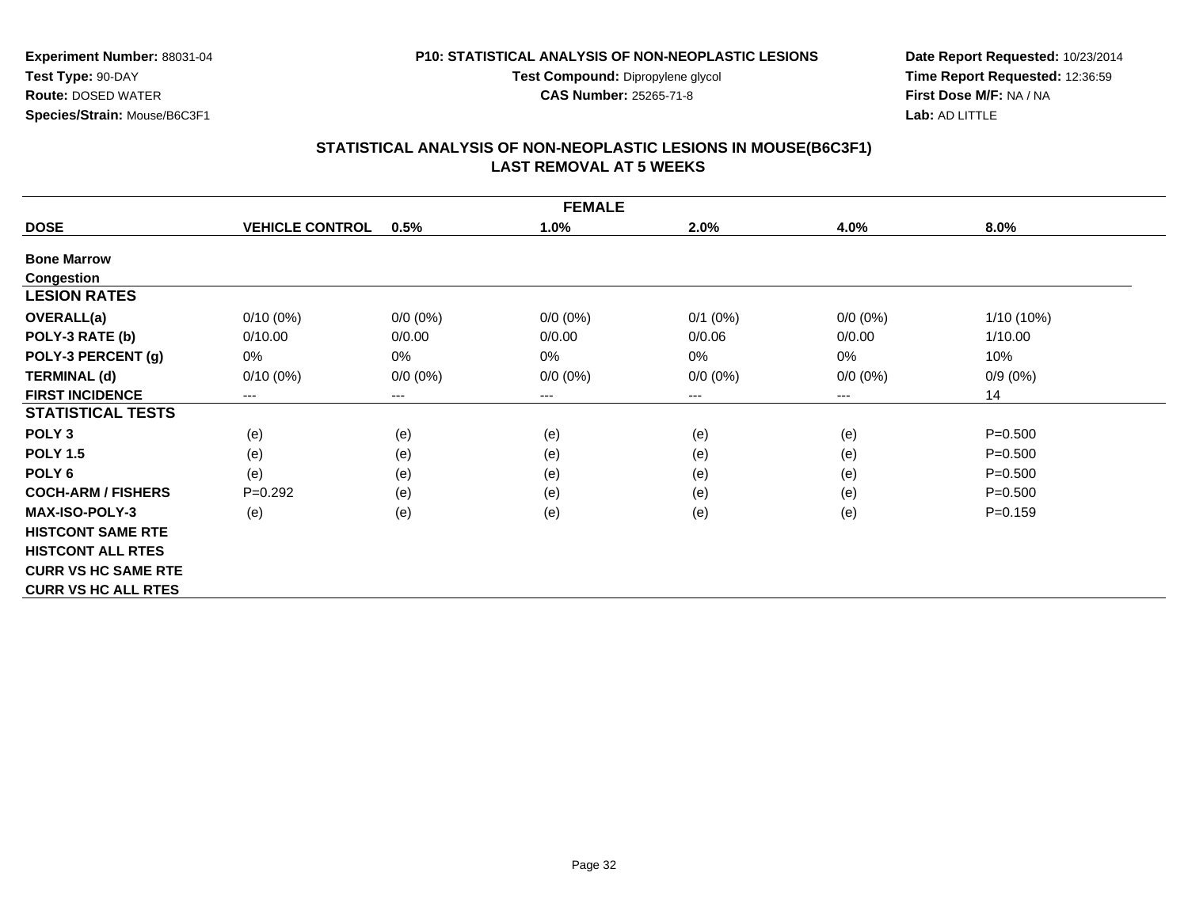**Experiment Number:** 88031-04
**Test Type:** 90-DAY
**Route:** DOSED WATER
**Species/Strain:** Mouse/B6C3F1

**P10: STATISTICAL ANALYSIS OF NON-NEOPLASTIC LESIONS**
**Test Compound:** Dipropylene glycol
**CAS Number:** 25265-71-8

**Date Report Requested:** 10/23/2014
**Time Report Requested:** 12:36:59
**First Dose M/F:** NA / NA
**Lab:** AD LITTLE

## STATISTICAL ANALYSIS OF NON-NEOPLASTIC LESIONS IN MOUSE(B6C3F1)
## LAST REMOVAL AT 5 WEEKS

| FEMALE | | | | | | |
|---|---|---|---|---|---|---|
| **DOSE** | **VEHICLE CONTROL** | **0.5%** | **1.0%** | **2.0%** | **4.0%** | **8.0%** |
| **Bone Marrow** | | | | | | |
| **Congestion** | | | | | | |
| **LESION RATES** | | | | | | |
| **OVERALL(a)** | 0/10 (0%) | 0/0 (0%) | 0/0 (0%) | 0/1 (0%) | 0/0 (0%) | 1/10 (10%) |
| **POLY-3 RATE (b)** | 0/10.00 | 0/0.00 | 0/0.00 | 0/0.06 | 0/0.00 | 1/10.00 |
| **POLY-3 PERCENT (g)** | 0% | 0% | 0% | 0% | 0% | 10% |
| **TERMINAL (d)** | 0/10 (0%) | 0/0 (0%) | 0/0 (0%) | 0/0 (0%) | 0/0 (0%) | 0/9 (0%) |
| **FIRST INCIDENCE** | --- | --- | --- | --- | --- | 14 |
| **STATISTICAL TESTS** | | | | | | |
| **POLY 3** | (e) | (e) | (e) | (e) | (e) | P=0.500 |
| **POLY 1.5** | (e) | (e) | (e) | (e) | (e) | P=0.500 |
| **POLY 6** | (e) | (e) | (e) | (e) | (e) | P=0.500 |
| **COCH-ARM / FISHERS** | P=0.292 | (e) | (e) | (e) | (e) | P=0.500 |
| **MAX-ISO-POLY-3** | (e) | (e) | (e) | (e) | (e) | P=0.159 |
| **HISTCONT SAME RTE** | | | | | | |
| **HISTCONT ALL RTES** | | | | | | |
| **CURR VS HC SAME RTE** | | | | | | |
| **CURR VS HC ALL RTES** | | | | | | |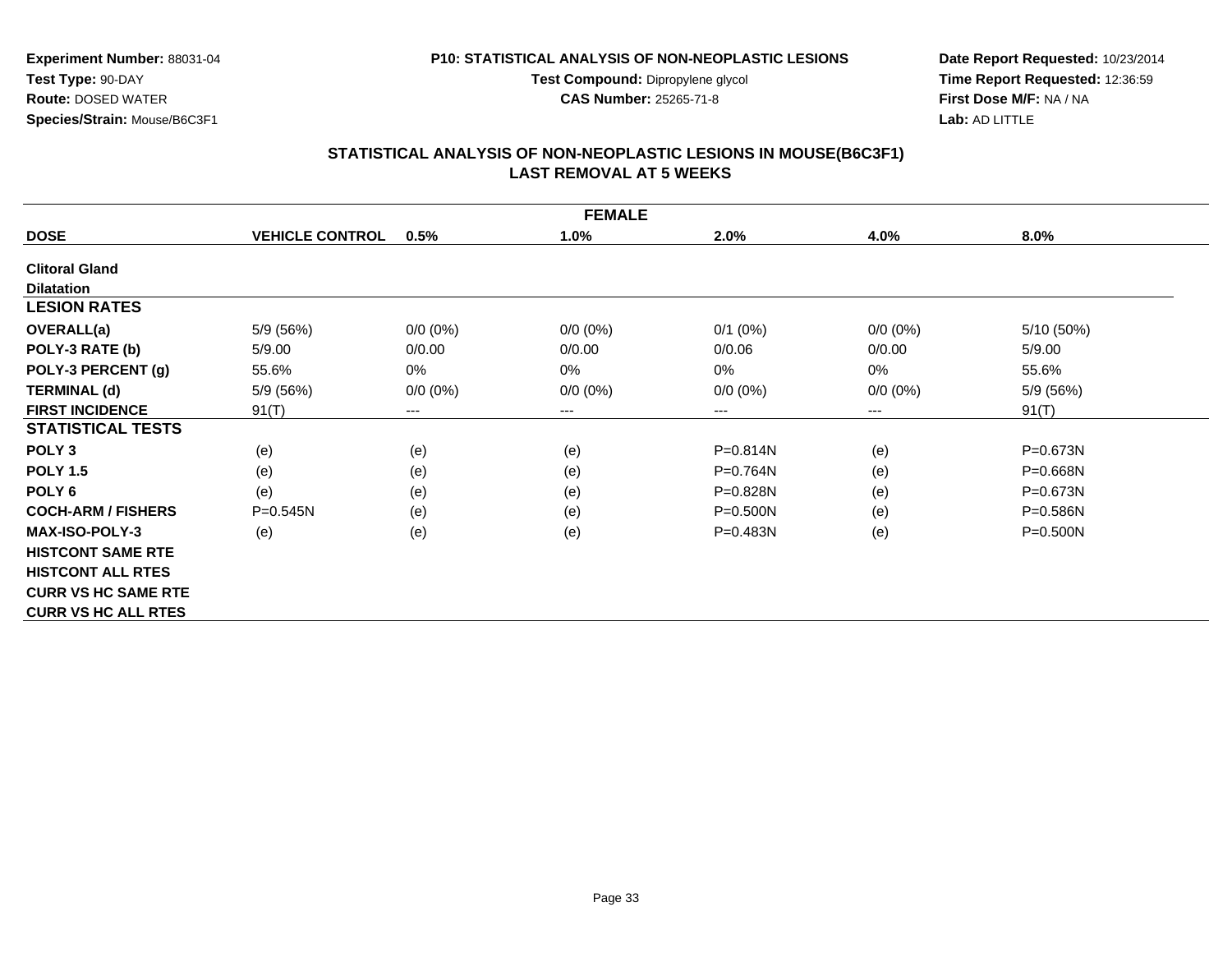**Experiment Number:** 88031-04
**Test Type:** 90-DAY
**Route:** DOSED WATER
**Species/Strain:** Mouse/B6C3F1

**P10: STATISTICAL ANALYSIS OF NON-NEOPLASTIC LESIONS**
**Test Compound:** Dipropylene glycol
**CAS Number:** 25265-71-8

**Date Report Requested:** 10/23/2014
**Time Report Requested:** 12:36:59
**First Dose M/F:** NA / NA
**Lab:** AD LITTLE

## STATISTICAL ANALYSIS OF NON-NEOPLASTIC LESIONS IN MOUSE(B6C3F1)
## LAST REMOVAL AT 5 WEEKS

| FEMALE | | | | | | |
|---|---|---|---|---|---|---|
| **DOSE** | **VEHICLE CONTROL** | **0.5%** | **1.0%** | **2.0%** | **4.0%** | **8.0%** |
| **Clitoral Gland** | | | | | | |
| **Dilatation** | | | | | | |
| **LESION RATES** | | | | | | |
| **OVERALL(a)** | 5/9 (56%) | 0/0 (0%) | 0/0 (0%) | 0/1 (0%) | 0/0 (0%) | 5/10 (50%) |
| **POLY-3 RATE (b)** | 5/9.00 | 0/0.00 | 0/0.00 | 0/0.06 | 0/0.00 | 5/9.00 |
| **POLY-3 PERCENT (g)** | 55.6% | 0% | 0% | 0% | 0% | 55.6% |
| **TERMINAL (d)** | 5/9 (56%) | 0/0 (0%) | 0/0 (0%) | 0/0 (0%) | 0/0 (0%) | 5/9 (56%) |
| **FIRST INCIDENCE** | 91(T) | --- | --- | --- | --- | 91(T) |
| **STATISTICAL TESTS** | | | | | | |
| **POLY 3** | (e) | (e) | (e) | P=0.814N | (e) | P=0.673N |
| **POLY 1.5** | (e) | (e) | (e) | P=0.764N | (e) | P=0.668N |
| **POLY 6** | (e) | (e) | (e) | P=0.828N | (e) | P=0.673N |
| **COCH-ARM / FISHERS** | P=0.545N | (e) | (e) | P=0.500N | (e) | P=0.586N |
| **MAX-ISO-POLY-3** | (e) | (e) | (e) | P=0.483N | (e) | P=0.500N |
| **HISTCONT SAME RTE** | | | | | | |
| **HISTCONT ALL RTES** | | | | | | |
| **CURR VS HC SAME RTE** | | | | | | |
| **CURR VS HC ALL RTES** | | | | | | |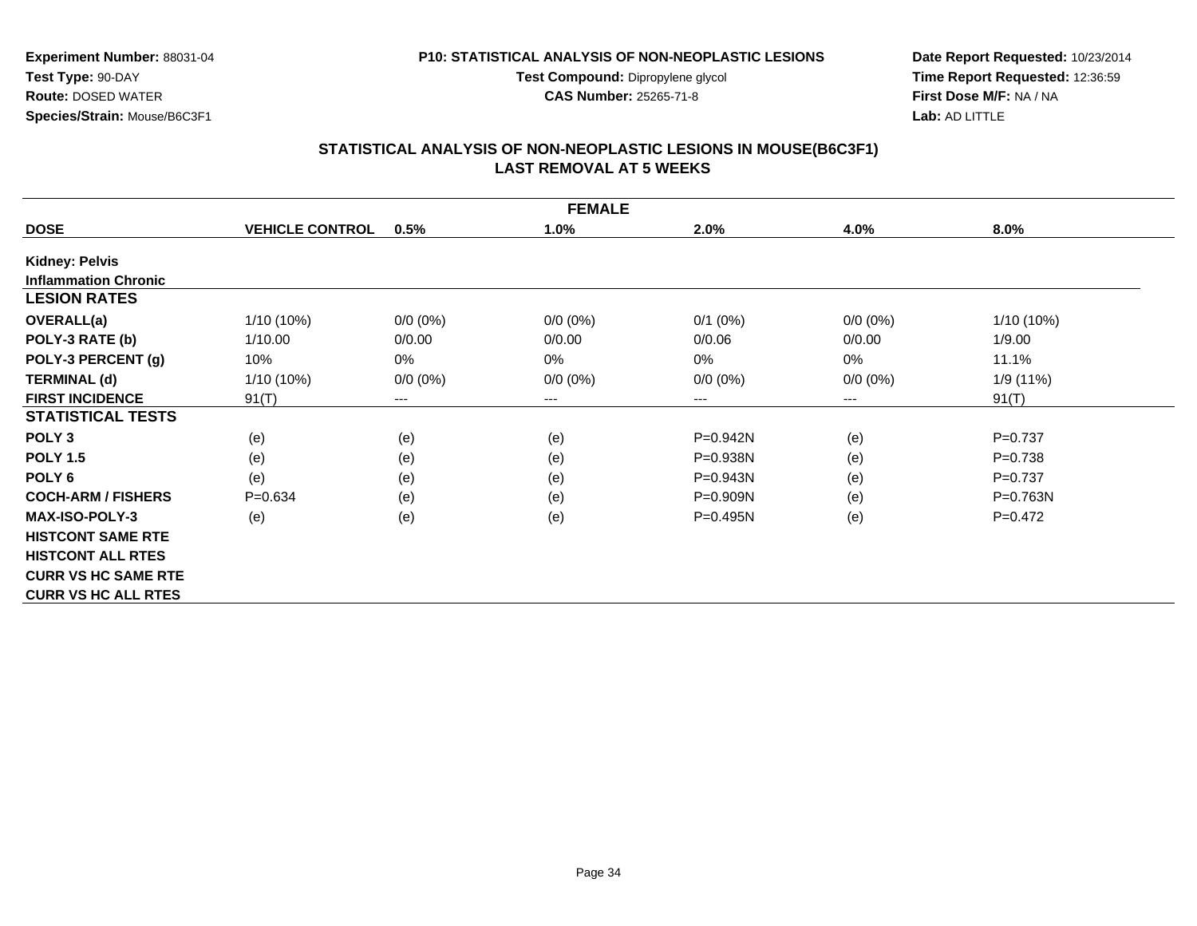**Experiment Number:** 88031-04
**Test Type:** 90-DAY
**Route:** DOSED WATER
**Species/Strain:** Mouse/B6C3F1

**P10: STATISTICAL ANALYSIS OF NON-NEOPLASTIC LESIONS**
**Test Compound:** Dipropylene glycol
**CAS Number:** 25265-71-8

**Date Report Requested:** 10/23/2014
**Time Report Requested:** 12:36:59
**First Dose M/F:** NA / NA
**Lab:** AD LITTLE

## STATISTICAL ANALYSIS OF NON-NEOPLASTIC LESIONS IN MOUSE(B6C3F1)
## LAST REMOVAL AT 5 WEEKS

| FEMALE | | | | | | |
|---|---|---|---|---|---|---|
| **DOSE** | **VEHICLE CONTROL** | **0.5%** | **1.0%** | **2.0%** | **4.0%** | **8.0%** |
| **Kidney: Pelvis** | | | | | | |
| **Inflammation Chronic** | | | | | | |
| **LESION RATES** | | | | | | |
| **OVERALL(a)** | 1/10 (10%) | 0/0 (0%) | 0/0 (0%) | 0/1 (0%) | 0/0 (0%) | 1/10 (10%) |
| **POLY-3 RATE (b)** | 1/10.00 | 0/0.00 | 0/0.00 | 0/0.06 | 0/0.00 | 1/9.00 |
| **POLY-3 PERCENT (g)** | 10% | 0% | 0% | 0% | 0% | 11.1% |
| **TERMINAL (d)** | 1/10 (10%) | 0/0 (0%) | 0/0 (0%) | 0/0 (0%) | 0/0 (0%) | 1/9 (11%) |
| **FIRST INCIDENCE** | 91(T) | --- | --- | --- | --- | 91(T) |
| **STATISTICAL TESTS** | | | | | | |
| **POLY 3** | (e) | (e) | (e) | P=0.942N | (e) | P=0.737 |
| **POLY 1.5** | (e) | (e) | (e) | P=0.938N | (e) | P=0.738 |
| **POLY 6** | (e) | (e) | (e) | P=0.943N | (e) | P=0.737 |
| **COCH-ARM / FISHERS** | P=0.634 | (e) | (e) | P=0.909N | (e) | P=0.763N |
| **MAX-ISO-POLY-3** | (e) | (e) | (e) | P=0.495N | (e) | P=0.472 |
| **HISTCONT SAME RTE** | | | | | | |
| **HISTCONT ALL RTES** | | | | | | |
| **CURR VS HC SAME RTE** | | | | | | |
| **CURR VS HC ALL RTES** | | | | | | |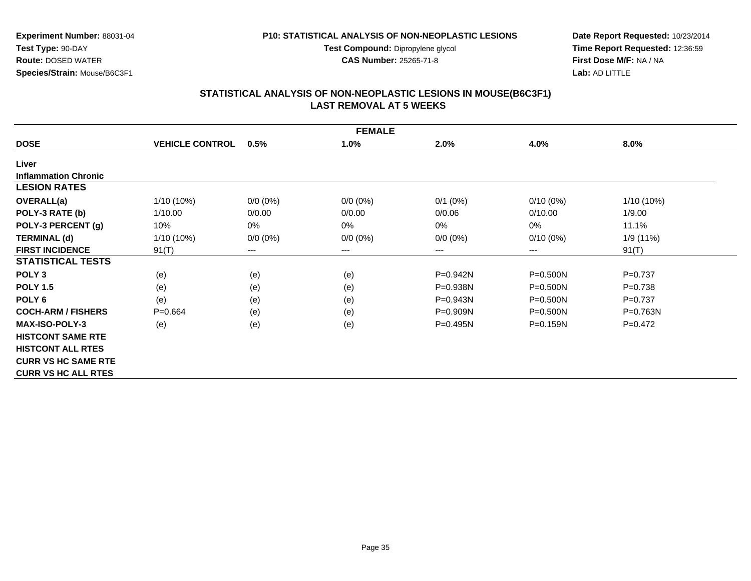**Experiment Number:** 88031-04
**Test Type:** 90-DAY
**Route:** DOSED WATER
**Species/Strain:** Mouse/B6C3F1

**P10: STATISTICAL ANALYSIS OF NON-NEOPLASTIC LESIONS**
**Test Compound:** Dipropylene glycol
**CAS Number:** 25265-71-8

**Date Report Requested:** 10/23/2014
**Time Report Requested:** 12:36:59
**First Dose M/F:** NA / NA
**Lab:** AD LITTLE

## STATISTICAL ANALYSIS OF NON-NEOPLASTIC LESIONS IN MOUSE(B6C3F1)
## LAST REMOVAL AT 5 WEEKS

| FEMALE | | | | | | |
|---|---|---|---|---|---|---|
| **DOSE** | **VEHICLE CONTROL** | **0.5%** | **1.0%** | **2.0%** | **4.0%** | **8.0%** |
| **Liver** | | | | | | |
| **Inflammation Chronic** | | | | | | |
| **LESION RATES** | | | | | | |
| **OVERALL(a)** | 1/10 (10%) | 0/0 (0%) | 0/0 (0%) | 0/1 (0%) | 0/10 (0%) | 1/10 (10%) |
| **POLY-3 RATE (b)** | 1/10.00 | 0/0.00 | 0/0.00 | 0/0.06 | 0/10.00 | 1/9.00 |
| **POLY-3 PERCENT (g)** | 10% | 0% | 0% | 0% | 0% | 11.1% |
| **TERMINAL (d)** | 1/10 (10%) | 0/0 (0%) | 0/0 (0%) | 0/0 (0%) | 0/10 (0%) | 1/9 (11%) |
| **FIRST INCIDENCE** | 91(T) | --- | --- | --- | --- | 91(T) |
| **STATISTICAL TESTS** | | | | | | |
| **POLY 3** | (e) | (e) | (e) | P=0.942N | P=0.500N | P=0.737 |
| **POLY 1.5** | (e) | (e) | (e) | P=0.938N | P=0.500N | P=0.738 |
| **POLY 6** | (e) | (e) | (e) | P=0.943N | P=0.500N | P=0.737 |
| **COCH-ARM / FISHERS** | P=0.664 | (e) | (e) | P=0.909N | P=0.500N | P=0.763N |
| **MAX-ISO-POLY-3** | (e) | (e) | (e) | P=0.495N | P=0.159N | P=0.472 |
| **HISTCONT SAME RTE** | | | | | | |
| **HISTCONT ALL RTES** | | | | | | |
| **CURR VS HC SAME RTE** | | | | | | |
| **CURR VS HC ALL RTES** | | | | | | |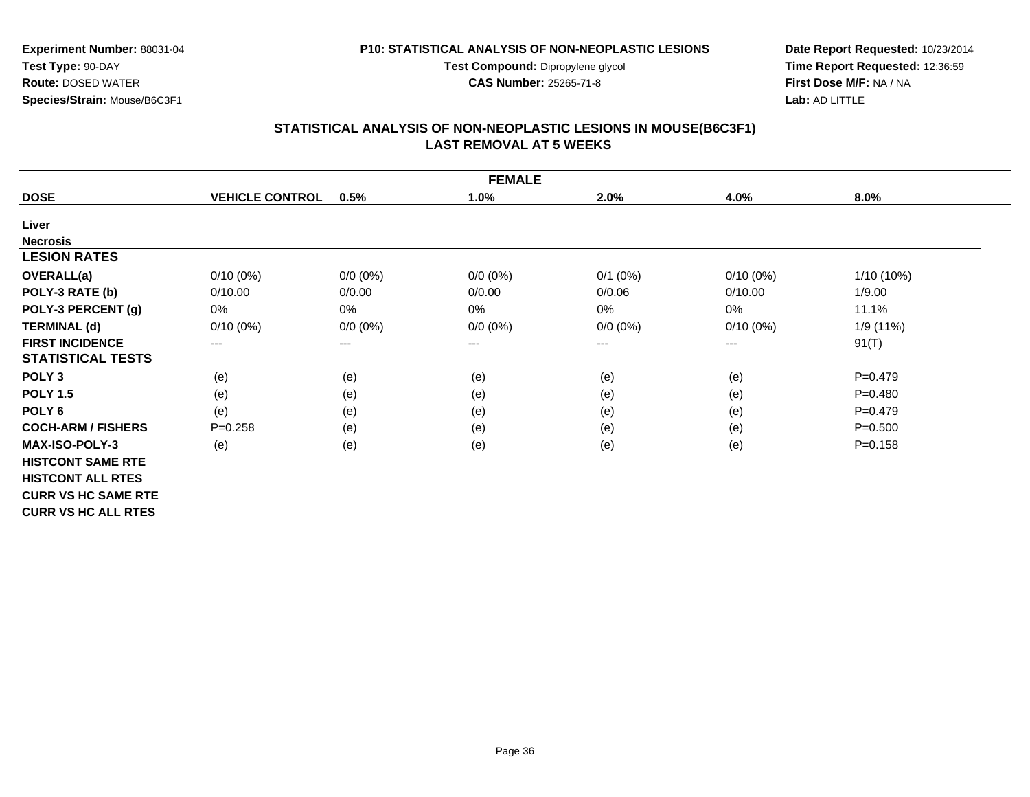**Experiment Number:** 88031-04
**Test Type:** 90-DAY
**Route:** DOSED WATER
**Species/Strain:** Mouse/B6C3F1

**P10: STATISTICAL ANALYSIS OF NON-NEOPLASTIC LESIONS**
**Test Compound:** Dipropylene glycol
**CAS Number:** 25265-71-8

**Date Report Requested:** 10/23/2014
**Time Report Requested:** 12:36:59
**First Dose M/F:** NA / NA
**Lab:** AD LITTLE

## STATISTICAL ANALYSIS OF NON-NEOPLASTIC LESIONS IN MOUSE(B6C3F1) LAST REMOVAL AT 5 WEEKS

| FEMALE | | | | | | |
|---|---|---|---|---|---|---|
| **DOSE** | **VEHICLE CONTROL** | **0.5%** | **1.0%** | **2.0%** | **4.0%** | **8.0%** |
| **Liver** | | | | | | |
| **Necrosis** | | | | | | |
| **LESION RATES** | | | | | | |
| **OVERALL(a)** | 0/10 (0%) | 0/0 (0%) | 0/0 (0%) | 0/1 (0%) | 0/10 (0%) | 1/10 (10%) |
| **POLY-3 RATE (b)** | 0/10.00 | 0/0.00 | 0/0.00 | 0/0.06 | 0/10.00 | 1/9.00 |
| **POLY-3 PERCENT (g)** | 0% | 0% | 0% | 0% | 0% | 11.1% |
| **TERMINAL (d)** | 0/10 (0%) | 0/0 (0%) | 0/0 (0%) | 0/0 (0%) | 0/10 (0%) | 1/9 (11%) |
| **FIRST INCIDENCE** | --- | --- | --- | --- | --- | 91(T) |
| **STATISTICAL TESTS** | | | | | | |
| **POLY 3** | (e) | (e) | (e) | (e) | (e) | P=0.479 |
| **POLY 1.5** | (e) | (e) | (e) | (e) | (e) | P=0.480 |
| **POLY 6** | (e) | (e) | (e) | (e) | (e) | P=0.479 |
| **COCH-ARM / FISHERS** | P=0.258 | (e) | (e) | (e) | (e) | P=0.500 |
| **MAX-ISO-POLY-3** | (e) | (e) | (e) | (e) | (e) | P=0.158 |
| **HISTCONT SAME RTE** | | | | | | |
| **HISTCONT ALL RTES** | | | | | | |
| **CURR VS HC SAME RTE** | | | | | | |
| **CURR VS HC ALL RTES** | | | | | | |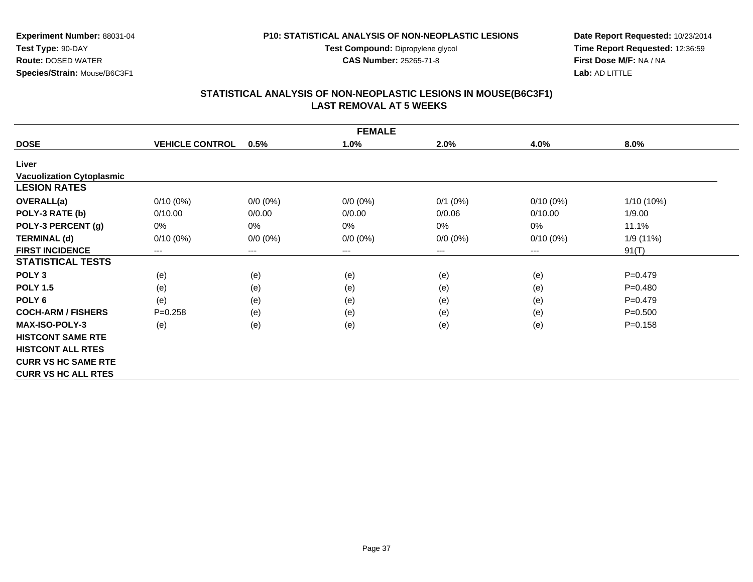**Experiment Number:** 88031-04
**Test Type:** 90-DAY
**Route:** DOSED WATER
**Species/Strain:** Mouse/B6C3F1

**P10: STATISTICAL ANALYSIS OF NON-NEOPLASTIC LESIONS**
**Test Compound:** Dipropylene glycol
**CAS Number:** 25265-71-8

**Date Report Requested:** 10/23/2014
**Time Report Requested:** 12:36:59
**First Dose M/F:** NA / NA
**Lab:** AD LITTLE

## STATISTICAL ANALYSIS OF NON-NEOPLASTIC LESIONS IN MOUSE(B6C3F1)
## LAST REMOVAL AT 5 WEEKS

| FEMALE | | | | | | |
|---|---|---|---|---|---|---|
| **DOSE** | **VEHICLE CONTROL** | **0.5%** | **1.0%** | **2.0%** | **4.0%** | **8.0%** |
| **Liver** | | | | | | |
| **Vacuolization Cytoplasmic** | | | | | | |
| **LESION RATES** | | | | | | |
| **OVERALL(a)** | 0/10 (0%) | 0/0 (0%) | 0/0 (0%) | 0/1 (0%) | 0/10 (0%) | 1/10 (10%) |
| **POLY-3 RATE (b)** | 0/10.00 | 0/0.00 | 0/0.00 | 0/0.06 | 0/10.00 | 1/9.00 |
| **POLY-3 PERCENT (g)** | 0% | 0% | 0% | 0% | 0% | 11.1% |
| **TERMINAL (d)** | 0/10 (0%) | 0/0 (0%) | 0/0 (0%) | 0/0 (0%) | 0/10 (0%) | 1/9 (11%) |
| **FIRST INCIDENCE** | --- | --- | --- | --- | --- | 91(T) |
| **STATISTICAL TESTS** | | | | | | |
| **POLY 3** | (e) | (e) | (e) | (e) | (e) | P=0.479 |
| **POLY 1.5** | (e) | (e) | (e) | (e) | (e) | P=0.480 |
| **POLY 6** | (e) | (e) | (e) | (e) | (e) | P=0.479 |
| **COCH-ARM / FISHERS** | P=0.258 | (e) | (e) | (e) | (e) | P=0.500 |
| **MAX-ISO-POLY-3** | (e) | (e) | (e) | (e) | (e) | P=0.158 |
| **HISTCONT SAME RTE** | | | | | | |
| **HISTCONT ALL RTES** | | | | | | |
| **CURR VS HC SAME RTE** | | | | | | |
| **CURR VS HC ALL RTES** | | | | | | |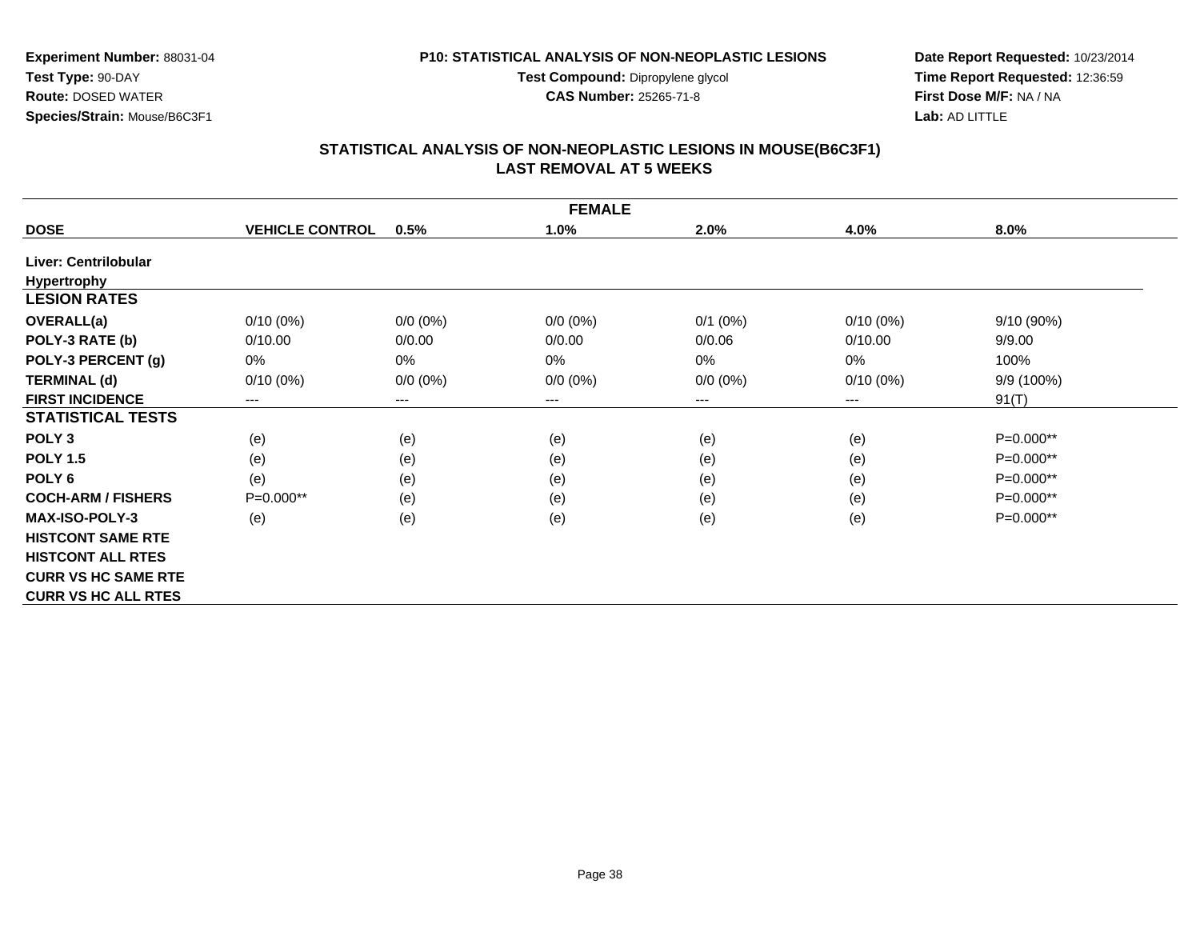**Experiment Number:** 88031-04
**Test Type:** 90-DAY
**Route:** DOSED WATER
**Species/Strain:** Mouse/B6C3F1

**P10: STATISTICAL ANALYSIS OF NON-NEOPLASTIC LESIONS**
**Test Compound:** Dipropylene glycol
**CAS Number:** 25265-71-8

**Date Report Requested:** 10/23/2014
**Time Report Requested:** 12:36:59
**First Dose M/F:** NA / NA
**Lab:** AD LITTLE

## STATISTICAL ANALYSIS OF NON-NEOPLASTIC LESIONS IN MOUSE(B6C3F1)
## LAST REMOVAL AT 5 WEEKS

| FEMALE | | | | | | |
|---|---|---|---|---|---|---|
| **DOSE** | **VEHICLE CONTROL** | **0.5%** | **1.0%** | **2.0%** | **4.0%** | **8.0%** |
| **Liver: Centrilobular Hypertrophy** | | | | | | |
| **LESION RATES** | | | | | | |
| **OVERALL(a)** | 0/10 (0%) | 0/0 (0%) | 0/0 (0%) | 0/1 (0%) | 0/10 (0%) | 9/10 (90%) |
| **POLY-3 RATE (b)** | 0/10.00 | 0/0.00 | 0/0.00 | 0/0.06 | 0/10.00 | 9/9.00 |
| **POLY-3 PERCENT (g)** | 0% | 0% | 0% | 0% | 0% | 100% |
| **TERMINAL (d)** | 0/10 (0%) | 0/0 (0%) | 0/0 (0%) | 0/0 (0%) | 0/10 (0%) | 9/9 (100%) |
| **FIRST INCIDENCE** | --- | --- | --- | --- | --- | 91(T) |
| **STATISTICAL TESTS** | | | | | | |
| **POLY 3** | (e) | (e) | (e) | (e) | (e) | P=0.000** |
| **POLY 1.5** | (e) | (e) | (e) | (e) | (e) | P=0.000** |
| **POLY 6** | (e) | (e) | (e) | (e) | (e) | P=0.000** |
| **COCH-ARM / FISHERS** | P=0.000** | (e) | (e) | (e) | (e) | P=0.000** |
| **MAX-ISO-POLY-3** | (e) | (e) | (e) | (e) | (e) | P=0.000** |
| **HISTCONT SAME RTE** | | | | | | |
| **HISTCONT ALL RTES** | | | | | | |
| **CURR VS HC SAME RTE** | | | | | | |
| **CURR VS HC ALL RTES** | | | | | | |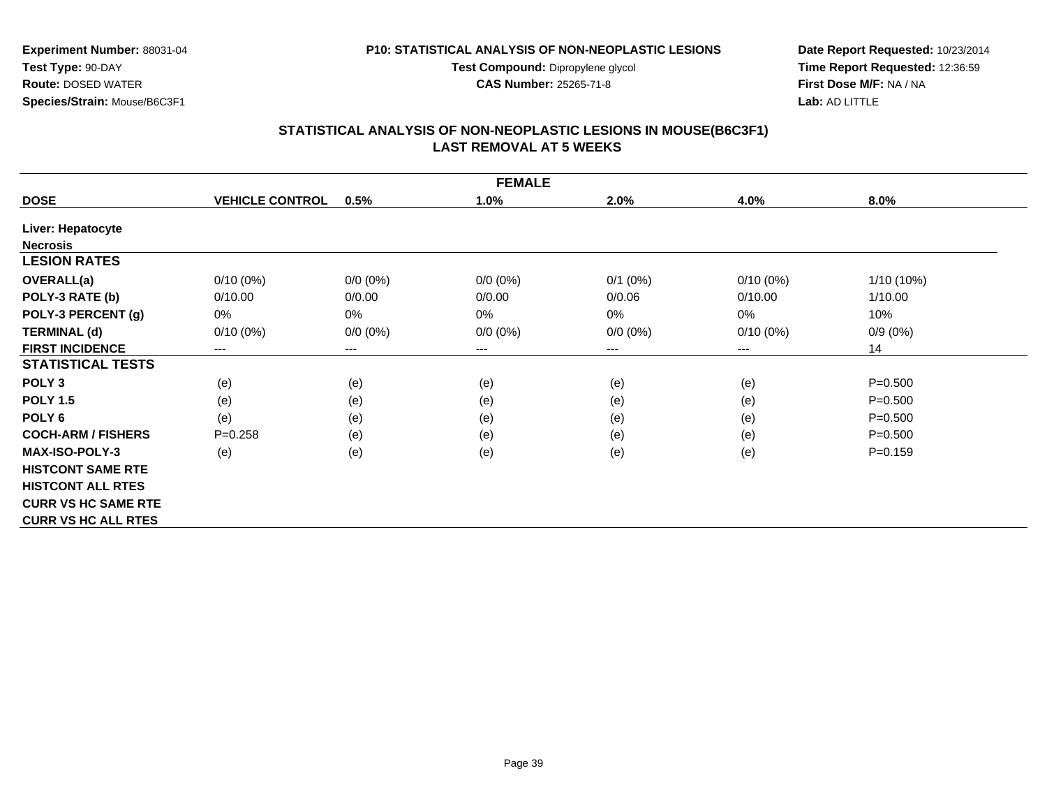**Experiment Number:** 88031-04
**Test Type:** 90-DAY
**Route:** DOSED WATER
**Species/Strain:** Mouse/B6C3F1

**P10: STATISTICAL ANALYSIS OF NON-NEOPLASTIC LESIONS**
**Test Compound:** Dipropylene glycol
**CAS Number:** 25265-71-8

**Date Report Requested:** 10/23/2014
**Time Report Requested:** 12:36:59
**First Dose M/F:** NA / NA
**Lab:** AD LITTLE

## STATISTICAL ANALYSIS OF NON-NEOPLASTIC LESIONS IN MOUSE(B6C3F1)
## LAST REMOVAL AT 5 WEEKS

| FEMALE | | | | | | |
|---|---|---|---|---|---|---|
| **DOSE** | **VEHICLE CONTROL** | **0.5%** | **1.0%** | **2.0%** | **4.0%** | **8.0%** |
| **Liver: Hepatocyte** | | | | | | |
| **Necrosis** | | | | | | |
| **LESION RATES** | | | | | | |
| **OVERALL(a)** | 0/10 (0%) | 0/0 (0%) | 0/0 (0%) | 0/1 (0%) | 0/10 (0%) | 1/10 (10%) |
| **POLY-3 RATE (b)** | 0/10.00 | 0/0.00 | 0/0.00 | 0/0.06 | 0/10.00 | 1/10.00 |
| **POLY-3 PERCENT (g)** | 0% | 0% | 0% | 0% | 0% | 10% |
| **TERMINAL (d)** | 0/10 (0%) | 0/0 (0%) | 0/0 (0%) | 0/0 (0%) | 0/10 (0%) | 0/9 (0%) |
| **FIRST INCIDENCE** | --- | --- | --- | --- | --- | 14 |
| **STATISTICAL TESTS** | | | | | | |
| **POLY 3** | (e) | (e) | (e) | (e) | (e) | P=0.500 |
| **POLY 1.5** | (e) | (e) | (e) | (e) | (e) | P=0.500 |
| **POLY 6** | (e) | (e) | (e) | (e) | (e) | P=0.500 |
| **COCH-ARM / FISHERS** | P=0.258 | (e) | (e) | (e) | (e) | P=0.500 |
| **MAX-ISO-POLY-3** | (e) | (e) | (e) | (e) | (e) | P=0.159 |
| **HISTCONT SAME RTE** | | | | | | |
| **HISTCONT ALL RTES** | | | | | | |
| **CURR VS HC SAME RTE** | | | | | | |
| **CURR VS HC ALL RTES** | | | | | | |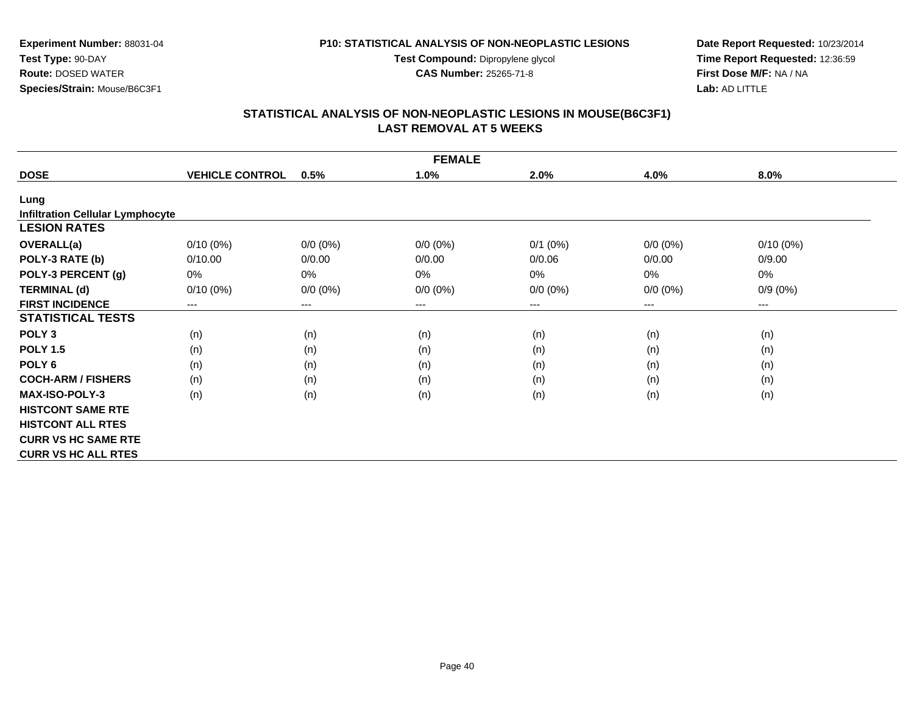**Experiment Number:** 88031-04
**Test Type:** 90-DAY
**Route:** DOSED WATER
**Species/Strain:** Mouse/B6C3F1

**P10: STATISTICAL ANALYSIS OF NON-NEOPLASTIC LESIONS**
**Test Compound:** Dipropylene glycol
**CAS Number:** 25265-71-8

**Date Report Requested:** 10/23/2014
**Time Report Requested:** 12:36:59
**First Dose M/F:** NA / NA
**Lab:** AD LITTLE

## STATISTICAL ANALYSIS OF NON-NEOPLASTIC LESIONS IN MOUSE(B6C3F1)
## LAST REMOVAL AT 5 WEEKS

| FEMALE | | | | | | |
|---|---|---|---|---|---|---|
| **DOSE** | **VEHICLE CONTROL** | **0.5%** | **1.0%** | **2.0%** | **4.0%** | **8.0%** |
| **Lung** | | | | | | |
| **Infiltration Cellular Lymphocyte** | | | | | | |
| **LESION RATES** | | | | | | |
| **OVERALL(a)** | 0/10 (0%) | 0/0 (0%) | 0/0 (0%) | 0/1 (0%) | 0/0 (0%) | 0/10 (0%) |
| **POLY-3 RATE (b)** | 0/10.00 | 0/0.00 | 0/0.00 | 0/0.06 | 0/0.00 | 0/9.00 |
| **POLY-3 PERCENT (g)** | 0% | 0% | 0% | 0% | 0% | 0% |
| **TERMINAL (d)** | 0/10 (0%) | 0/0 (0%) | 0/0 (0%) | 0/0 (0%) | 0/0 (0%) | 0/9 (0%) |
| **FIRST INCIDENCE** | --- | --- | --- | --- | --- | --- |
| **STATISTICAL TESTS** | | | | | | |
| **POLY 3** | (n) | (n) | (n) | (n) | (n) | (n) |
| **POLY 1.5** | (n) | (n) | (n) | (n) | (n) | (n) |
| **POLY 6** | (n) | (n) | (n) | (n) | (n) | (n) |
| **COCH-ARM / FISHERS** | (n) | (n) | (n) | (n) | (n) | (n) |
| **MAX-ISO-POLY-3** | (n) | (n) | (n) | (n) | (n) | (n) |
| **HISTCONT SAME RTE** | | | | | | |
| **HISTCONT ALL RTES** | | | | | | |
| **CURR VS HC SAME RTE** | | | | | | |
| **CURR VS HC ALL RTES** | | | | | | |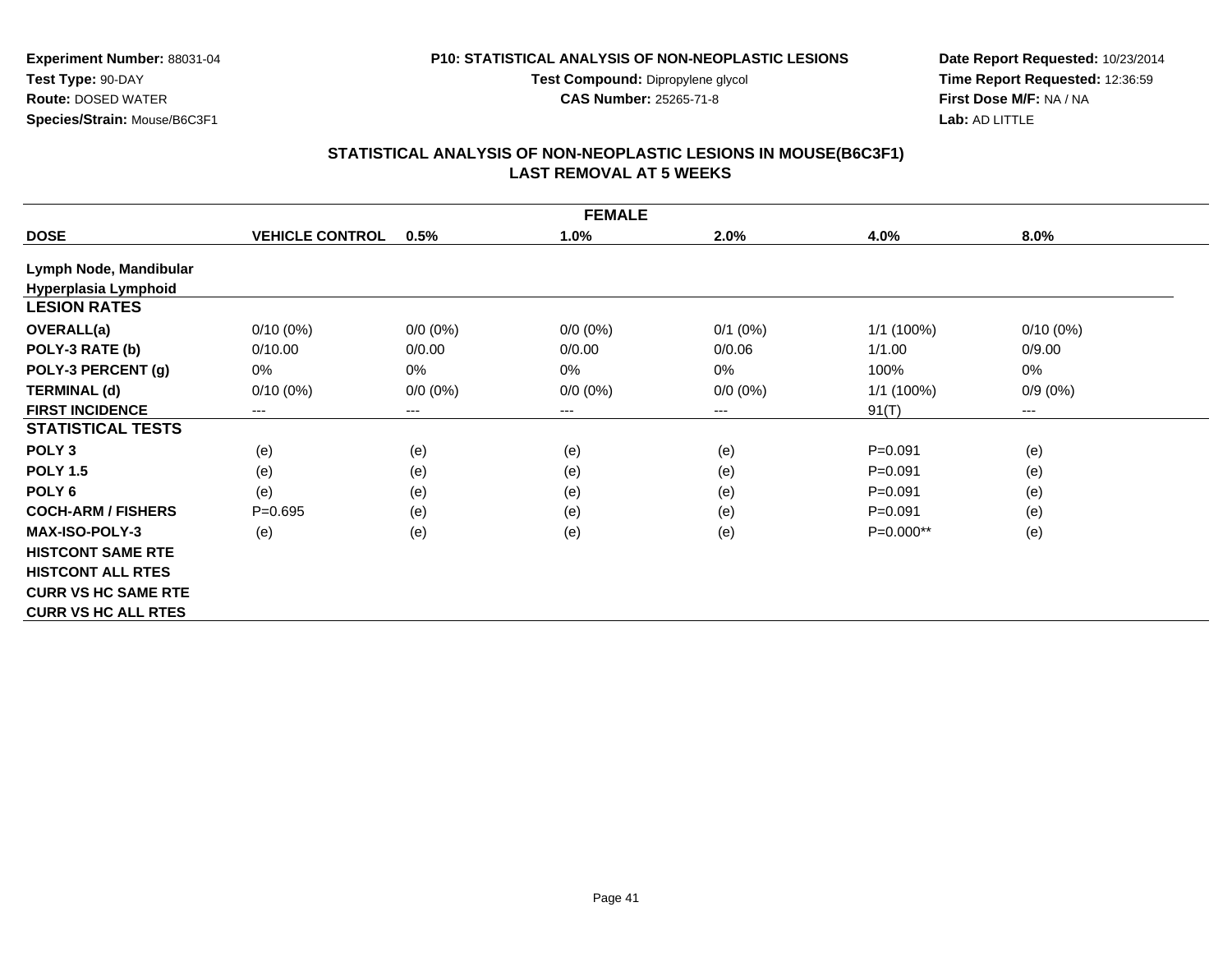**Experiment Number:** 88031-04
**Test Type:** 90-DAY
**Route:** DOSED WATER
**Species/Strain:** Mouse/B6C3F1

**P10: STATISTICAL ANALYSIS OF NON-NEOPLASTIC LESIONS**
**Test Compound:** Dipropylene glycol
**CAS Number:** 25265-71-8

**Date Report Requested:** 10/23/2014
**Time Report Requested:** 12:36:59
**First Dose M/F:** NA / NA
**Lab:** AD LITTLE

## STATISTICAL ANALYSIS OF NON-NEOPLASTIC LESIONS IN MOUSE(B6C3F1)
## LAST REMOVAL AT 5 WEEKS

| FEMALE | | | | | | |
|---|---|---|---|---|---|---|
| **DOSE** | **VEHICLE CONTROL** | **0.5%** | **1.0%** | **2.0%** | **4.0%** | **8.0%** |
| **Lymph Node, Mandibular** | | | | | | |
| **Hyperplasia Lymphoid** | | | | | | |
| **LESION RATES** | | | | | | |
| **OVERALL(a)** | 0/10 (0%) | 0/0 (0%) | 0/0 (0%) | 0/1 (0%) | 1/1 (100%) | 0/10 (0%) |
| **POLY-3 RATE (b)** | 0/10.00 | 0/0.00 | 0/0.00 | 0/0.06 | 1/1.00 | 0/9.00 |
| **POLY-3 PERCENT (g)** | 0% | 0% | 0% | 0% | 100% | 0% |
| **TERMINAL (d)** | 0/10 (0%) | 0/0 (0%) | 0/0 (0%) | 0/0 (0%) | 1/1 (100%) | 0/9 (0%) |
| **FIRST INCIDENCE** | --- | --- | --- | --- | 91(T) | --- |
| **STATISTICAL TESTS** | | | | | | |
| **POLY 3** | (e) | (e) | (e) | (e) | P=0.091 | (e) |
| **POLY 1.5** | (e) | (e) | (e) | (e) | P=0.091 | (e) |
| **POLY 6** | (e) | (e) | (e) | (e) | P=0.091 | (e) |
| **COCH-ARM / FISHERS** | P=0.695 | (e) | (e) | (e) | P=0.091 | (e) |
| **MAX-ISO-POLY-3** | (e) | (e) | (e) | (e) | P=0.000** | (e) |
| **HISTCONT SAME RTE** | | | | | | |
| **HISTCONT ALL RTES** | | | | | | |
| **CURR VS HC SAME RTE** | | | | | | |
| **CURR VS HC ALL RTES** | | | | | | |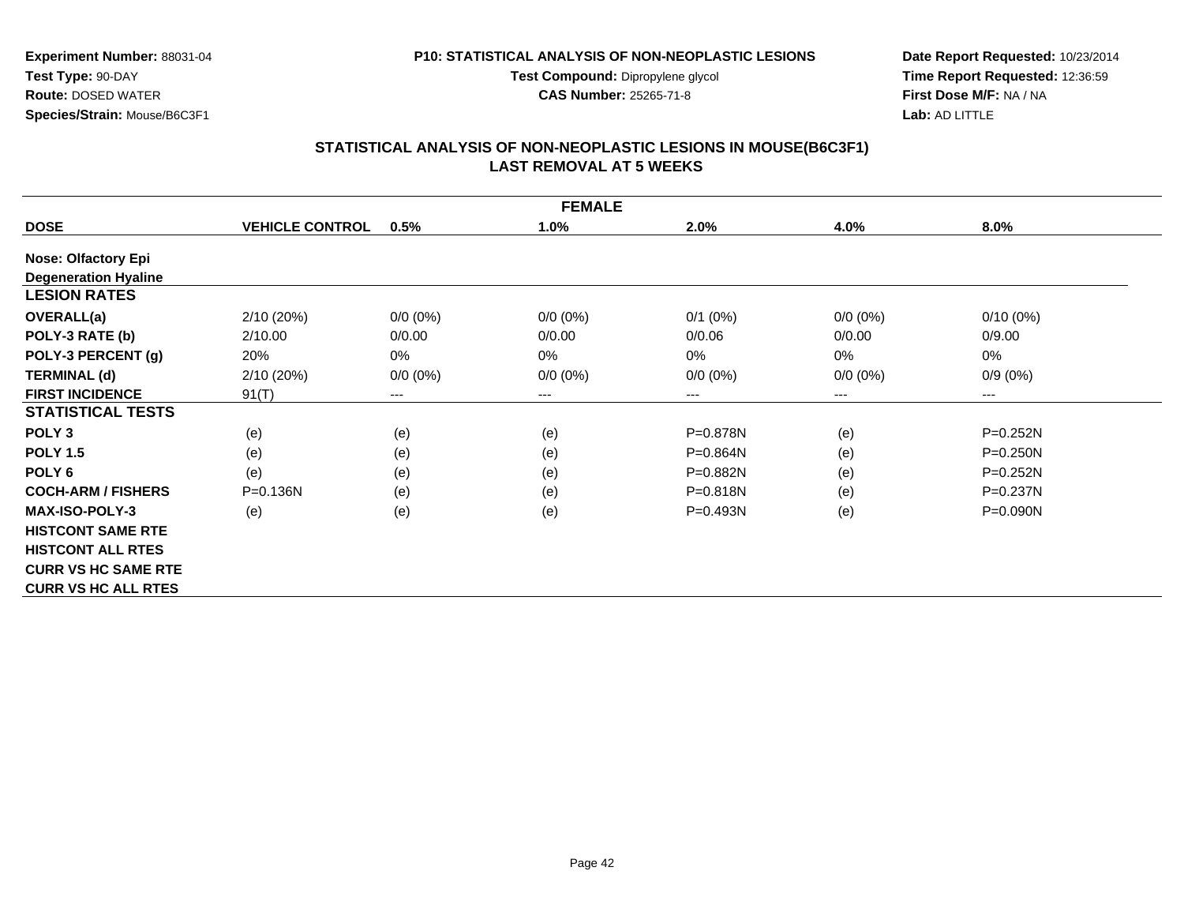**Experiment Number:** 88031-04
**Test Type:** 90-DAY
**Route:** DOSED WATER
**Species/Strain:** Mouse/B6C3F1

**P10: STATISTICAL ANALYSIS OF NON-NEOPLASTIC LESIONS**
**Test Compound:** Dipropylene glycol
**CAS Number:** 25265-71-8

**Date Report Requested:** 10/23/2014
**Time Report Requested:** 12:36:59
**First Dose M/F:** NA / NA
**Lab:** AD LITTLE

## STATISTICAL ANALYSIS OF NON-NEOPLASTIC LESIONS IN MOUSE(B6C3F1)
## LAST REMOVAL AT 5 WEEKS

| FEMALE | | | | | | |
|---|---|---|---|---|---|---|
| **DOSE** | **VEHICLE CONTROL** | **0.5%** | **1.0%** | **2.0%** | **4.0%** | **8.0%** |
| **Nose: Olfactory Epi** | | | | | | |
| **Degeneration Hyaline** | | | | | | |
| **LESION RATES** | | | | | | |
| **OVERALL(a)** | 2/10 (20%) | 0/0 (0%) | 0/0 (0%) | 0/1 (0%) | 0/0 (0%) | 0/10 (0%) |
| **POLY-3 RATE (b)** | 2/10.00 | 0/0.00 | 0/0.00 | 0/0.06 | 0/0.00 | 0/9.00 |
| **POLY-3 PERCENT (g)** | 20% | 0% | 0% | 0% | 0% | 0% |
| **TERMINAL (d)** | 2/10 (20%) | 0/0 (0%) | 0/0 (0%) | 0/0 (0%) | 0/0 (0%) | 0/9 (0%) |
| **FIRST INCIDENCE** | 91(T) | --- | --- | --- | --- | --- |
| **STATISTICAL TESTS** | | | | | | |
| **POLY 3** | (e) | (e) | (e) | P=0.878N | (e) | P=0.252N |
| **POLY 1.5** | (e) | (e) | (e) | P=0.864N | (e) | P=0.250N |
| **POLY 6** | (e) | (e) | (e) | P=0.882N | (e) | P=0.252N |
| **COCH-ARM / FISHERS** | P=0.136N | (e) | (e) | P=0.818N | (e) | P=0.237N |
| **MAX-ISO-POLY-3** | (e) | (e) | (e) | P=0.493N | (e) | P=0.090N |
| **HISTCONT SAME RTE** | | | | | | |
| **HISTCONT ALL RTES** | | | | | | |
| **CURR VS HC SAME RTE** | | | | | | |
| **CURR VS HC ALL RTES** | | | | | | |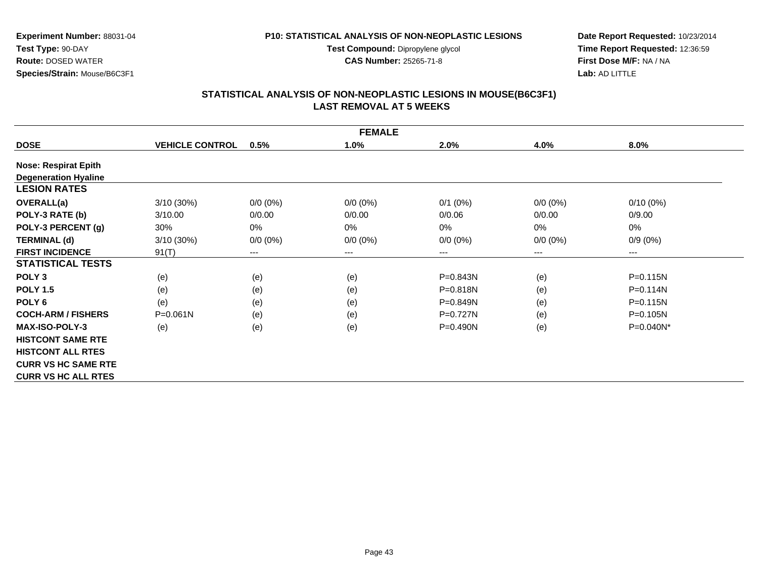Experiment Number: 88031-04
Test Type: 90-DAY
Route: DOSED WATER
Species/Strain: Mouse/B6C3F1

P10: STATISTICAL ANALYSIS OF NON-NEOPLASTIC LESIONS
Test Compound: Dipropylene glycol
CAS Number: 25265-71-8

Date Report Requested: 10/23/2014
Time Report Requested: 12:36:59
First Dose M/F: NA / NA
Lab: AD LITTLE

## STATISTICAL ANALYSIS OF NON-NEOPLASTIC LESIONS IN MOUSE(B6C3F1) LAST REMOVAL AT 5 WEEKS

| FEMALE | | | | | | |
|---|---|---|---|---|---|---|
| **DOSE** | **VEHICLE CONTROL** | **0.5%** | **1.0%** | **2.0%** | **4.0%** | **8.0%** |
| **Nose: Respirat Epith** | | | | | | |
| **Degeneration Hyaline** | | | | | | |
| **LESION RATES** | | | | | | |
| **OVERALL(a)** | 3/10 (30%) | 0/0 (0%) | 0/0 (0%) | 0/1 (0%) | 0/0 (0%) | 0/10 (0%) |
| **POLY-3 RATE (b)** | 3/10.00 | 0/0.00 | 0/0.00 | 0/0.06 | 0/0.00 | 0/9.00 |
| **POLY-3 PERCENT (g)** | 30% | 0% | 0% | 0% | 0% | 0% |
| **TERMINAL (d)** | 3/10 (30%) | 0/0 (0%) | 0/0 (0%) | 0/0 (0%) | 0/0 (0%) | 0/9 (0%) |
| **FIRST INCIDENCE** | 91(T) | --- | --- | --- | --- | --- |
| **STATISTICAL TESTS** | | | | | | |
| **POLY 3** | (e) | (e) | (e) | P=0.843N | (e) | P=0.115N |
| **POLY 1.5** | (e) | (e) | (e) | P=0.818N | (e) | P=0.114N |
| **POLY 6** | (e) | (e) | (e) | P=0.849N | (e) | P=0.115N |
| **COCH-ARM / FISHERS** | P=0.061N | (e) | (e) | P=0.727N | (e) | P=0.105N |
| **MAX-ISO-POLY-3** | (e) | (e) | (e) | P=0.490N | (e) | P=0.040N* |
| **HISTCONT SAME RTE** | | | | | | |
| **HISTCONT ALL RTES** | | | | | | |
| **CURR VS HC SAME RTE** | | | | | | |
| **CURR VS HC ALL RTES** | | | | | | |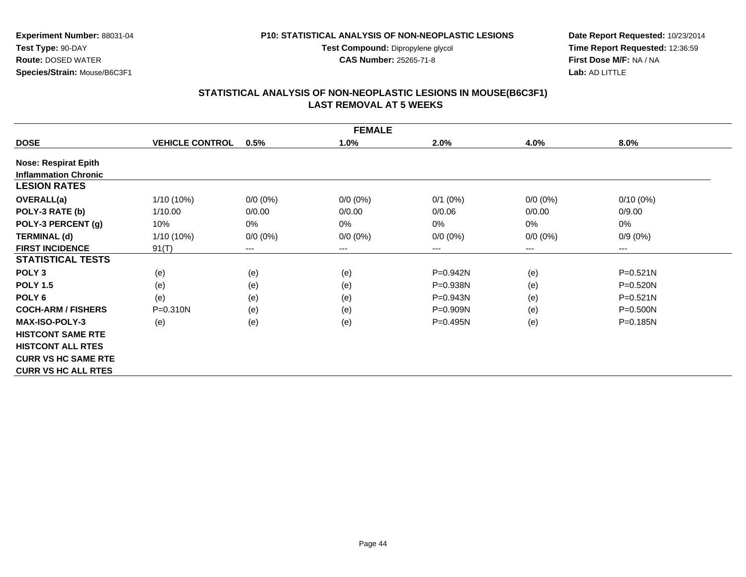**Experiment Number:** 88031-04
**Test Type:** 90-DAY
**Route:** DOSED WATER
**Species/Strain:** Mouse/B6C3F1

**P10: STATISTICAL ANALYSIS OF NON-NEOPLASTIC LESIONS**
**Test Compound:** Dipropylene glycol
**CAS Number:** 25265-71-8

**Date Report Requested:** 10/23/2014
**Time Report Requested:** 12:36:59
**First Dose M/F:** NA / NA
**Lab:** AD LITTLE

## STATISTICAL ANALYSIS OF NON-NEOPLASTIC LESIONS IN MOUSE(B6C3F1)
## LAST REMOVAL AT 5 WEEKS

| FEMALE | | | | | | |
|---|---|---|---|---|---|---|
| **DOSE** | **VEHICLE CONTROL** | **0.5%** | **1.0%** | **2.0%** | **4.0%** | **8.0%** |
| **Nose: Respirat Epith** | | | | | | |
| **Inflammation Chronic** | | | | | | |
| **LESION RATES** | | | | | | |
| **OVERALL(a)** | 1/10 (10%) | 0/0 (0%) | 0/0 (0%) | 0/1 (0%) | 0/0 (0%) | 0/10 (0%) |
| **POLY-3 RATE (b)** | 1/10.00 | 0/0.00 | 0/0.00 | 0/0.06 | 0/0.00 | 0/9.00 |
| **POLY-3 PERCENT (g)** | 10% | 0% | 0% | 0% | 0% | 0% |
| **TERMINAL (d)** | 1/10 (10%) | 0/0 (0%) | 0/0 (0%) | 0/0 (0%) | 0/0 (0%) | 0/9 (0%) |
| **FIRST INCIDENCE** | 91(T) | --- | --- | --- | --- | --- |
| **STATISTICAL TESTS** | | | | | | |
| **POLY 3** | (e) | (e) | (e) | P=0.942N | (e) | P=0.521N |
| **POLY 1.5** | (e) | (e) | (e) | P=0.938N | (e) | P=0.520N |
| **POLY 6** | (e) | (e) | (e) | P=0.943N | (e) | P=0.521N |
| **COCH-ARM / FISHERS** | P=0.310N | (e) | (e) | P=0.909N | (e) | P=0.500N |
| **MAX-ISO-POLY-3** | (e) | (e) | (e) | P=0.495N | (e) | P=0.185N |
| **HISTCONT SAME RTE** | | | | | | |
| **HISTCONT ALL RTES** | | | | | | |
| **CURR VS HC SAME RTE** | | | | | | |
| **CURR VS HC ALL RTES** | | | | | | |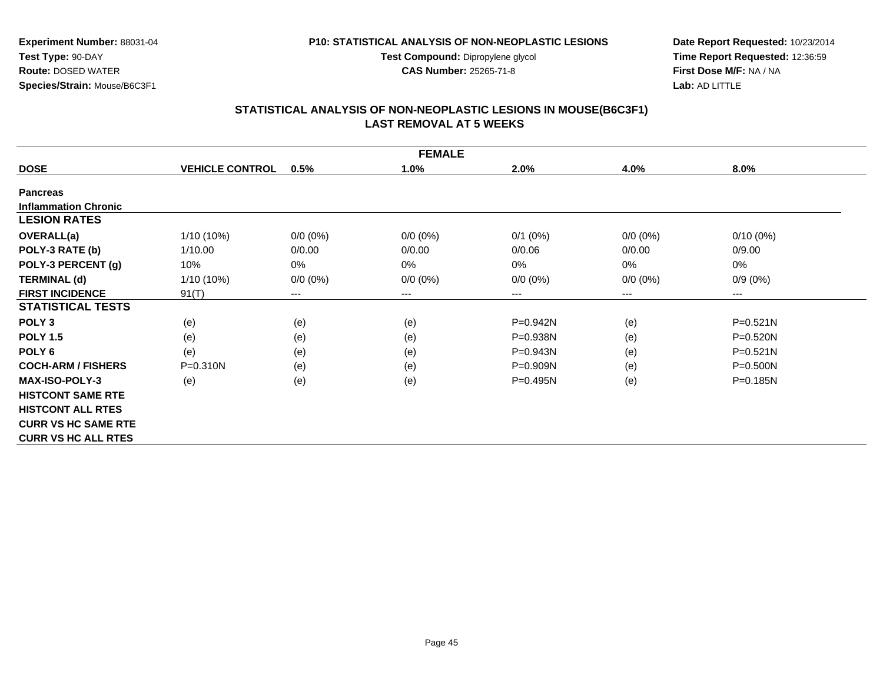**Experiment Number:** 88031-04
**Test Type:** 90-DAY
**Route:** DOSED WATER
**Species/Strain:** Mouse/B6C3F1

**P10: STATISTICAL ANALYSIS OF NON-NEOPLASTIC LESIONS**
**Test Compound:** Dipropylene glycol
**CAS Number:** 25265-71-8

**Date Report Requested:** 10/23/2014
**Time Report Requested:** 12:36:59
**First Dose M/F:** NA / NA
**Lab:** AD LITTLE

## STATISTICAL ANALYSIS OF NON-NEOPLASTIC LESIONS IN MOUSE(B6C3F1)
## LAST REMOVAL AT 5 WEEKS

| FEMALE | | | | | | |
|---|---|---|---|---|---|---|
| **DOSE** | **VEHICLE CONTROL** | **0.5%** | **1.0%** | **2.0%** | **4.0%** | **8.0%** |
| **Pancreas** | | | | | | |
| **Inflammation Chronic** | | | | | | |
| **LESION RATES** | | | | | | |
| **OVERALL(a)** | 1/10 (10%) | 0/0 (0%) | 0/0 (0%) | 0/1 (0%) | 0/0 (0%) | 0/10 (0%) |
| **POLY-3 RATE (b)** | 1/10.00 | 0/0.00 | 0/0.00 | 0/0.06 | 0/0.00 | 0/9.00 |
| **POLY-3 PERCENT (g)** | 10% | 0% | 0% | 0% | 0% | 0% |
| **TERMINAL (d)** | 1/10 (10%) | 0/0 (0%) | 0/0 (0%) | 0/0 (0%) | 0/0 (0%) | 0/9 (0%) |
| **FIRST INCIDENCE** | 91(T) | --- | --- | --- | --- | --- |
| **STATISTICAL TESTS** | | | | | | |
| **POLY 3** | (e) | (e) | (e) | P=0.942N | (e) | P=0.521N |
| **POLY 1.5** | (e) | (e) | (e) | P=0.938N | (e) | P=0.520N |
| **POLY 6** | (e) | (e) | (e) | P=0.943N | (e) | P=0.521N |
| **COCH-ARM / FISHERS** | P=0.310N | (e) | (e) | P=0.909N | (e) | P=0.500N |
| **MAX-ISO-POLY-3** | (e) | (e) | (e) | P=0.495N | (e) | P=0.185N |
| **HISTCONT SAME RTE** | | | | | | |
| **HISTCONT ALL RTES** | | | | | | |
| **CURR VS HC SAME RTE** | | | | | | |
| **CURR VS HC ALL RTES** | | | | | | |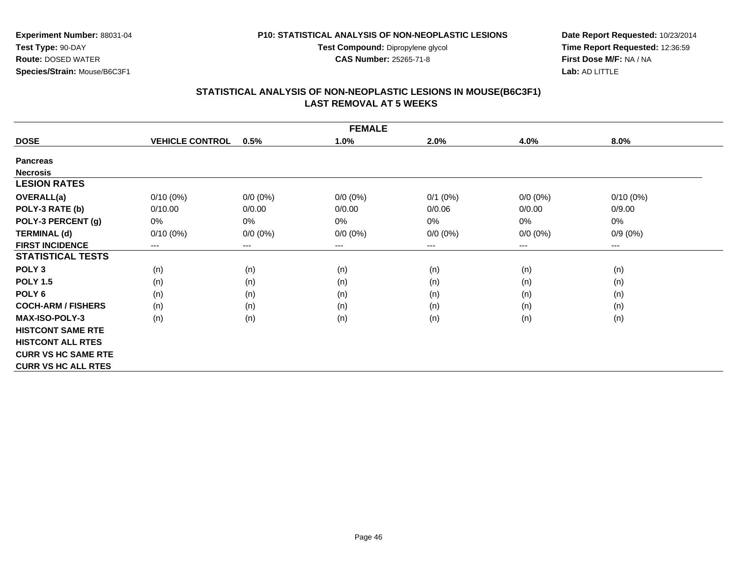**Experiment Number:** 88031-04
**Test Type:** 90-DAY
**Route:** DOSED WATER
**Species/Strain:** Mouse/B6C3F1

**P10: STATISTICAL ANALYSIS OF NON-NEOPLASTIC LESIONS**
**Test Compound:** Dipropylene glycol
**CAS Number:** 25265-71-8

**Date Report Requested:** 10/23/2014
**Time Report Requested:** 12:36:59
**First Dose M/F:** NA / NA
**Lab:** AD LITTLE

## STATISTICAL ANALYSIS OF NON-NEOPLASTIC LESIONS IN MOUSE(B6C3F1)
## LAST REMOVAL AT 5 WEEKS

| FEMALE | | | | | | |
|---|---|---|---|---|---|---|
| **DOSE** | **VEHICLE CONTROL** | **0.5%** | **1.0%** | **2.0%** | **4.0%** | **8.0%** |
| **Pancreas** | | | | | | |
| **Necrosis** | | | | | | |
| **LESION RATES** | | | | | | |
| **OVERALL(a)** | 0/10 (0%) | 0/0 (0%) | 0/0 (0%) | 0/1 (0%) | 0/0 (0%) | 0/10 (0%) |
| **POLY-3 RATE (b)** | 0/10.00 | 0/0.00 | 0/0.00 | 0/0.06 | 0/0.00 | 0/9.00 |
| **POLY-3 PERCENT (g)** | 0% | 0% | 0% | 0% | 0% | 0% |
| **TERMINAL (d)** | 0/10 (0%) | 0/0 (0%) | 0/0 (0%) | 0/0 (0%) | 0/0 (0%) | 0/9 (0%) |
| **FIRST INCIDENCE** | --- | --- | --- | --- | --- | --- |
| **STATISTICAL TESTS** | | | | | | |
| **POLY 3** | (n) | (n) | (n) | (n) | (n) | (n) |
| **POLY 1.5** | (n) | (n) | (n) | (n) | (n) | (n) |
| **POLY 6** | (n) | (n) | (n) | (n) | (n) | (n) |
| **COCH-ARM / FISHERS** | (n) | (n) | (n) | (n) | (n) | (n) |
| **MAX-ISO-POLY-3** | (n) | (n) | (n) | (n) | (n) | (n) |
| **HISTCONT SAME RTE** | | | | | | |
| **HISTCONT ALL RTES** | | | | | | |
| **CURR VS HC SAME RTE** | | | | | | |
| **CURR VS HC ALL RTES** | | | | | | |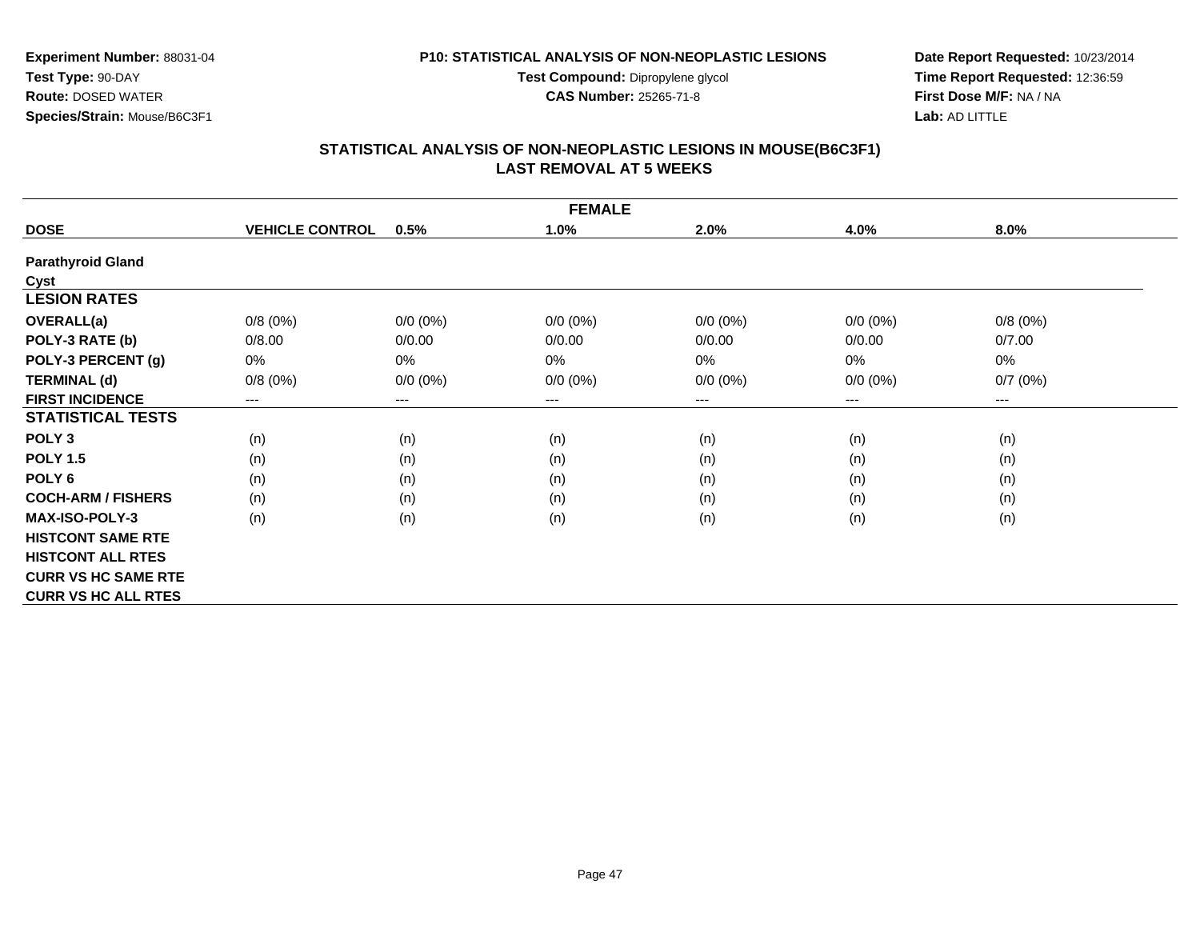**Experiment Number:** 88031-04
**Test Type:** 90-DAY
**Route:** DOSED WATER
**Species/Strain:** Mouse/B6C3F1

**P10: STATISTICAL ANALYSIS OF NON-NEOPLASTIC LESIONS**
**Test Compound:** Dipropylene glycol
**CAS Number:** 25265-71-8

**Date Report Requested:** 10/23/2014
**Time Report Requested:** 12:36:59
**First Dose M/F:** NA / NA
**Lab:** AD LITTLE

## STATISTICAL ANALYSIS OF NON-NEOPLASTIC LESIONS IN MOUSE(B6C3F1)
## LAST REMOVAL AT 5 WEEKS

| FEMALE | | | | | | |
|---|---|---|---|---|---|---|
| **DOSE** | **VEHICLE CONTROL** | **0.5%** | **1.0%** | **2.0%** | **4.0%** | **8.0%** |
| **Parathyroid Gland** | | | | | | |
| **Cyst** | | | | | | |
| **LESION RATES** | | | | | | |
| **OVERALL(a)** | 0/8 (0%) | 0/0 (0%) | 0/0 (0%) | 0/0 (0%) | 0/0 (0%) | 0/8 (0%) |
| **POLY-3 RATE (b)** | 0/8.00 | 0/0.00 | 0/0.00 | 0/0.00 | 0/0.00 | 0/7.00 |
| **POLY-3 PERCENT (g)** | 0% | 0% | 0% | 0% | 0% | 0% |
| **TERMINAL (d)** | 0/8 (0%) | 0/0 (0%) | 0/0 (0%) | 0/0 (0%) | 0/0 (0%) | 0/7 (0%) |
| **FIRST INCIDENCE** | --- | --- | --- | --- | --- | --- |
| **STATISTICAL TESTS** | | | | | | |
| **POLY 3** | (n) | (n) | (n) | (n) | (n) | (n) |
| **POLY 1.5** | (n) | (n) | (n) | (n) | (n) | (n) |
| **POLY 6** | (n) | (n) | (n) | (n) | (n) | (n) |
| **COCH-ARM / FISHERS** | (n) | (n) | (n) | (n) | (n) | (n) |
| **MAX-ISO-POLY-3** | (n) | (n) | (n) | (n) | (n) | (n) |
| **HISTCONT SAME RTE** | | | | | | |
| **HISTCONT ALL RTES** | | | | | | |
| **CURR VS HC SAME RTE** | | | | | | |
| **CURR VS HC ALL RTES** | | | | | | |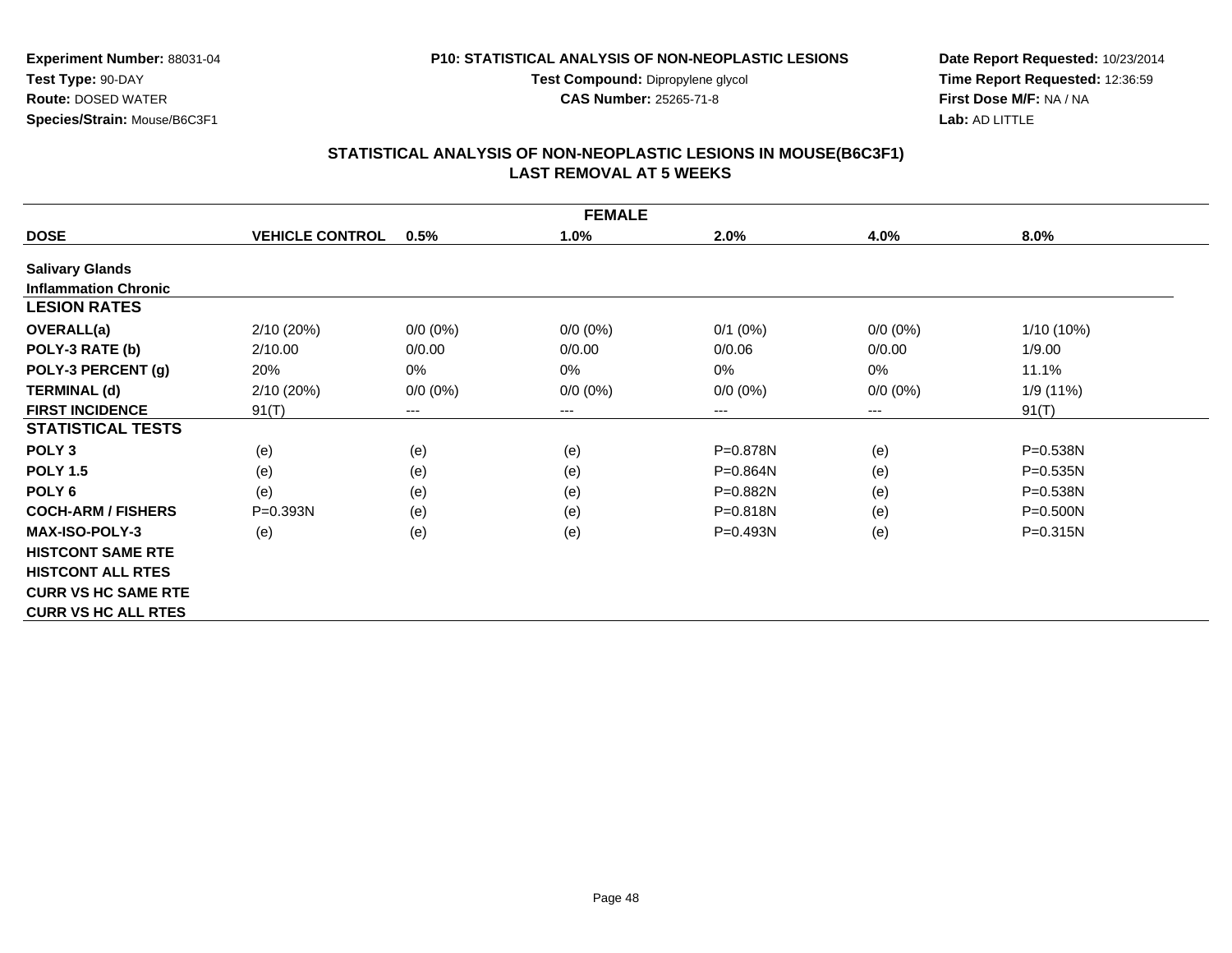**Experiment Number:** 88031-04
**Test Type:** 90-DAY
**Route:** DOSED WATER
**Species/Strain:** Mouse/B6C3F1

**P10: STATISTICAL ANALYSIS OF NON-NEOPLASTIC LESIONS**
**Test Compound:** Dipropylene glycol
**CAS Number:** 25265-71-8

**Date Report Requested:** 10/23/2014
**Time Report Requested:** 12:36:59
**First Dose M/F:** NA / NA
**Lab:** AD LITTLE

## STATISTICAL ANALYSIS OF NON-NEOPLASTIC LESIONS IN MOUSE(B6C3F1)
## LAST REMOVAL AT 5 WEEKS

| FEMALE | | | | | | |
|---|---|---|---|---|---|---|
| **DOSE** | **VEHICLE CONTROL** | **0.5%** | **1.0%** | **2.0%** | **4.0%** | **8.0%** |
| **Salivary Glands** | | | | | | |
| **Inflammation Chronic** | | | | | | |
| **LESION RATES** | | | | | | |
| **OVERALL(a)** | 2/10 (20%) | 0/0 (0%) | 0/0 (0%) | 0/1 (0%) | 0/0 (0%) | 1/10 (10%) |
| **POLY-3 RATE (b)** | 2/10.00 | 0/0.00 | 0/0.00 | 0/0.06 | 0/0.00 | 1/9.00 |
| **POLY-3 PERCENT (g)** | 20% | 0% | 0% | 0% | 0% | 11.1% |
| **TERMINAL (d)** | 2/10 (20%) | 0/0 (0%) | 0/0 (0%) | 0/0 (0%) | 0/0 (0%) | 1/9 (11%) |
| **FIRST INCIDENCE** | 91(T) | --- | --- | --- | --- | 91(T) |
| **STATISTICAL TESTS** | | | | | | |
| **POLY 3** | (e) | (e) | (e) | P=0.878N | (e) | P=0.538N |
| **POLY 1.5** | (e) | (e) | (e) | P=0.864N | (e) | P=0.535N |
| **POLY 6** | (e) | (e) | (e) | P=0.882N | (e) | P=0.538N |
| **COCH-ARM / FISHERS** | P=0.393N | (e) | (e) | P=0.818N | (e) | P=0.500N |
| **MAX-ISO-POLY-3** | (e) | (e) | (e) | P=0.493N | (e) | P=0.315N |
| **HISTCONT SAME RTE** | | | | | | |
| **HISTCONT ALL RTES** | | | | | | |
| **CURR VS HC SAME RTE** | | | | | | |
| **CURR VS HC ALL RTES** | | | | | | |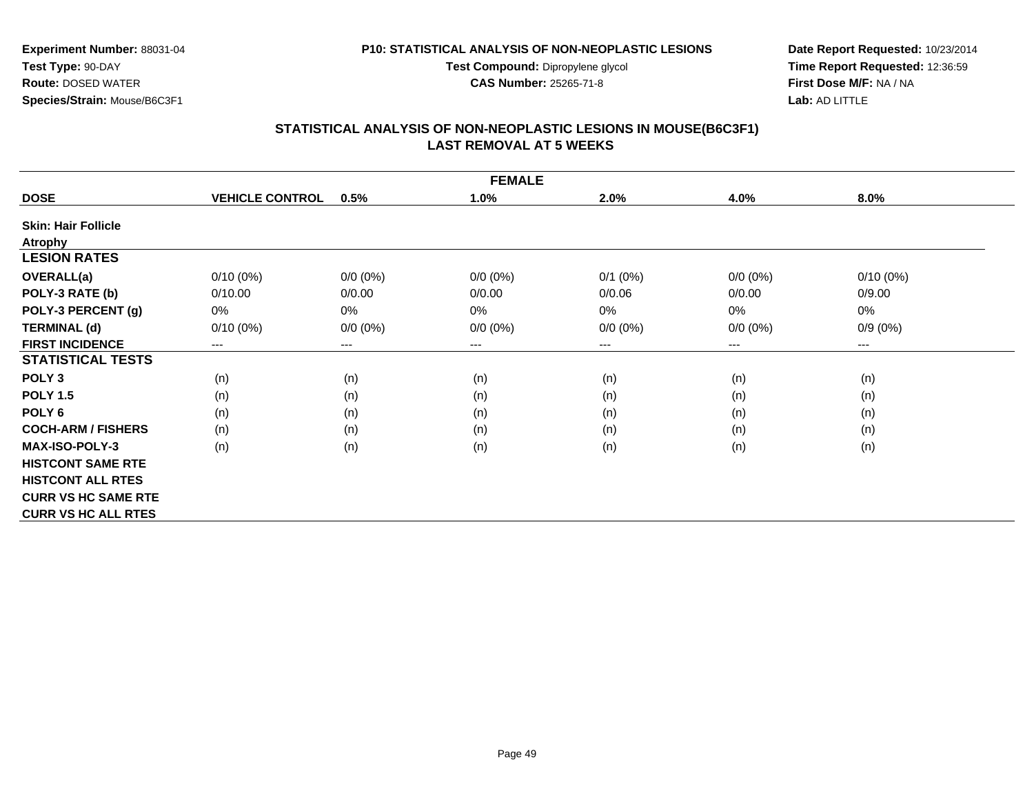**Experiment Number:** 88031-04
**Test Type:** 90-DAY
**Route:** DOSED WATER
**Species/Strain:** Mouse/B6C3F1

**P10: STATISTICAL ANALYSIS OF NON-NEOPLASTIC LESIONS**
**Test Compound:** Dipropylene glycol
**CAS Number:** 25265-71-8

**Date Report Requested:** 10/23/2014
**Time Report Requested:** 12:36:59
**First Dose M/F:** NA / NA
**Lab:** AD LITTLE

## STATISTICAL ANALYSIS OF NON-NEOPLASTIC LESIONS IN MOUSE(B6C3F1)
## LAST REMOVAL AT 5 WEEKS

| FEMALE | | | | | | |
|---|---|---|---|---|---|---|
| **DOSE** | **VEHICLE CONTROL** | **0.5%** | **1.0%** | **2.0%** | **4.0%** | **8.0%** |
| **Skin: Hair Follicle** | | | | | | |
| **Atrophy** | | | | | | |
| **LESION RATES** | | | | | | |
| **OVERALL(a)** | 0/10 (0%) | 0/0 (0%) | 0/0 (0%) | 0/1 (0%) | 0/0 (0%) | 0/10 (0%) |
| **POLY-3 RATE (b)** | 0/10.00 | 0/0.00 | 0/0.00 | 0/0.06 | 0/0.00 | 0/9.00 |
| **POLY-3 PERCENT (g)** | 0% | 0% | 0% | 0% | 0% | 0% |
| **TERMINAL (d)** | 0/10 (0%) | 0/0 (0%) | 0/0 (0%) | 0/0 (0%) | 0/0 (0%) | 0/9 (0%) |
| **FIRST INCIDENCE** | --- | --- | --- | --- | --- | --- |
| **STATISTICAL TESTS** | | | | | | |
| **POLY 3** | (n) | (n) | (n) | (n) | (n) | (n) |
| **POLY 1.5** | (n) | (n) | (n) | (n) | (n) | (n) |
| **POLY 6** | (n) | (n) | (n) | (n) | (n) | (n) |
| **COCH-ARM / FISHERS** | (n) | (n) | (n) | (n) | (n) | (n) |
| **MAX-ISO-POLY-3** | (n) | (n) | (n) | (n) | (n) | (n) |
| **HISTCONT SAME RTE** | | | | | | |
| **HISTCONT ALL RTES** | | | | | | |
| **CURR VS HC SAME RTE** | | | | | | |
| **CURR VS HC ALL RTES** | | | | | | |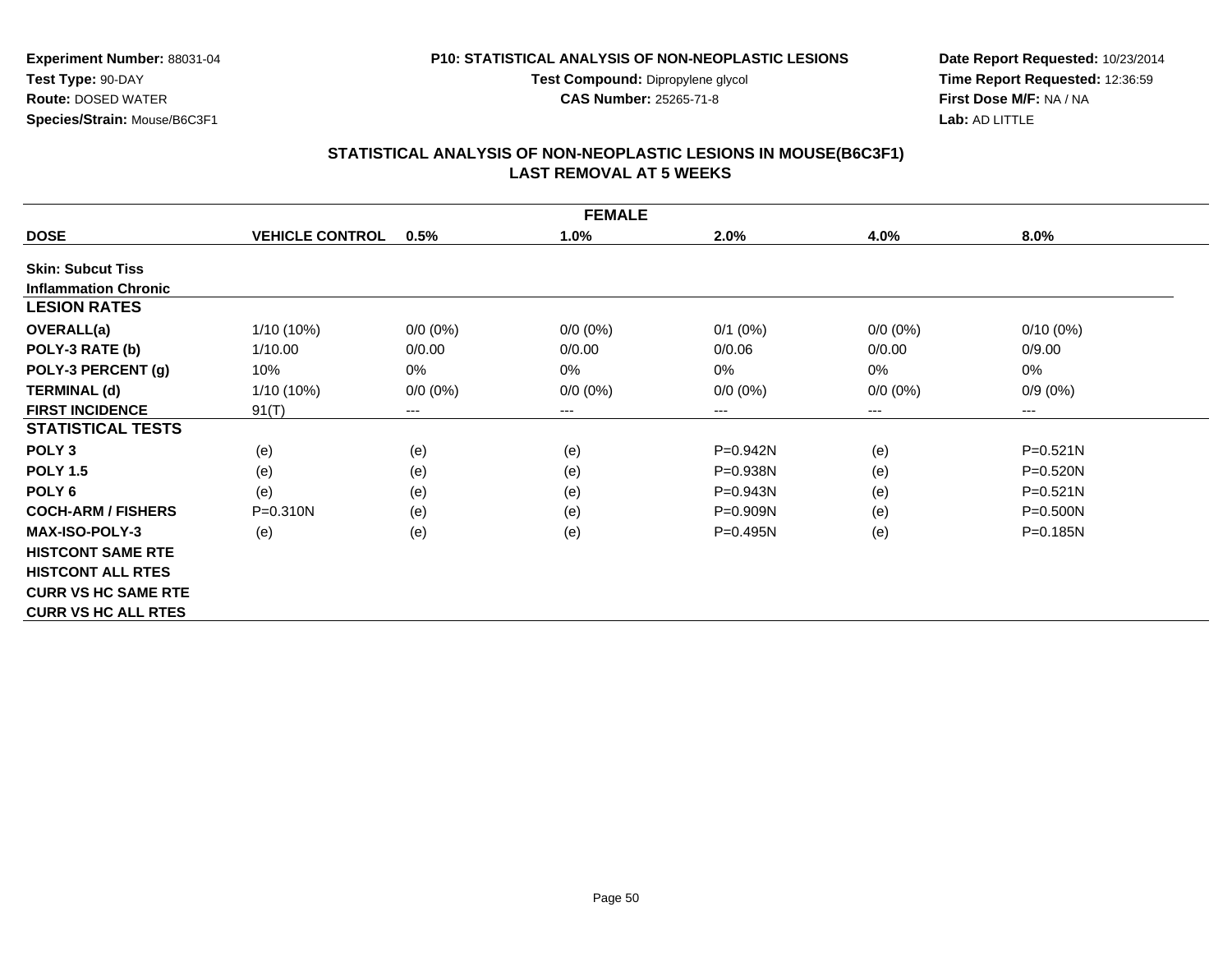**Experiment Number:** 88031-04
**Test Type:** 90-DAY
**Route:** DOSED WATER
**Species/Strain:** Mouse/B6C3F1

**P10: STATISTICAL ANALYSIS OF NON-NEOPLASTIC LESIONS**
**Test Compound:** Dipropylene glycol
**CAS Number:** 25265-71-8

**Date Report Requested:** 10/23/2014
**Time Report Requested:** 12:36:59
**First Dose M/F:** NA / NA
**Lab:** AD LITTLE

## STATISTICAL ANALYSIS OF NON-NEOPLASTIC LESIONS IN MOUSE(B6C3F1)
## LAST REMOVAL AT 5 WEEKS

| FEMALE | | | | | | |
|---|---|---|---|---|---|---|
| **DOSE** | **VEHICLE CONTROL** | **0.5%** | **1.0%** | **2.0%** | **4.0%** | **8.0%** |
| **Skin: Subcut Tiss** | | | | | | |
| **Inflammation Chronic** | | | | | | |
| **LESION RATES** | | | | | | |
| **OVERALL(a)** | 1/10 (10%) | 0/0 (0%) | 0/0 (0%) | 0/1 (0%) | 0/0 (0%) | 0/10 (0%) |
| **POLY-3 RATE (b)** | 1/10.00 | 0/0.00 | 0/0.00 | 0/0.06 | 0/0.00 | 0/9.00 |
| **POLY-3 PERCENT (g)** | 10% | 0% | 0% | 0% | 0% | 0% |
| **TERMINAL (d)** | 1/10 (10%) | 0/0 (0%) | 0/0 (0%) | 0/0 (0%) | 0/0 (0%) | 0/9 (0%) |
| **FIRST INCIDENCE** | 91(T) | --- | --- | --- | --- | --- |
| **STATISTICAL TESTS** | | | | | | |
| **POLY 3** | (e) | (e) | (e) | P=0.942N | (e) | P=0.521N |
| **POLY 1.5** | (e) | (e) | (e) | P=0.938N | (e) | P=0.520N |
| **POLY 6** | (e) | (e) | (e) | P=0.943N | (e) | P=0.521N |
| **COCH-ARM / FISHERS** | P=0.310N | (e) | (e) | P=0.909N | (e) | P=0.500N |
| **MAX-ISO-POLY-3** | (e) | (e) | (e) | P=0.495N | (e) | P=0.185N |
| **HISTCONT SAME RTE** | | | | | | |
| **HISTCONT ALL RTES** | | | | | | |
| **CURR VS HC SAME RTE** | | | | | | |
| **CURR VS HC ALL RTES** | | | | | | |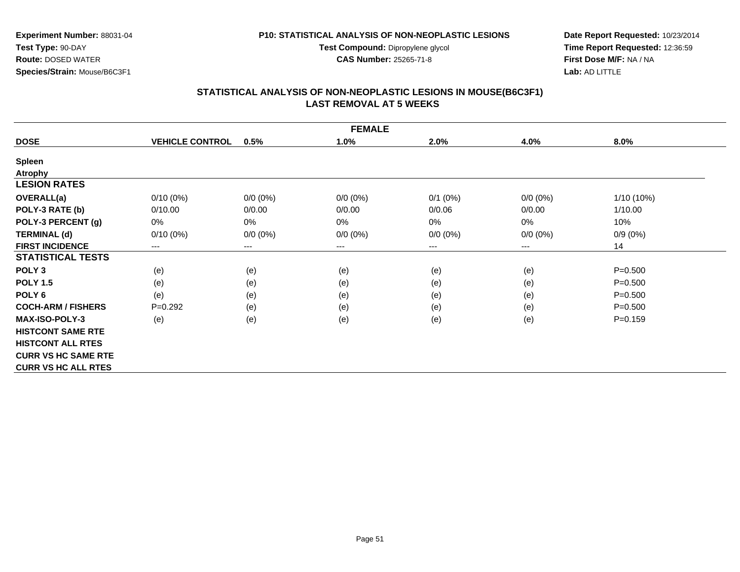**Experiment Number:** 88031-04
**Test Type:** 90-DAY
**Route:** DOSED WATER
**Species/Strain:** Mouse/B6C3F1

**P10: STATISTICAL ANALYSIS OF NON-NEOPLASTIC LESIONS**
**Test Compound:** Dipropylene glycol
**CAS Number:** 25265-71-8

**Date Report Requested:** 10/23/2014
**Time Report Requested:** 12:36:59
**First Dose M/F:** NA / NA
**Lab:** AD LITTLE

## STATISTICAL ANALYSIS OF NON-NEOPLASTIC LESIONS IN MOUSE(B6C3F1)
## LAST REMOVAL AT 5 WEEKS

| FEMALE | | | | | | |
|---|---|---|---|---|---|---|
| **DOSE** | **VEHICLE CONTROL** | **0.5%** | **1.0%** | **2.0%** | **4.0%** | **8.0%** |
| **Spleen** | | | | | | |
| **Atrophy** | | | | | | |
| **LESION RATES** | | | | | | |
| **OVERALL(a)** | 0/10 (0%) | 0/0 (0%) | 0/0 (0%) | 0/1 (0%) | 0/0 (0%) | 1/10 (10%) |
| **POLY-3 RATE (b)** | 0/10.00 | 0/0.00 | 0/0.00 | 0/0.06 | 0/0.00 | 1/10.00 |
| **POLY-3 PERCENT (g)** | 0% | 0% | 0% | 0% | 0% | 10% |
| **TERMINAL (d)** | 0/10 (0%) | 0/0 (0%) | 0/0 (0%) | 0/0 (0%) | 0/0 (0%) | 0/9 (0%) |
| **FIRST INCIDENCE** | --- | --- | --- | --- | --- | 14 |
| **STATISTICAL TESTS** | | | | | | |
| **POLY 3** | (e) | (e) | (e) | (e) | (e) | P=0.500 |
| **POLY 1.5** | (e) | (e) | (e) | (e) | (e) | P=0.500 |
| **POLY 6** | (e) | (e) | (e) | (e) | (e) | P=0.500 |
| **COCH-ARM / FISHERS** | P=0.292 | (e) | (e) | (e) | (e) | P=0.500 |
| **MAX-ISO-POLY-3** | (e) | (e) | (e) | (e) | (e) | P=0.159 |
| **HISTCONT SAME RTE** | | | | | | |
| **HISTCONT ALL RTES** | | | | | | |
| **CURR VS HC SAME RTE** | | | | | | |
| **CURR VS HC ALL RTES** | | | | | | |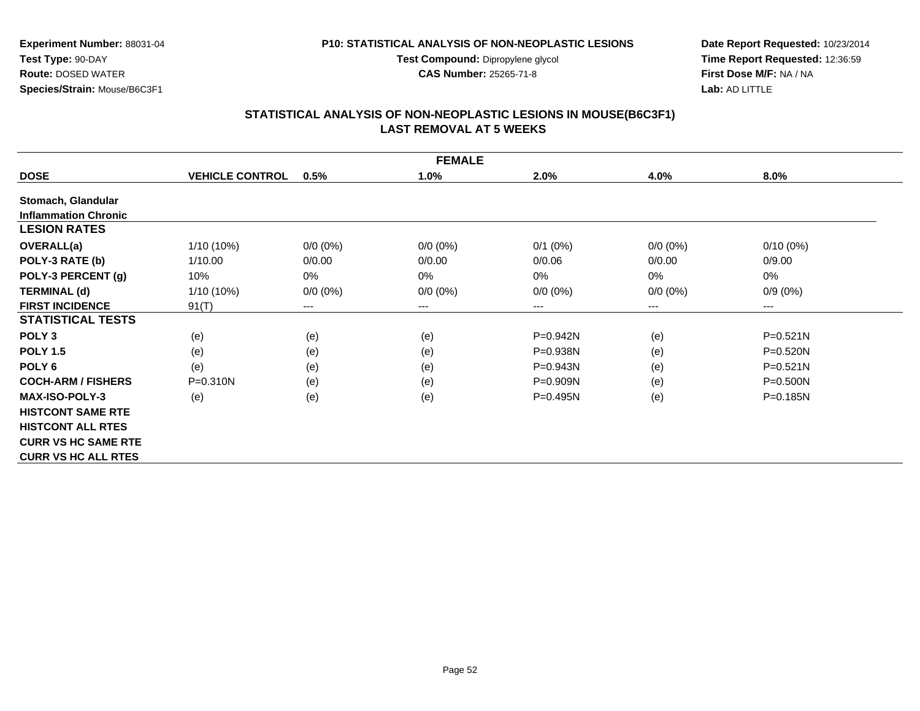**Experiment Number:** 88031-04
**Test Type:** 90-DAY
**Route:** DOSED WATER
**Species/Strain:** Mouse/B6C3F1

**P10: STATISTICAL ANALYSIS OF NON-NEOPLASTIC LESIONS**
**Test Compound:** Dipropylene glycol
**CAS Number:** 25265-71-8

**Date Report Requested:** 10/23/2014
**Time Report Requested:** 12:36:59
**First Dose M/F:** NA / NA
**Lab:** AD LITTLE

## STATISTICAL ANALYSIS OF NON-NEOPLASTIC LESIONS IN MOUSE(B6C3F1)
## LAST REMOVAL AT 5 WEEKS

| | | | FEMALE | | | |
|---|---|---|---|---|---|---|
| **DOSE** | **VEHICLE CONTROL** | **0.5%** | **1.0%** | **2.0%** | **4.0%** | **8.0%** |
| **Stomach, Glandular** | | | | | | |
| **Inflammation Chronic** | | | | | | |
| **LESION RATES** | | | | | | |
| **OVERALL(a)** | 1/10 (10%) | 0/0 (0%) | 0/0 (0%) | 0/1 (0%) | 0/0 (0%) | 0/10 (0%) |
| **POLY-3 RATE (b)** | 1/10.00 | 0/0.00 | 0/0.00 | 0/0.06 | 0/0.00 | 0/9.00 |
| **POLY-3 PERCENT (g)** | 10% | 0% | 0% | 0% | 0% | 0% |
| **TERMINAL (d)** | 1/10 (10%) | 0/0 (0%) | 0/0 (0%) | 0/0 (0%) | 0/0 (0%) | 0/9 (0%) |
| **FIRST INCIDENCE** | 91(T) | --- | --- | --- | --- | --- |
| **STATISTICAL TESTS** | | | | | | |
| **POLY 3** | (e) | (e) | (e) | P=0.942N | (e) | P=0.521N |
| **POLY 1.5** | (e) | (e) | (e) | P=0.938N | (e) | P=0.520N |
| **POLY 6** | (e) | (e) | (e) | P=0.943N | (e) | P=0.521N |
| **COCH-ARM / FISHERS** | P=0.310N | (e) | (e) | P=0.909N | (e) | P=0.500N |
| **MAX-ISO-POLY-3** | (e) | (e) | (e) | P=0.495N | (e) | P=0.185N |
| **HISTCONT SAME RTE** | | | | | | |
| **HISTCONT ALL RTES** | | | | | | |
| **CURR VS HC SAME RTE** | | | | | | |
| **CURR VS HC ALL RTES** | | | | | | |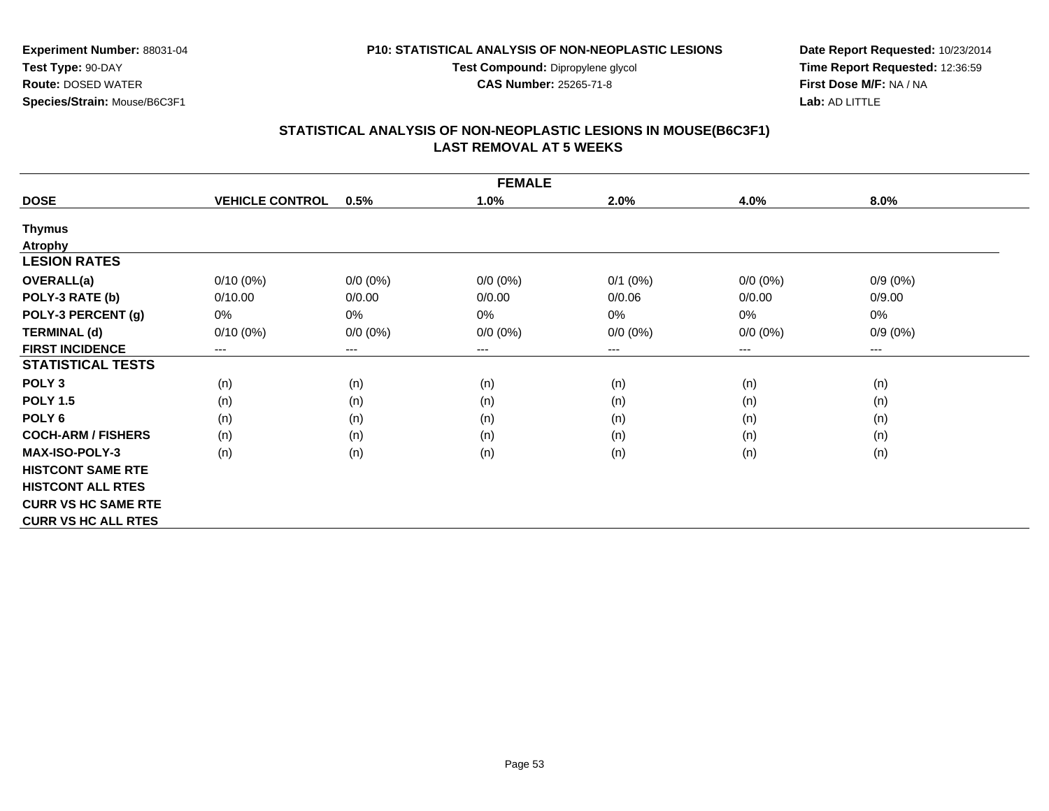**Experiment Number:** 88031-04
**Test Type:** 90-DAY
**Route:** DOSED WATER
**Species/Strain:** Mouse/B6C3F1

**P10: STATISTICAL ANALYSIS OF NON-NEOPLASTIC LESIONS**
**Test Compound:** Dipropylene glycol
**CAS Number:** 25265-71-8

**Date Report Requested:** 10/23/2014
**Time Report Requested:** 12:36:59
**First Dose M/F:** NA / NA
**Lab:** AD LITTLE

## STATISTICAL ANALYSIS OF NON-NEOPLASTIC LESIONS IN MOUSE(B6C3F1)
## LAST REMOVAL AT 5 WEEKS

| FEMALE | | | | | | |
|---|---|---|---|---|---|---|
| **DOSE** | **VEHICLE CONTROL** | **0.5%** | **1.0%** | **2.0%** | **4.0%** | **8.0%** |
| **Thymus** | | | | | | |
| **Atrophy** | | | | | | |
| **LESION RATES** | | | | | | |
| **OVERALL(a)** | 0/10 (0%) | 0/0 (0%) | 0/0 (0%) | 0/1 (0%) | 0/0 (0%) | 0/9 (0%) |
| **POLY-3 RATE (b)** | 0/10.00 | 0/0.00 | 0/0.00 | 0/0.06 | 0/0.00 | 0/9.00 |
| **POLY-3 PERCENT (g)** | 0% | 0% | 0% | 0% | 0% | 0% |
| **TERMINAL (d)** | 0/10 (0%) | 0/0 (0%) | 0/0 (0%) | 0/0 (0%) | 0/0 (0%) | 0/9 (0%) |
| **FIRST INCIDENCE** | --- | --- | --- | --- | --- | --- |
| **STATISTICAL TESTS** | | | | | | |
| **POLY 3** | (n) | (n) | (n) | (n) | (n) | (n) |
| **POLY 1.5** | (n) | (n) | (n) | (n) | (n) | (n) |
| **POLY 6** | (n) | (n) | (n) | (n) | (n) | (n) |
| **COCH-ARM / FISHERS** | (n) | (n) | (n) | (n) | (n) | (n) |
| **MAX-ISO-POLY-3** | (n) | (n) | (n) | (n) | (n) | (n) |
| **HISTCONT SAME RTE** | | | | | | |
| **HISTCONT ALL RTES** | | | | | | |
| **CURR VS HC SAME RTE** | | | | | | |
| **CURR VS HC ALL RTES** | | | | | | |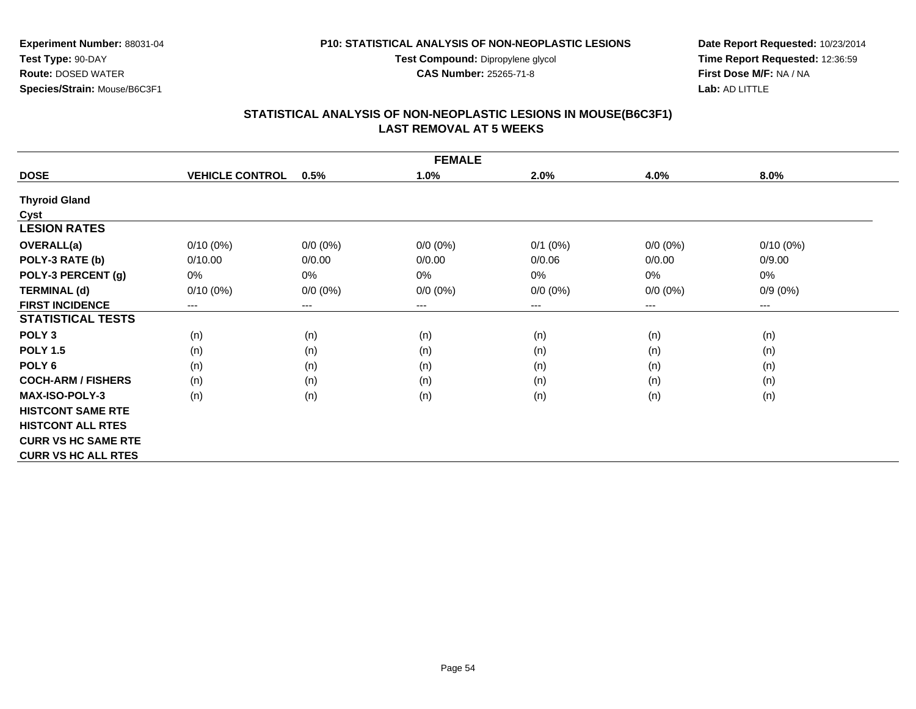**Experiment Number:** 88031-04
**Test Type:** 90-DAY
**Route:** DOSED WATER
**Species/Strain:** Mouse/B6C3F1

**P10: STATISTICAL ANALYSIS OF NON-NEOPLASTIC LESIONS**
**Test Compound:** Dipropylene glycol
**CAS Number:** 25265-71-8

**Date Report Requested:** 10/23/2014
**Time Report Requested:** 12:36:59
**First Dose M/F:** NA / NA
**Lab:** AD LITTLE

## STATISTICAL ANALYSIS OF NON-NEOPLASTIC LESIONS IN MOUSE(B6C3F1)
## LAST REMOVAL AT 5 WEEKS

| FEMALE | | | | | | |
|---|---|---|---|---|---|---|
| **DOSE** | **VEHICLE CONTROL** | **0.5%** | **1.0%** | **2.0%** | **4.0%** | **8.0%** |
| **Thyroid Gland** | | | | | | |
| **Cyst** | | | | | | |
| **LESION RATES** | | | | | | |
| **OVERALL(a)** | 0/10 (0%) | 0/0 (0%) | 0/0 (0%) | 0/1 (0%) | 0/0 (0%) | 0/10 (0%) |
| **POLY-3 RATE (b)** | 0/10.00 | 0/0.00 | 0/0.00 | 0/0.06 | 0/0.00 | 0/9.00 |
| **POLY-3 PERCENT (g)** | 0% | 0% | 0% | 0% | 0% | 0% |
| **TERMINAL (d)** | 0/10 (0%) | 0/0 (0%) | 0/0 (0%) | 0/0 (0%) | 0/0 (0%) | 0/9 (0%) |
| **FIRST INCIDENCE** | --- | --- | --- | --- | --- | --- |
| **STATISTICAL TESTS** | | | | | | |
| **POLY 3** | (n) | (n) | (n) | (n) | (n) | (n) |
| **POLY 1.5** | (n) | (n) | (n) | (n) | (n) | (n) |
| **POLY 6** | (n) | (n) | (n) | (n) | (n) | (n) |
| **COCH-ARM / FISHERS** | (n) | (n) | (n) | (n) | (n) | (n) |
| **MAX-ISO-POLY-3** | (n) | (n) | (n) | (n) | (n) | (n) |
| **HISTCONT SAME RTE** | | | | | | |
| **HISTCONT ALL RTES** | | | | | | |
| **CURR VS HC SAME RTE** | | | | | | |
| **CURR VS HC ALL RTES** | | | | | | |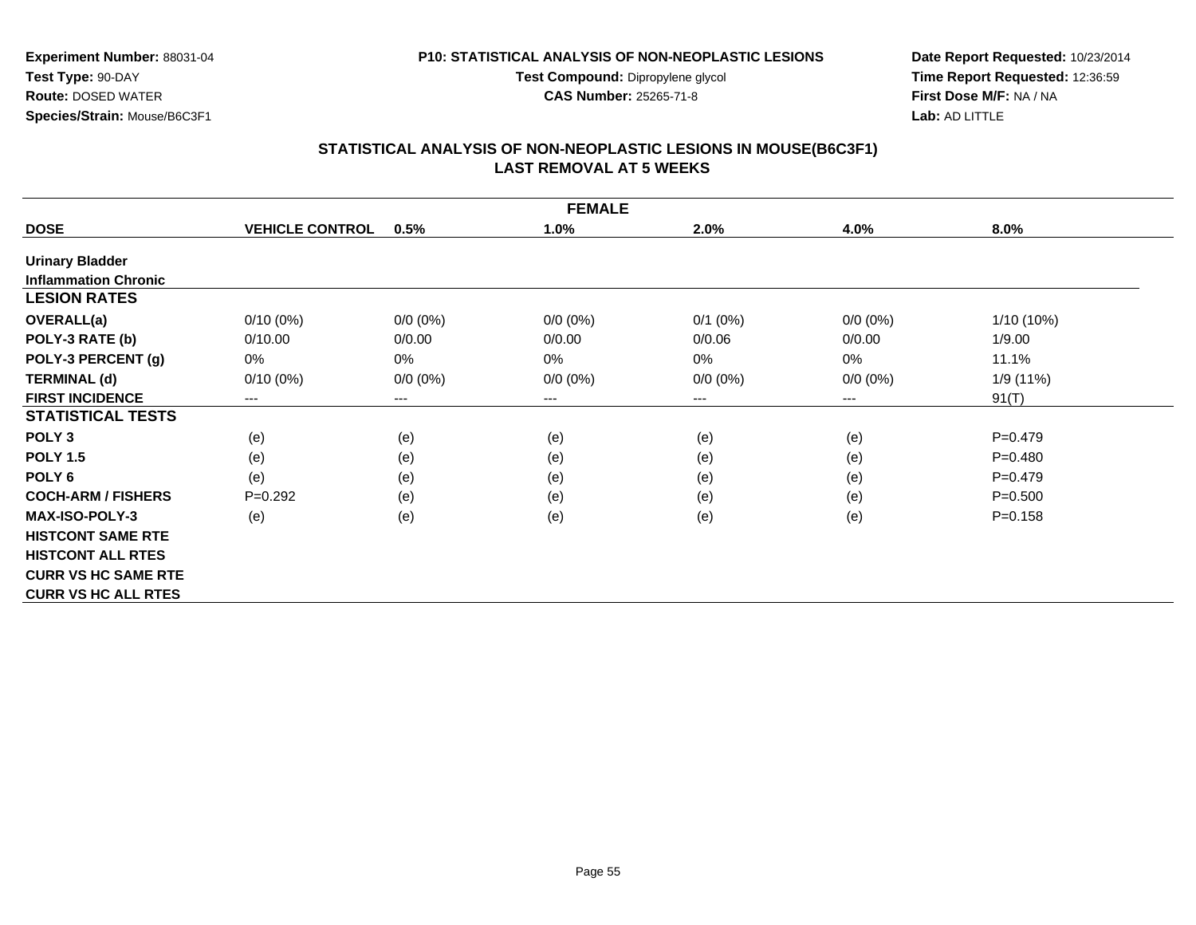**Experiment Number:** 88031-04
**Test Type:** 90-DAY
**Route:** DOSED WATER
**Species/Strain:** Mouse/B6C3F1

**P10: STATISTICAL ANALYSIS OF NON-NEOPLASTIC LESIONS**
**Test Compound:** Dipropylene glycol
**CAS Number:** 25265-71-8

**Date Report Requested:** 10/23/2014
**Time Report Requested:** 12:36:59
**First Dose M/F:** NA / NA
**Lab:** AD LITTLE

## STATISTICAL ANALYSIS OF NON-NEOPLASTIC LESIONS IN MOUSE(B6C3F1)
## LAST REMOVAL AT 5 WEEKS

| FEMALE | | | | | | |
|---|---|---|---|---|---|---|
| **DOSE** | **VEHICLE CONTROL** | **0.5%** | **1.0%** | **2.0%** | **4.0%** | **8.0%** |
| **Urinary Bladder** | | | | | | |
| **Inflammation Chronic** | | | | | | |
| **LESION RATES** | | | | | | |
| **OVERALL(a)** | 0/10 (0%) | 0/0 (0%) | 0/0 (0%) | 0/1 (0%) | 0/0 (0%) | 1/10 (10%) |
| **POLY-3 RATE (b)** | 0/10.00 | 0/0.00 | 0/0.00 | 0/0.06 | 0/0.00 | 1/9.00 |
| **POLY-3 PERCENT (g)** | 0% | 0% | 0% | 0% | 0% | 11.1% |
| **TERMINAL (d)** | 0/10 (0%) | 0/0 (0%) | 0/0 (0%) | 0/0 (0%) | 0/0 (0%) | 1/9 (11%) |
| **FIRST INCIDENCE** | --- | --- | --- | --- | --- | 91(T) |
| **STATISTICAL TESTS** | | | | | | |
| **POLY 3** | (e) | (e) | (e) | (e) | (e) | P=0.479 |
| **POLY 1.5** | (e) | (e) | (e) | (e) | (e) | P=0.480 |
| **POLY 6** | (e) | (e) | (e) | (e) | (e) | P=0.479 |
| **COCH-ARM / FISHERS** | P=0.292 | (e) | (e) | (e) | (e) | P=0.500 |
| **MAX-ISO-POLY-3** | (e) | (e) | (e) | (e) | (e) | P=0.158 |
| **HISTCONT SAME RTE** | | | | | | |
| **HISTCONT ALL RTES** | | | | | | |
| **CURR VS HC SAME RTE** | | | | | | |
| **CURR VS HC ALL RTES** | | | | | | |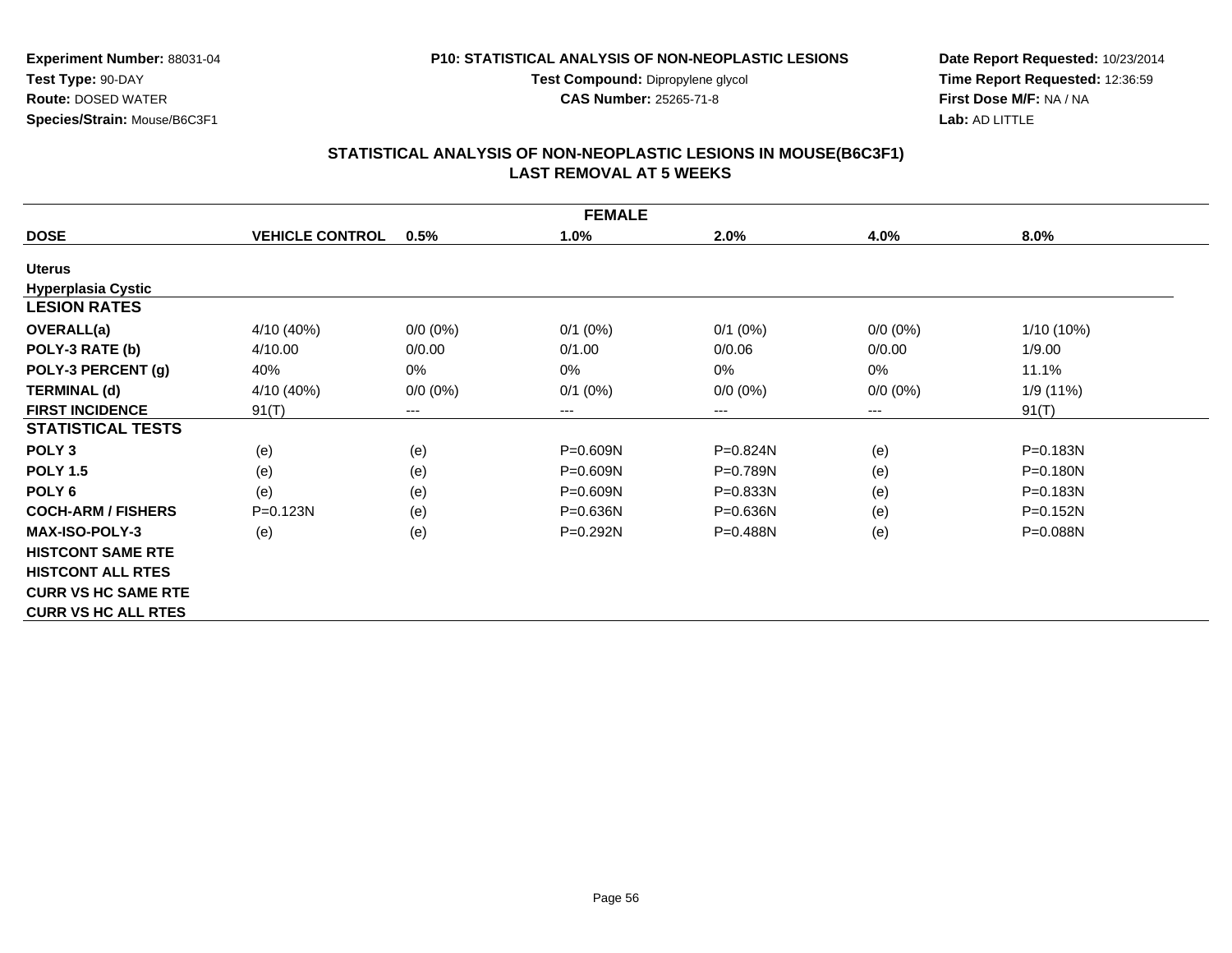**Experiment Number:** 88031-04
**Test Type:** 90-DAY
**Route:** DOSED WATER
**Species/Strain:** Mouse/B6C3F1

**P10: STATISTICAL ANALYSIS OF NON-NEOPLASTIC LESIONS**
**Test Compound:** Dipropylene glycol
**CAS Number:** 25265-71-8

**Date Report Requested:** 10/23/2014
**Time Report Requested:** 12:36:59
**First Dose M/F:** NA / NA
**Lab:** AD LITTLE

## STATISTICAL ANALYSIS OF NON-NEOPLASTIC LESIONS IN MOUSE(B6C3F1) LAST REMOVAL AT 5 WEEKS

| FEMALE | | | | | | |
|---|---|---|---|---|---|---|
| **DOSE** | **VEHICLE CONTROL** | **0.5%** | **1.0%** | **2.0%** | **4.0%** | **8.0%** |
| **Uterus** | | | | | | |
| **Hyperplasia Cystic** | | | | | | |
| **LESION RATES** | | | | | | |
| **OVERALL(a)** | 4/10 (40%) | 0/0 (0%) | 0/1 (0%) | 0/1 (0%) | 0/0 (0%) | 1/10 (10%) |
| **POLY-3 RATE (b)** | 4/10.00 | 0/0.00 | 0/1.00 | 0/0.06 | 0/0.00 | 1/9.00 |
| **POLY-3 PERCENT (g)** | 40% | 0% | 0% | 0% | 0% | 11.1% |
| **TERMINAL (d)** | 4/10 (40%) | 0/0 (0%) | 0/1 (0%) | 0/0 (0%) | 0/0 (0%) | 1/9 (11%) |
| **FIRST INCIDENCE** | 91(T) | --- | --- | --- | --- | 91(T) |
| **STATISTICAL TESTS** | | | | | | |
| **POLY 3** | (e) | (e) | P=0.609N | P=0.824N | (e) | P=0.183N |
| **POLY 1.5** | (e) | (e) | P=0.609N | P=0.789N | (e) | P=0.180N |
| **POLY 6** | (e) | (e) | P=0.609N | P=0.833N | (e) | P=0.183N |
| **COCH-ARM / FISHERS** | P=0.123N | (e) | P=0.636N | P=0.636N | (e) | P=0.152N |
| **MAX-ISO-POLY-3** | (e) | (e) | P=0.292N | P=0.488N | (e) | P=0.088N |
| **HISTCONT SAME RTE** | | | | | | |
| **HISTCONT ALL RTES** | | | | | | |
| **CURR VS HC SAME RTE** | | | | | | |
| **CURR VS HC ALL RTES** | | | | | | |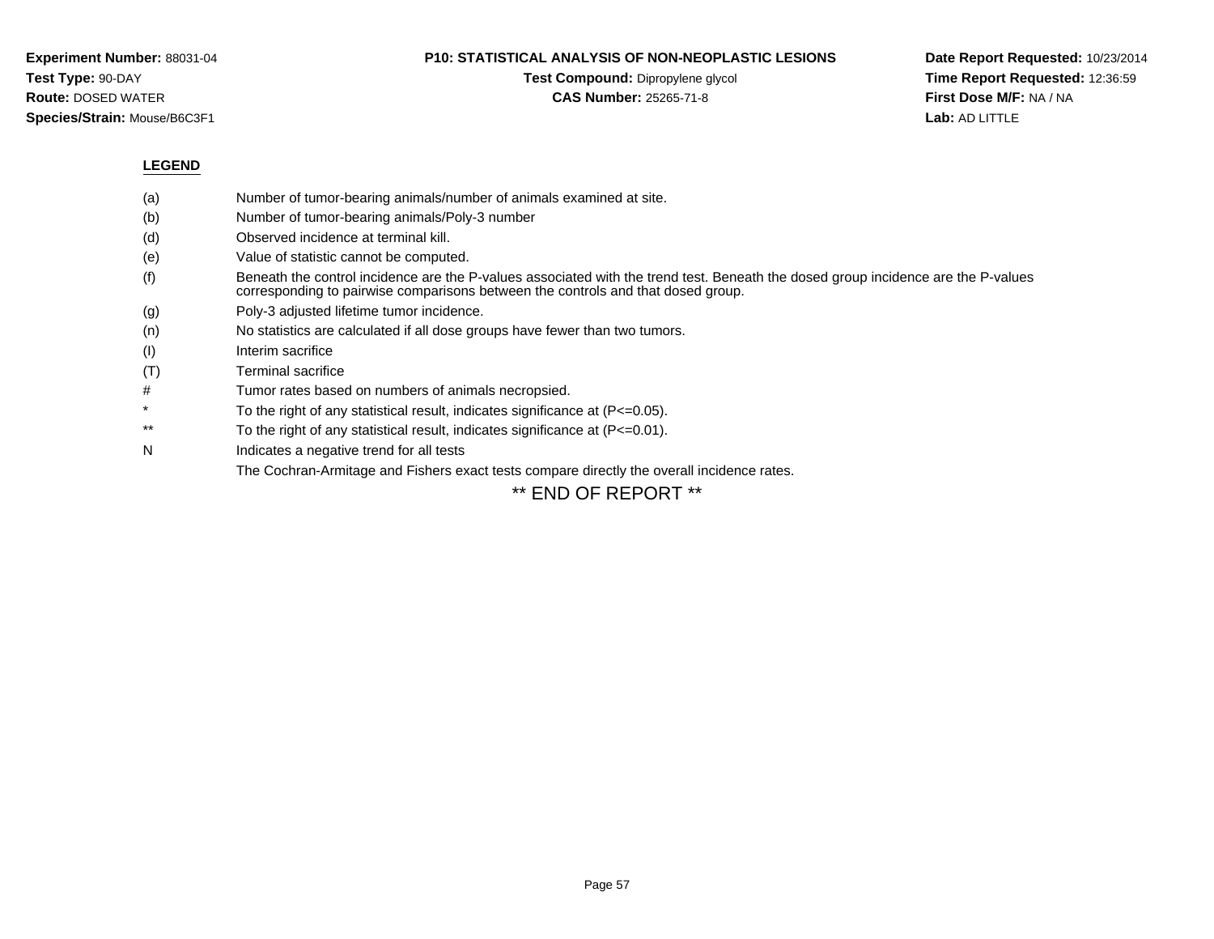**Experiment Number:** 88031-04
**Test Type:** 90-DAY
**Route:** DOSED WATER
**Species/Strain:** Mouse/B6C3F1

**P10: STATISTICAL ANALYSIS OF NON-NEOPLASTIC LESIONS**
**Test Compound:** Dipropylene glycol
**CAS Number:** 25265-71-8

**Date Report Requested:** 10/23/2014
**Time Report Requested:** 12:36:59
**First Dose M/F:** NA / NA
**Lab:** AD LITTLE

## LEGEND

| | |
|---|---|
| (a) | Number of tumor-bearing animals/number of animals examined at site. |
| (b) | Number of tumor-bearing animals/Poly-3 number |
| (d) | Observed incidence at terminal kill. |
| (e) | Value of statistic cannot be computed. |
| (f) | Beneath the control incidence are the P-values associated with the trend test. Beneath the dosed group incidence are the P-values corresponding to pairwise comparisons between the controls and that dosed group. |
| (g) | Poly-3 adjusted lifetime tumor incidence. |
| (n) | No statistics are calculated if all dose groups have fewer than two tumors. |
| (I) | Interim sacrifice |
| (T) | Terminal sacrifice |
| # | Tumor rates based on numbers of animals necropsied. |
| * | To the right of any statistical result, indicates significance at (P<=0.05). |
| ** | To the right of any statistical result, indicates significance at (P<=0.01). |
| N | Indicates a negative trend for all tests |
| | The Cochran-Armitage and Fishers exact tests compare directly the overall incidence rates. |

** END OF REPORT **